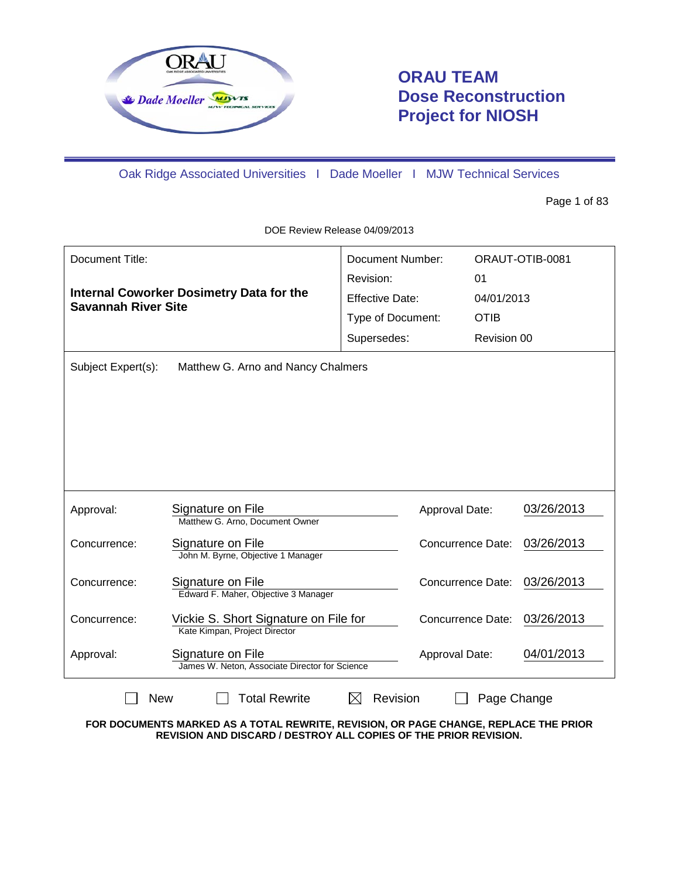# ORAU TEAM Dose Reconstruction Project for NIOSH

Oak Ridge Associated Universities I Dade Moeller I MJW Technical Services

DOE Review Release 04/09/2013

| Document Title: | | Document Number: | ORAUT-OTIB-0081 |
|---|---|---|---|
| **Internal Coworker Dosimetry Data for the Savannah River Site** | | Revision: | 01 |
| | | Effective Date: | 04/01/2013 |
| | | Type of Document: | OTIB |
| | | Supersedes: | Revision 00 |

Subject Expert(s): Matthew G. Arno and Nancy Chalmers

| | | | |
|---|---|---|---|
| Approval: | Signature on File<br>Matthew G. Arno, Document Owner | Approval Date: | 03/26/2013 |
| Concurrence: | Signature on File<br>John M. Byrne, Objective 1 Manager | Concurrence Date: | 03/26/2013 |
| Concurrence: | Signature on File<br>Edward F. Maher, Objective 3 Manager | Concurrence Date: | 03/26/2013 |
| Concurrence: | Vickie S. Short Signature on File for<br>Kate Kimpan, Project Director | Concurrence Date: | 03/26/2013 |
| Approval: | Signature on File<br>James W. Neton, Associate Director for Science | Approval Date: | 04/01/2013 |

☐ New ☐ Total Rewrite ☒ Revision ☐ Page Change

**FOR DOCUMENTS MARKED AS A TOTAL REWRITE, REVISION, OR PAGE CHANGE, REPLACE THE PRIOR REVISION AND DISCARD / DESTROY ALL COPIES OF THE PRIOR REVISION.**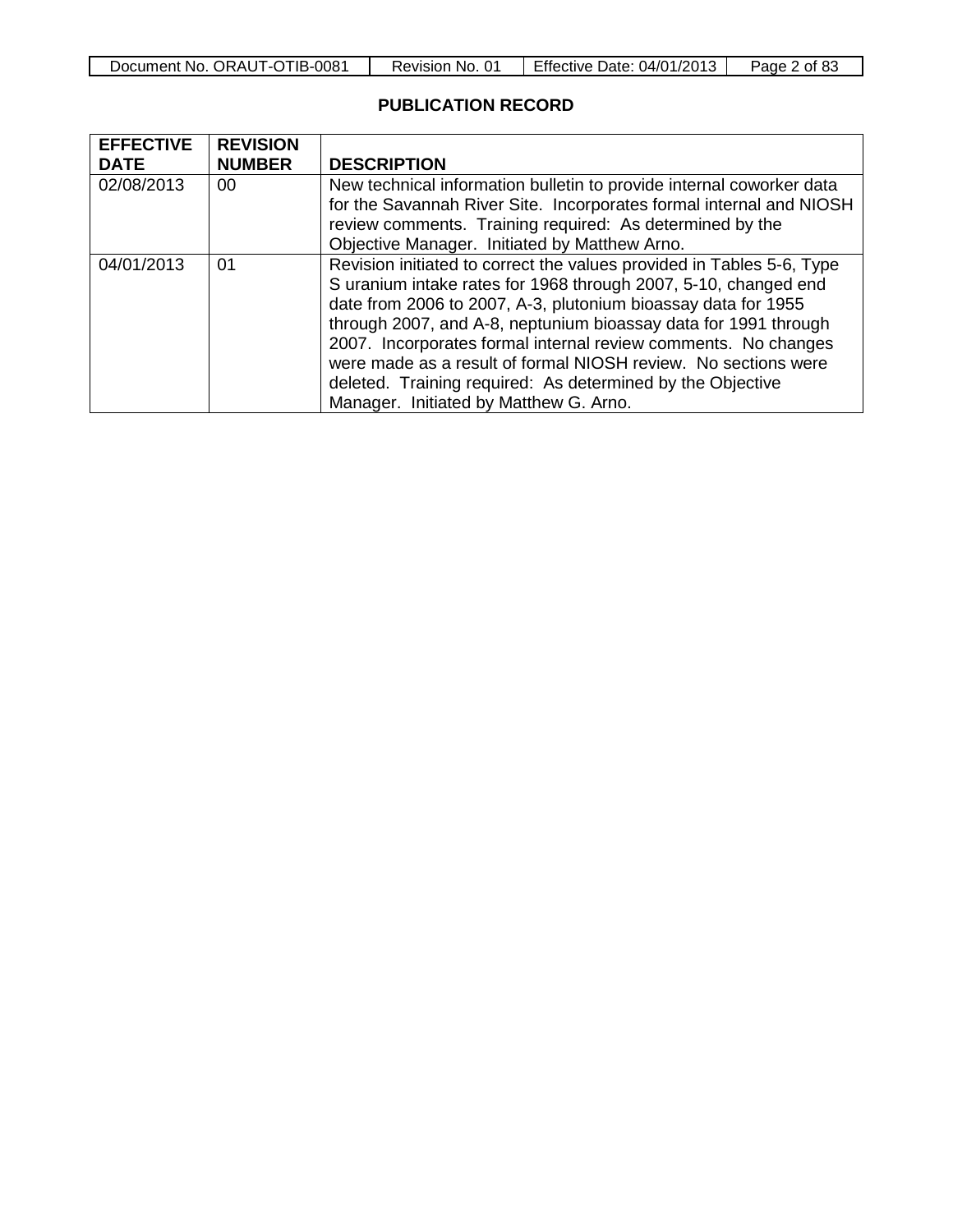## PUBLICATION RECORD

| EFFECTIVE DATE | REVISION NUMBER | DESCRIPTION |
|---|---|---|
| 02/08/2013 | 00 | New technical information bulletin to provide internal coworker data for the Savannah River Site. Incorporates formal internal and NIOSH review comments. Training required: As determined by the Objective Manager. Initiated by Matthew Arno. |
| 04/01/2013 | 01 | Revision initiated to correct the values provided in Tables 5-6, Type S uranium intake rates for 1968 through 2007, 5-10, changed end date from 2006 to 2007, A-3, plutonium bioassay data for 1955 through 2007, and A-8, neptunium bioassay data for 1991 through 2007. Incorporates formal internal review comments. No changes were made as a result of formal NIOSH review. No sections were deleted. Training required: As determined by the Objective Manager. Initiated by Matthew G. Arno. |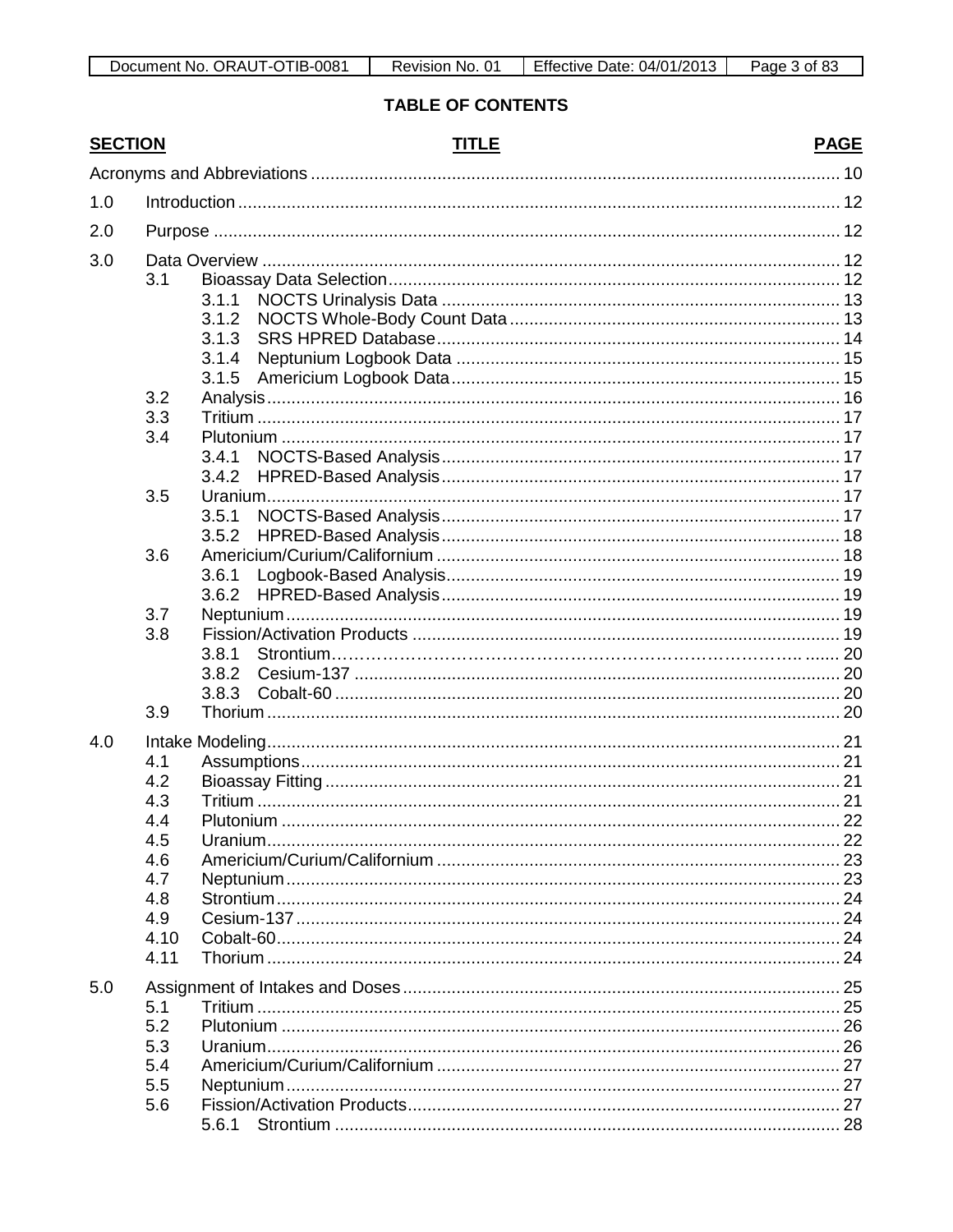**TABLE OF CONTENTS**

| SECTION | | | TITLE | PAGE |
|---|---|---|---|---|
| Acronyms and Abbreviations | | | | 10 |
| 1.0 | Introduction | | | 12 |
| 2.0 | Purpose | | | 12 |
| 3.0 | Data Overview | | | 12 |
| | 3.1 | Bioassay Data Selection | | 12 |
| | | 3.1.1 | NOCTS Urinalysis Data | 13 |
| | | 3.1.2 | NOCTS Whole-Body Count Data | 13 |
| | | 3.1.3 | SRS HPRED Database | 14 |
| | | 3.1.4 | Neptunium Logbook Data | 15 |
| | | 3.1.5 | Americium Logbook Data | 15 |
| | 3.2 | Analysis | | 16 |
| | 3.3 | Tritium | | 17 |
| | 3.4 | Plutonium | | 17 |
| | | 3.4.1 | NOCTS-Based Analysis | 17 |
| | | 3.4.2 | HPRED-Based Analysis | 17 |
| | 3.5 | Uranium | | 17 |
| | | 3.5.1 | NOCTS-Based Analysis | 17 |
| | | 3.5.2 | HPRED-Based Analysis | 18 |
| | 3.6 | Americium/Curium/Californium | | 18 |
| | | 3.6.1 | Logbook-Based Analysis | 19 |
| | | 3.6.2 | HPRED-Based Analysis | 19 |
| | 3.7 | Neptunium | | 19 |
| | 3.8 | Fission/Activation Products | | 19 |
| | | 3.8.1 | Strontium | 20 |
| | | 3.8.2 | Cesium-137 | 20 |
| | | 3.8.3 | Cobalt-60 | 20 |
| | 3.9 | Thorium | | 20 |
| 4.0 | Intake Modeling | | | 21 |
| | 4.1 | Assumptions | | 21 |
| | 4.2 | Bioassay Fitting | | 21 |
| | 4.3 | Tritium | | 21 |
| | 4.4 | Plutonium | | 22 |
| | 4.5 | Uranium | | 22 |
| | 4.6 | Americium/Curium/Californium | | 23 |
| | 4.7 | Neptunium | | 23 |
| | 4.8 | Strontium | | 24 |
| | 4.9 | Cesium-137 | | 24 |
| | 4.10 | Cobalt-60 | | 24 |
| | 4.11 | Thorium | | 24 |
| 5.0 | Assignment of Intakes and Doses | | | 25 |
| | 5.1 | Tritium | | 25 |
| | 5.2 | Plutonium | | 26 |
| | 5.3 | Uranium | | 26 |
| | 5.4 | Americium/Curium/Californium | | 27 |
| | 5.5 | Neptunium | | 27 |
| | 5.6 | Fission/Activation Products | | 27 |
| | | 5.6.1 | Strontium | 28 |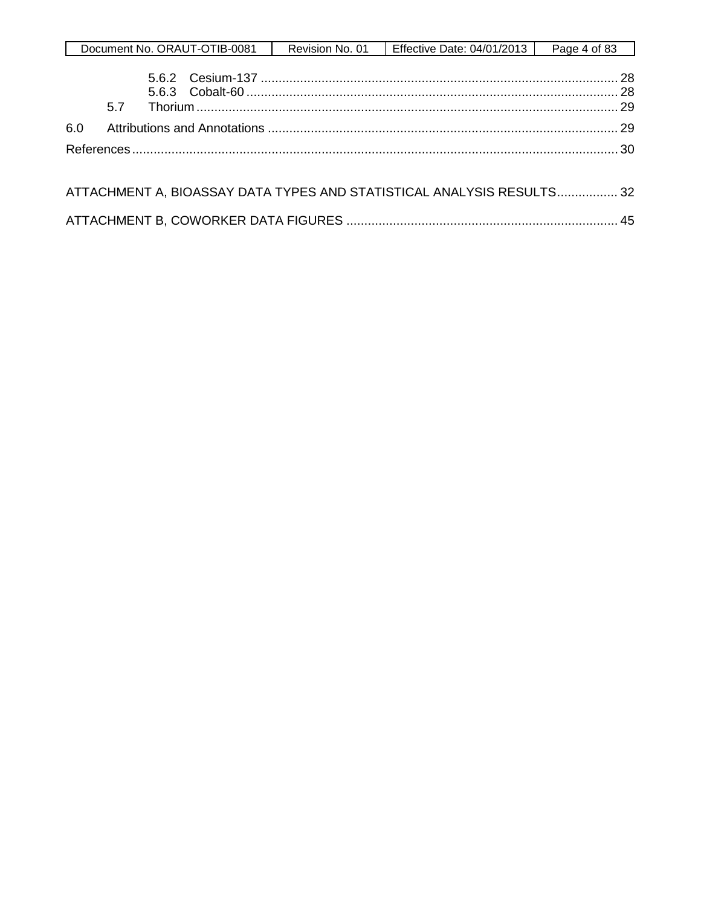5.6.2 Cesium-137 .................................................................................................... 28
5.6.3 Cobalt-60 ....................................................................................................... 28
5.7 Thorium ...................................................................................................................... 29

6.0 Attributions and Annotations .................................................................................................. 29

References ........................................................................................................................................ 30

ATTACHMENT A, BIOASSAY DATA TYPES AND STATISTICAL ANALYSIS RESULTS ................. 32

ATTACHMENT B, COWORKER DATA FIGURES ........................................................................... 45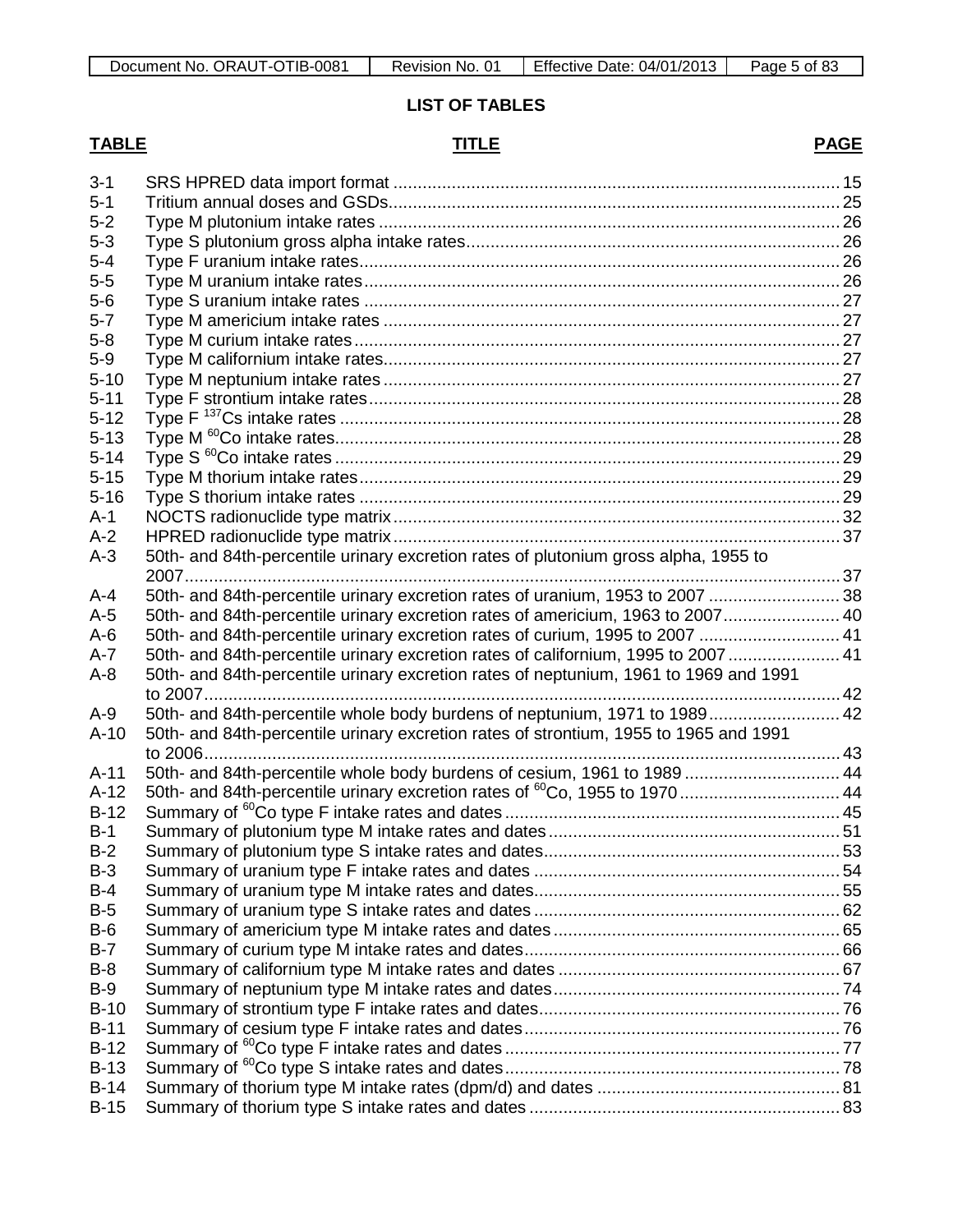## LIST OF TABLES

| TABLE | TITLE | PAGE |
|---|---|---|
| 3-1 | SRS HPRED data import format | 15 |
| 5-1 | Tritium annual doses and GSDs | 25 |
| 5-2 | Type M plutonium intake rates | 26 |
| 5-3 | Type S plutonium gross alpha intake rates | 26 |
| 5-4 | Type F uranium intake rates | 26 |
| 5-5 | Type M uranium intake rates | 26 |
| 5-6 | Type S uranium intake rates | 27 |
| 5-7 | Type M americium intake rates | 27 |
| 5-8 | Type M curium intake rates | 27 |
| 5-9 | Type M californium intake rates | 27 |
| 5-10 | Type M neptunium intake rates | 27 |
| 5-11 | Type F strontium intake rates | 28 |
| 5-12 | Type F $^{137}$Cs intake rates | 28 |
| 5-13 | Type M $^{60}$Co intake rates | 28 |
| 5-14 | Type S $^{60}$Co intake rates | 29 |
| 5-15 | Type M thorium intake rates | 29 |
| 5-16 | Type S thorium intake rates | 29 |
| A-1 | NOCTS radionuclide type matrix | 32 |
| A-2 | HPRED radionuclide type matrix | 37 |
| A-3 | 50th- and 84th-percentile urinary excretion rates of plutonium gross alpha, 1955 to 2007 | 37 |
| A-4 | 50th- and 84th-percentile urinary excretion rates of uranium, 1953 to 2007 | 38 |
| A-5 | 50th- and 84th-percentile urinary excretion rates of americium, 1963 to 2007 | 40 |
| A-6 | 50th- and 84th-percentile urinary excretion rates of curium, 1995 to 2007 | 41 |
| A-7 | 50th- and 84th-percentile urinary excretion rates of californium, 1995 to 2007 | 41 |
| A-8 | 50th- and 84th-percentile urinary excretion rates of neptunium, 1961 to 1969 and 1991 to 2007 | 42 |
| A-9 | 50th- and 84th-percentile whole body burdens of neptunium, 1971 to 1989 | 42 |
| A-10 | 50th- and 84th-percentile urinary excretion rates of strontium, 1955 to 1965 and 1991 to 2006 | 43 |
| A-11 | 50th- and 84th-percentile whole body burdens of cesium, 1961 to 1989 | 44 |
| A-12 | 50th- and 84th-percentile urinary excretion rates of $^{60}$Co, 1955 to 1970 | 44 |
| B-12 | Summary of $^{60}$Co type F intake rates and dates | 45 |
| B-1 | Summary of plutonium type M intake rates and dates | 51 |
| B-2 | Summary of plutonium type S intake rates and dates | 53 |
| B-3 | Summary of uranium type F intake rates and dates | 54 |
| B-4 | Summary of uranium type M intake rates and dates | 55 |
| B-5 | Summary of uranium type S intake rates and dates | 62 |
| B-6 | Summary of americium type M intake rates and dates | 65 |
| B-7 | Summary of curium type M intake rates and dates | 66 |
| B-8 | Summary of californium type M intake rates and dates | 67 |
| B-9 | Summary of neptunium type M intake rates and dates | 74 |
| B-10 | Summary of strontium type F intake rates and dates | 76 |
| B-11 | Summary of cesium type F intake rates and dates | 76 |
| B-12 | Summary of $^{60}$Co type F intake rates and dates | 77 |
| B-13 | Summary of $^{60}$Co type S intake rates and dates | 78 |
| B-14 | Summary of thorium type M intake rates (dpm/d) and dates | 81 |
| B-15 | Summary of thorium type S intake rates and dates | 83 |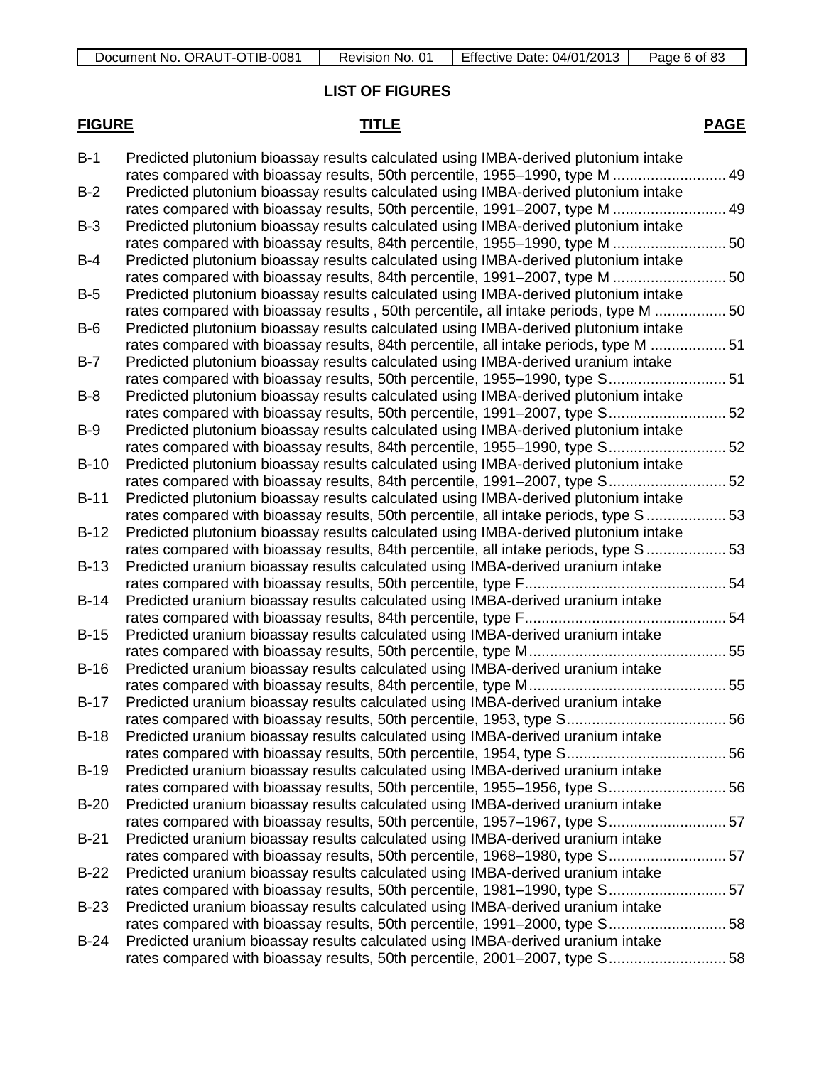## LIST OF FIGURES

| FIGURE | TITLE | PAGE |
|---|---|---|
| B-1 | Predicted plutonium bioassay results calculated using IMBA-derived plutonium intake rates compared with bioassay results, 50th percentile, 1955–1990, type M | 49 |
| B-2 | Predicted plutonium bioassay results calculated using IMBA-derived plutonium intake rates compared with bioassay results, 50th percentile, 1991–2007, type M | 49 |
| B-3 | Predicted plutonium bioassay results calculated using IMBA-derived plutonium intake rates compared with bioassay results, 84th percentile, 1955–1990, type M | 50 |
| B-4 | Predicted plutonium bioassay results calculated using IMBA-derived plutonium intake rates compared with bioassay results, 84th percentile, 1991–2007, type M | 50 |
| B-5 | Predicted plutonium bioassay results calculated using IMBA-derived plutonium intake rates compared with bioassay results , 50th percentile, all intake periods, type M | 50 |
| B-6 | Predicted plutonium bioassay results calculated using IMBA-derived plutonium intake rates compared with bioassay results, 84th percentile, all intake periods, type M | 51 |
| B-7 | Predicted plutonium bioassay results calculated using IMBA-derived uranium intake rates compared with bioassay results, 50th percentile, 1955–1990, type S | 51 |
| B-8 | Predicted plutonium bioassay results calculated using IMBA-derived plutonium intake rates compared with bioassay results, 50th percentile, 1991–2007, type S | 52 |
| B-9 | Predicted plutonium bioassay results calculated using IMBA-derived plutonium intake rates compared with bioassay results, 84th percentile, 1955–1990, type S | 52 |
| B-10 | Predicted plutonium bioassay results calculated using IMBA-derived plutonium intake rates compared with bioassay results, 84th percentile, 1991–2007, type S | 52 |
| B-11 | Predicted plutonium bioassay results calculated using IMBA-derived plutonium intake rates compared with bioassay results, 50th percentile, all intake periods, type S | 53 |
| B-12 | Predicted plutonium bioassay results calculated using IMBA-derived plutonium intake rates compared with bioassay results, 84th percentile, all intake periods, type S | 53 |
| B-13 | Predicted uranium bioassay results calculated using IMBA-derived uranium intake rates compared with bioassay results, 50th percentile, type F | 54 |
| B-14 | Predicted uranium bioassay results calculated using IMBA-derived uranium intake rates compared with bioassay results, 84th percentile, type F | 54 |
| B-15 | Predicted uranium bioassay results calculated using IMBA-derived uranium intake rates compared with bioassay results, 50th percentile, type M | 55 |
| B-16 | Predicted uranium bioassay results calculated using IMBA-derived uranium intake rates compared with bioassay results, 84th percentile, type M | 55 |
| B-17 | Predicted uranium bioassay results calculated using IMBA-derived uranium intake rates compared with bioassay results, 50th percentile, 1953, type S | 56 |
| B-18 | Predicted uranium bioassay results calculated using IMBA-derived uranium intake rates compared with bioassay results, 50th percentile, 1954, type S | 56 |
| B-19 | Predicted uranium bioassay results calculated using IMBA-derived uranium intake rates compared with bioassay results, 50th percentile, 1955–1956, type S | 56 |
| B-20 | Predicted uranium bioassay results calculated using IMBA-derived uranium intake rates compared with bioassay results, 50th percentile, 1957–1967, type S | 57 |
| B-21 | Predicted uranium bioassay results calculated using IMBA-derived uranium intake rates compared with bioassay results, 50th percentile, 1968–1980, type S | 57 |
| B-22 | Predicted uranium bioassay results calculated using IMBA-derived uranium intake rates compared with bioassay results, 50th percentile, 1981–1990, type S | 57 |
| B-23 | Predicted uranium bioassay results calculated using IMBA-derived uranium intake rates compared with bioassay results, 50th percentile, 1991–2000, type S | 58 |
| B-24 | Predicted uranium bioassay results calculated using IMBA-derived uranium intake rates compared with bioassay results, 50th percentile, 2001–2007, type S | 58 |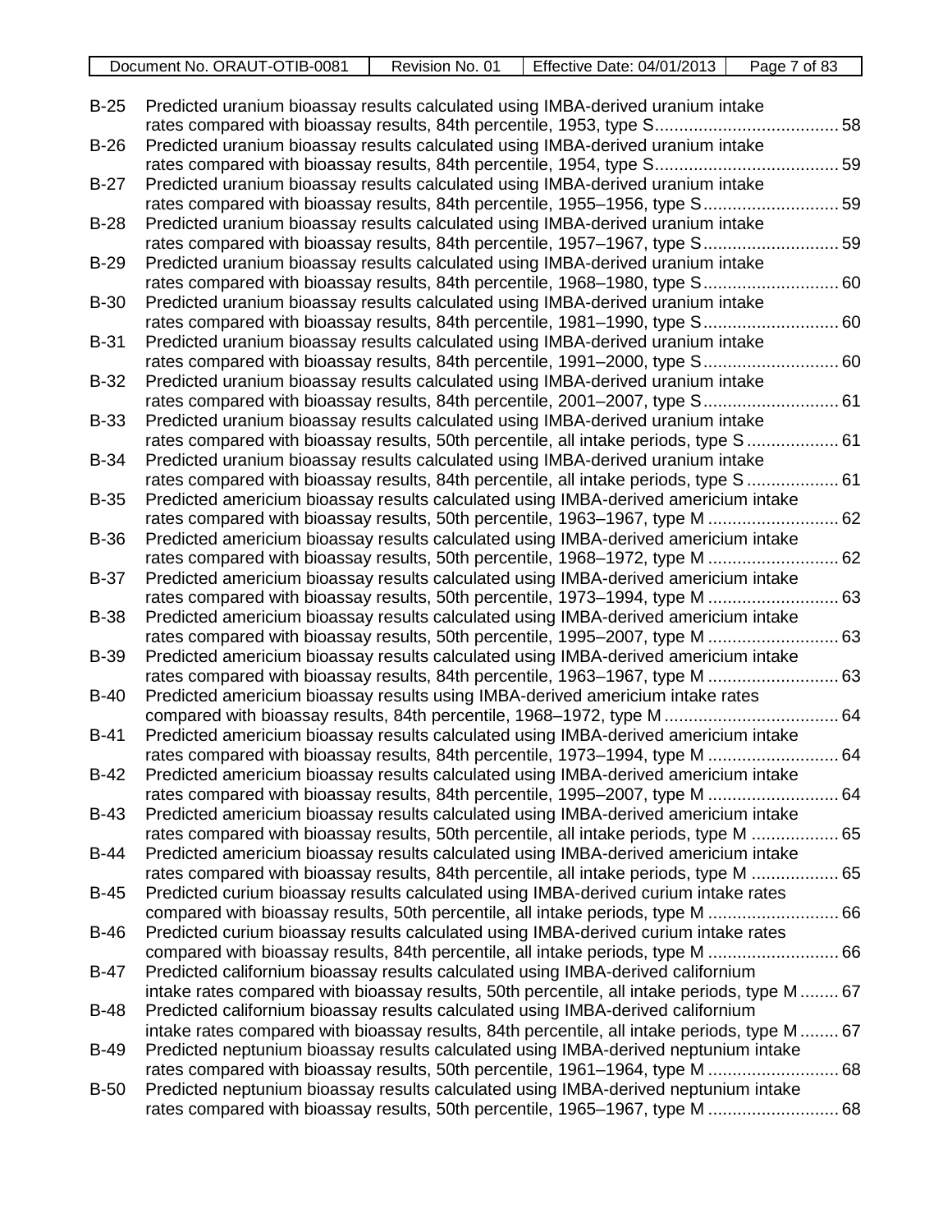B-25 Predicted uranium bioassay results calculated using IMBA-derived uranium intake rates compared with bioassay results, 84th percentile, 1953, type S ...................................... 58

B-26 Predicted uranium bioassay results calculated using IMBA-derived uranium intake rates compared with bioassay results, 84th percentile, 1954, type S ...................................... 59

B-27 Predicted uranium bioassay results calculated using IMBA-derived uranium intake rates compared with bioassay results, 84th percentile, 1955–1956, type S ............................ 59

B-28 Predicted uranium bioassay results calculated using IMBA-derived uranium intake rates compared with bioassay results, 84th percentile, 1957–1967, type S ............................ 59

B-29 Predicted uranium bioassay results calculated using IMBA-derived uranium intake rates compared with bioassay results, 84th percentile, 1968–1980, type S ............................ 60

B-30 Predicted uranium bioassay results calculated using IMBA-derived uranium intake rates compared with bioassay results, 84th percentile, 1981–1990, type S ............................ 60

B-31 Predicted uranium bioassay results calculated using IMBA-derived uranium intake rates compared with bioassay results, 84th percentile, 1991–2000, type S ............................ 60

B-32 Predicted uranium bioassay results calculated using IMBA-derived uranium intake rates compared with bioassay results, 84th percentile, 2001–2007, type S ............................ 61

B-33 Predicted uranium bioassay results calculated using IMBA-derived uranium intake rates compared with bioassay results, 50th percentile, all intake periods, type S ................... 61

B-34 Predicted uranium bioassay results calculated using IMBA-derived uranium intake rates compared with bioassay results, 84th percentile, all intake periods, type S ................... 61

B-35 Predicted americium bioassay results calculated using IMBA-derived americium intake rates compared with bioassay results, 50th percentile, 1963–1967, type M ........................... 62

B-36 Predicted americium bioassay results calculated using IMBA-derived americium intake rates compared with bioassay results, 50th percentile, 1968–1972, type M ........................... 62

B-37 Predicted americium bioassay results calculated using IMBA-derived americium intake rates compared with bioassay results, 50th percentile, 1973–1994, type M ........................... 63

B-38 Predicted americium bioassay results calculated using IMBA-derived americium intake rates compared with bioassay results, 50th percentile, 1995–2007, type M ........................... 63

B-39 Predicted americium bioassay results calculated using IMBA-derived americium intake rates compared with bioassay results, 84th percentile, 1963–1967, type M ........................... 63

B-40 Predicted americium bioassay results using IMBA-derived americium intake rates compared with bioassay results, 84th percentile, 1968–1972, type M .................................... 64

B-41 Predicted americium bioassay results calculated using IMBA-derived americium intake rates compared with bioassay results, 84th percentile, 1973–1994, type M ........................... 64

B-42 Predicted americium bioassay results calculated using IMBA-derived americium intake rates compared with bioassay results, 84th percentile, 1995–2007, type M ........................... 64

B-43 Predicted americium bioassay results calculated using IMBA-derived americium intake rates compared with bioassay results, 50th percentile, all intake periods, type M .................. 65

B-44 Predicted americium bioassay results calculated using IMBA-derived americium intake rates compared with bioassay results, 84th percentile, all intake periods, type M .................. 65

B-45 Predicted curium bioassay results calculated using IMBA-derived curium intake rates compared with bioassay results, 50th percentile, all intake periods, type M ........................... 66

B-46 Predicted curium bioassay results calculated using IMBA-derived curium intake rates compared with bioassay results, 84th percentile, all intake periods, type M ........................... 66

B-47 Predicted californium bioassay results calculated using IMBA-derived californium intake rates compared with bioassay results, 50th percentile, all intake periods, type M ........ 67

B-48 Predicted californium bioassay results calculated using IMBA-derived californium intake rates compared with bioassay results, 84th percentile, all intake periods, type M ........ 67

B-49 Predicted neptunium bioassay results calculated using IMBA-derived neptunium intake rates compared with bioassay results, 50th percentile, 1961–1964, type M ........................... 68

B-50 Predicted neptunium bioassay results calculated using IMBA-derived neptunium intake rates compared with bioassay results, 50th percentile, 1965–1967, type M ........................... 68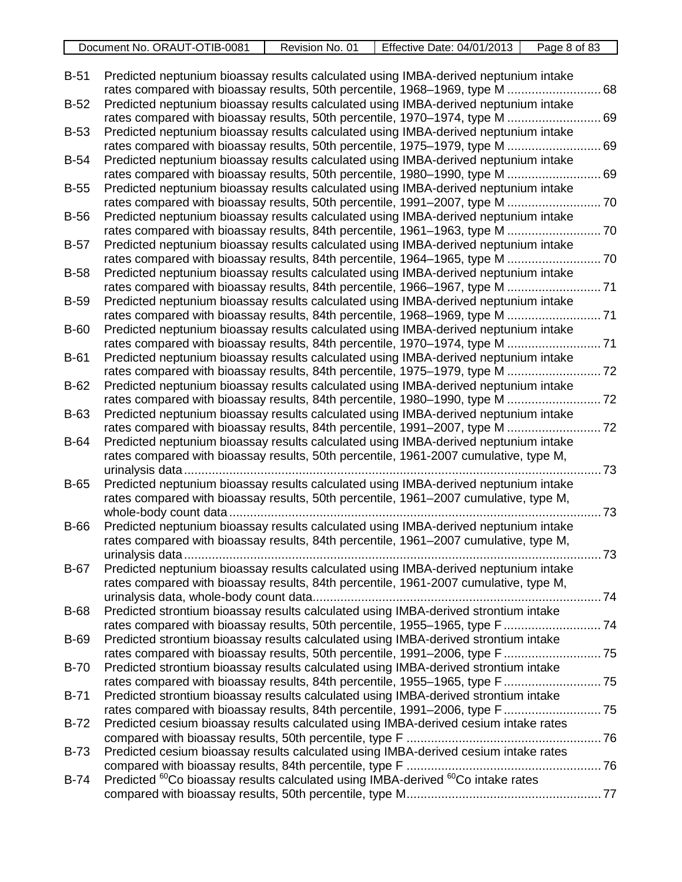| | | |
|---|---|---|
| B-51 | Predicted neptunium bioassay results calculated using IMBA-derived neptunium intake rates compared with bioassay results, 50th percentile, 1968–1969, type M | 68 |
| B-52 | Predicted neptunium bioassay results calculated using IMBA-derived neptunium intake rates compared with bioassay results, 50th percentile, 1970–1974, type M | 69 |
| B-53 | Predicted neptunium bioassay results calculated using IMBA-derived neptunium intake rates compared with bioassay results, 50th percentile, 1975–1979, type M | 69 |
| B-54 | Predicted neptunium bioassay results calculated using IMBA-derived neptunium intake rates compared with bioassay results, 50th percentile, 1980–1990, type M | 69 |
| B-55 | Predicted neptunium bioassay results calculated using IMBA-derived neptunium intake rates compared with bioassay results, 50th percentile, 1991–2007, type M | 70 |
| B-56 | Predicted neptunium bioassay results calculated using IMBA-derived neptunium intake rates compared with bioassay results, 84th percentile, 1961–1963, type M | 70 |
| B-57 | Predicted neptunium bioassay results calculated using IMBA-derived neptunium intake rates compared with bioassay results, 84th percentile, 1964–1965, type M | 70 |
| B-58 | Predicted neptunium bioassay results calculated using IMBA-derived neptunium intake rates compared with bioassay results, 84th percentile, 1966–1967, type M | 71 |
| B-59 | Predicted neptunium bioassay results calculated using IMBA-derived neptunium intake rates compared with bioassay results, 84th percentile, 1968–1969, type M | 71 |
| B-60 | Predicted neptunium bioassay results calculated using IMBA-derived neptunium intake rates compared with bioassay results, 84th percentile, 1970–1974, type M | 71 |
| B-61 | Predicted neptunium bioassay results calculated using IMBA-derived neptunium intake rates compared with bioassay results, 84th percentile, 1975–1979, type M | 72 |
| B-62 | Predicted neptunium bioassay results calculated using IMBA-derived neptunium intake rates compared with bioassay results, 84th percentile, 1980–1990, type M | 72 |
| B-63 | Predicted neptunium bioassay results calculated using IMBA-derived neptunium intake rates compared with bioassay results, 84th percentile, 1991–2007, type M | 72 |
| B-64 | Predicted neptunium bioassay results calculated using IMBA-derived neptunium intake rates compared with bioassay results, 50th percentile, 1961-2007 cumulative, type M, urinalysis data | 73 |
| B-65 | Predicted neptunium bioassay results calculated using IMBA-derived neptunium intake rates compared with bioassay results, 50th percentile, 1961–2007 cumulative, type M, whole-body count data | 73 |
| B-66 | Predicted neptunium bioassay results calculated using IMBA-derived neptunium intake rates compared with bioassay results, 84th percentile, 1961–2007 cumulative, type M, urinalysis data | 73 |
| B-67 | Predicted neptunium bioassay results calculated using IMBA-derived neptunium intake rates compared with bioassay results, 84th percentile, 1961-2007 cumulative, type M, urinalysis data, whole-body count data | 74 |
| B-68 | Predicted strontium bioassay results calculated using IMBA-derived strontium intake rates compared with bioassay results, 50th percentile, 1955–1965, type F | 74 |
| B-69 | Predicted strontium bioassay results calculated using IMBA-derived strontium intake rates compared with bioassay results, 50th percentile, 1991–2006, type F | 75 |
| B-70 | Predicted strontium bioassay results calculated using IMBA-derived strontium intake rates compared with bioassay results, 84th percentile, 1955–1965, type F | 75 |
| B-71 | Predicted strontium bioassay results calculated using IMBA-derived strontium intake rates compared with bioassay results, 84th percentile, 1991–2006, type F | 75 |
| B-72 | Predicted cesium bioassay results calculated using IMBA-derived cesium intake rates compared with bioassay results, 50th percentile, type F | 76 |
| B-73 | Predicted cesium bioassay results calculated using IMBA-derived cesium intake rates compared with bioassay results, 84th percentile, type F | 76 |
| B-74 | Predicted $^{60}$Co bioassay results calculated using IMBA-derived $^{60}$Co intake rates compared with bioassay results, 50th percentile, type M | 77 |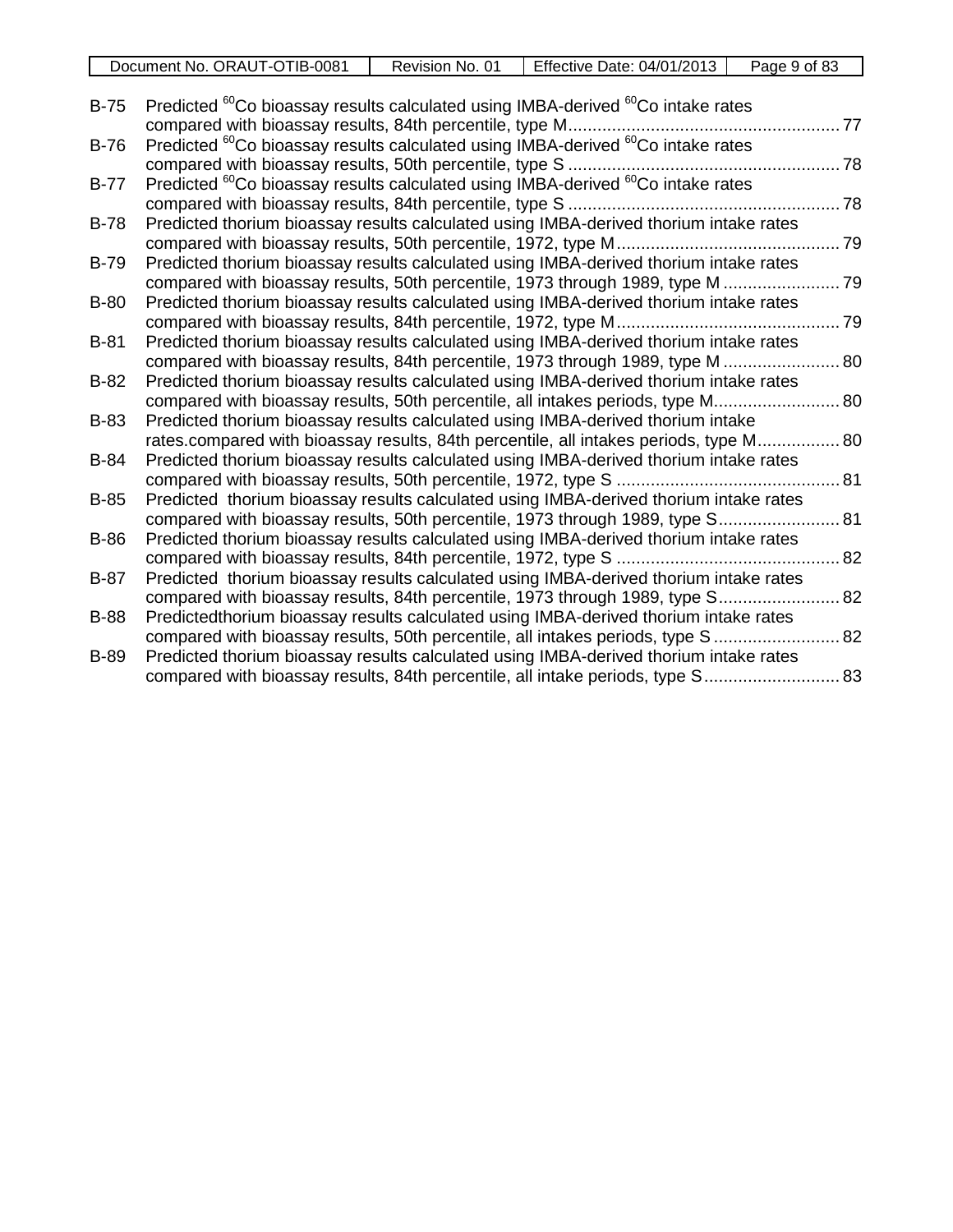| | | |
|---|---|---|
| B-75 | Predicted $^{60}$Co bioassay results calculated using IMBA-derived $^{60}$Co intake rates compared with bioassay results, 84th percentile, type M | 77 |
| B-76 | Predicted $^{60}$Co bioassay results calculated using IMBA-derived $^{60}$Co intake rates compared with bioassay results, 50th percentile, type S | 78 |
| B-77 | Predicted $^{60}$Co bioassay results calculated using IMBA-derived $^{60}$Co intake rates compared with bioassay results, 84th percentile, type S | 78 |
| B-78 | Predicted thorium bioassay results calculated using IMBA-derived thorium intake rates compared with bioassay results, 50th percentile, 1972, type M | 79 |
| B-79 | Predicted thorium bioassay results calculated using IMBA-derived thorium intake rates compared with bioassay results, 50th percentile, 1973 through 1989, type M | 79 |
| B-80 | Predicted thorium bioassay results calculated using IMBA-derived thorium intake rates compared with bioassay results, 84th percentile, 1972, type M | 79 |
| B-81 | Predicted thorium bioassay results calculated using IMBA-derived thorium intake rates compared with bioassay results, 84th percentile, 1973 through 1989, type M | 80 |
| B-82 | Predicted thorium bioassay results calculated using IMBA-derived thorium intake rates compared with bioassay results, 50th percentile, all intakes periods, type M | 80 |
| B-83 | Predicted thorium bioassay results calculated using IMBA-derived thorium intake rates.compared with bioassay results, 84th percentile, all intakes periods, type M | 80 |
| B-84 | Predicted thorium bioassay results calculated using IMBA-derived thorium intake rates compared with bioassay results, 50th percentile, 1972, type S | 81 |
| B-85 | Predicted thorium bioassay results calculated using IMBA-derived thorium intake rates compared with bioassay results, 50th percentile, 1973 through 1989, type S | 81 |
| B-86 | Predicted thorium bioassay results calculated using IMBA-derived thorium intake rates compared with bioassay results, 84th percentile, 1972, type S | 82 |
| B-87 | Predicted thorium bioassay results calculated using IMBA-derived thorium intake rates compared with bioassay results, 84th percentile, 1973 through 1989, type S | 82 |
| B-88 | Predictedthorium bioassay results calculated using IMBA-derived thorium intake rates compared with bioassay results, 50th percentile, all intakes periods, type S | 82 |
| B-89 | Predicted thorium bioassay results calculated using IMBA-derived thorium intake rates compared with bioassay results, 84th percentile, all intake periods, type S | 83 |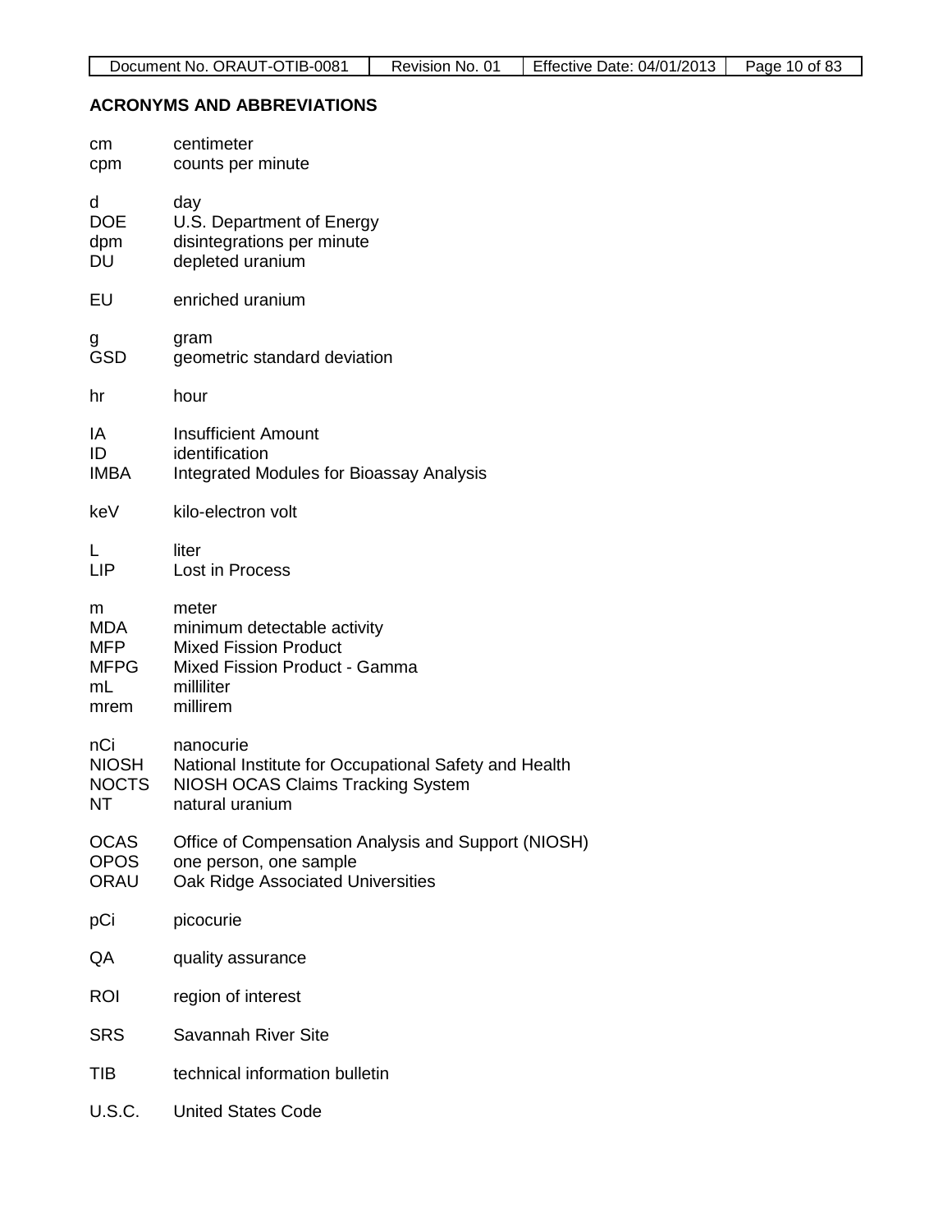## ACRONYMS AND ABBREVIATIONS

| | |
|---|---|
| cm | centimeter |
| cpm | counts per minute |
| d | day |
| DOE | U.S. Department of Energy |
| dpm | disintegrations per minute |
| DU | depleted uranium |
| EU | enriched uranium |
| g | gram |
| GSD | geometric standard deviation |
| hr | hour |
| IA | Insufficient Amount |
| ID | identification |
| IMBA | Integrated Modules for Bioassay Analysis |
| keV | kilo-electron volt |
| L | liter |
| LIP | Lost in Process |
| m | meter |
| MDA | minimum detectable activity |
| MFP | Mixed Fission Product |
| MFPG | Mixed Fission Product - Gamma |
| mL | milliliter |
| mrem | millirem |
| nCi | nanocurie |
| NIOSH | National Institute for Occupational Safety and Health |
| NOCTS | NIOSH OCAS Claims Tracking System |
| NT | natural uranium |
| OCAS | Office of Compensation Analysis and Support (NIOSH) |
| OPOS | one person, one sample |
| ORAU | Oak Ridge Associated Universities |
| pCi | picocurie |
| QA | quality assurance |
| ROI | region of interest |
| SRS | Savannah River Site |
| TIB | technical information bulletin |
| U.S.C. | United States Code |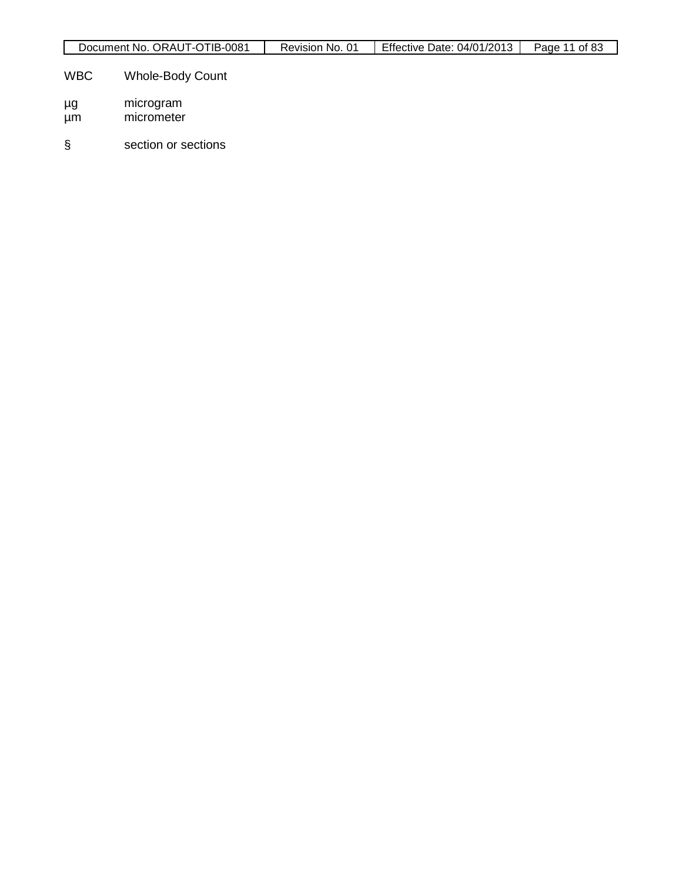WBC Whole-Body Count

µg microgram
µm micrometer

§ section or sections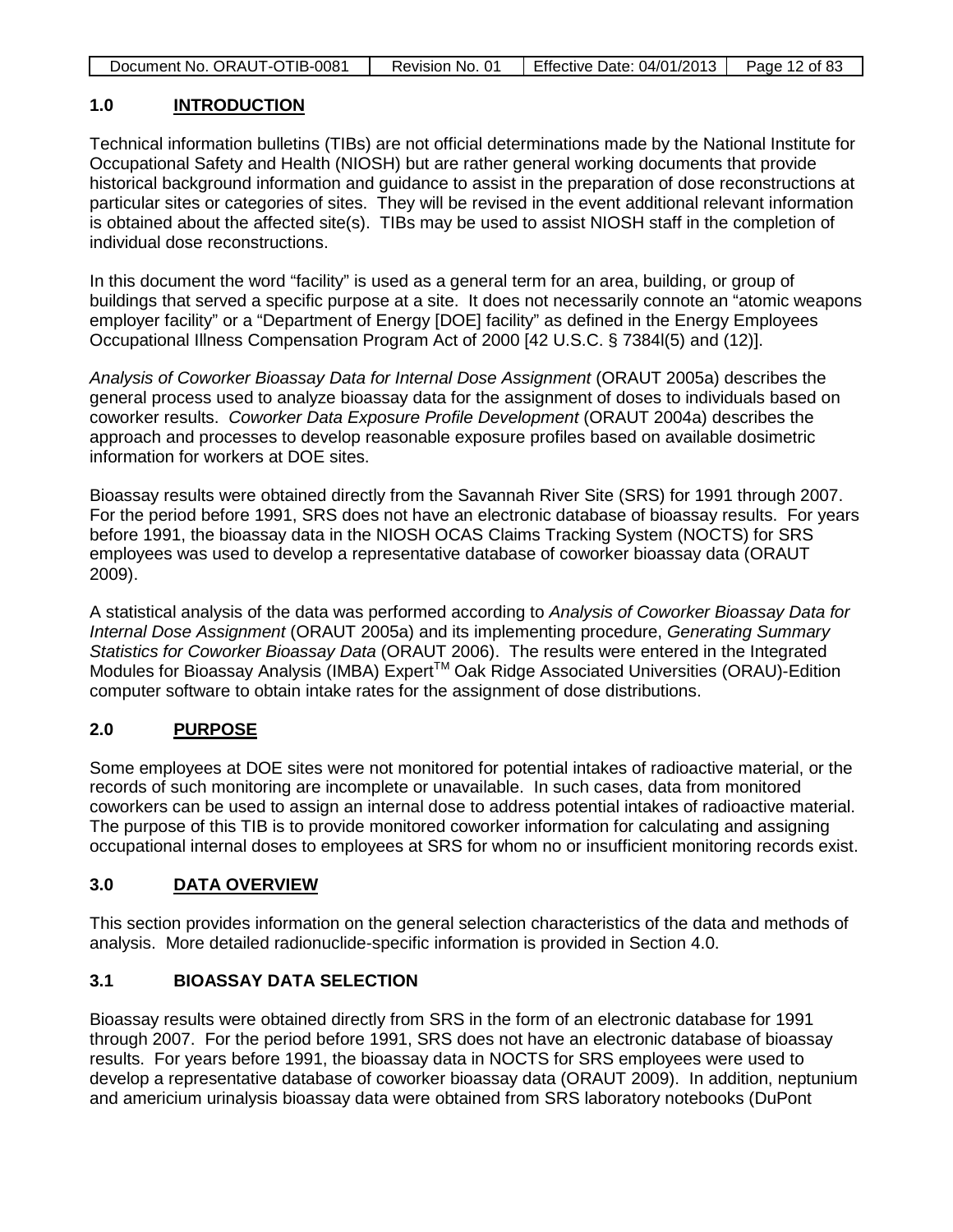## 1.0 INTRODUCTION

Technical information bulletins (TIBs) are not official determinations made by the National Institute for Occupational Safety and Health (NIOSH) but are rather general working documents that provide historical background information and guidance to assist in the preparation of dose reconstructions at particular sites or categories of sites. They will be revised in the event additional relevant information is obtained about the affected site(s). TIBs may be used to assist NIOSH staff in the completion of individual dose reconstructions.

In this document the word "facility" is used as a general term for an area, building, or group of buildings that served a specific purpose at a site. It does not necessarily connote an "atomic weapons employer facility" or a "Department of Energy [DOE] facility" as defined in the Energy Employees Occupational Illness Compensation Program Act of 2000 [42 U.S.C. § 7384l(5) and (12)].

*Analysis of Coworker Bioassay Data for Internal Dose Assignment* (ORAUT 2005a) describes the general process used to analyze bioassay data for the assignment of doses to individuals based on coworker results. *Coworker Data Exposure Profile Development* (ORAUT 2004a) describes the approach and processes to develop reasonable exposure profiles based on available dosimetric information for workers at DOE sites.

Bioassay results were obtained directly from the Savannah River Site (SRS) for 1991 through 2007. For the period before 1991, SRS does not have an electronic database of bioassay results. For years before 1991, the bioassay data in the NIOSH OCAS Claims Tracking System (NOCTS) for SRS employees was used to develop a representative database of coworker bioassay data (ORAUT 2009).

A statistical analysis of the data was performed according to *Analysis of Coworker Bioassay Data for Internal Dose Assignment* (ORAUT 2005a) and its implementing procedure, *Generating Summary Statistics for Coworker Bioassay Data* (ORAUT 2006). The results were entered in the Integrated Modules for Bioassay Analysis (IMBA) Expert™ Oak Ridge Associated Universities (ORAU)-Edition computer software to obtain intake rates for the assignment of dose distributions.

## 2.0 PURPOSE

Some employees at DOE sites were not monitored for potential intakes of radioactive material, or the records of such monitoring are incomplete or unavailable. In such cases, data from monitored coworkers can be used to assign an internal dose to address potential intakes of radioactive material. The purpose of this TIB is to provide monitored coworker information for calculating and assigning occupational internal doses to employees at SRS for whom no or insufficient monitoring records exist.

## 3.0 DATA OVERVIEW

This section provides information on the general selection characteristics of the data and methods of analysis. More detailed radionuclide-specific information is provided in Section 4.0.

### 3.1 BIOASSAY DATA SELECTION

Bioassay results were obtained directly from SRS in the form of an electronic database for 1991 through 2007. For the period before 1991, SRS does not have an electronic database of bioassay results. For years before 1991, the bioassay data in NOCTS for SRS employees were used to develop a representative database of coworker bioassay data (ORAUT 2009). In addition, neptunium and americium urinalysis bioassay data were obtained from SRS laboratory notebooks (DuPont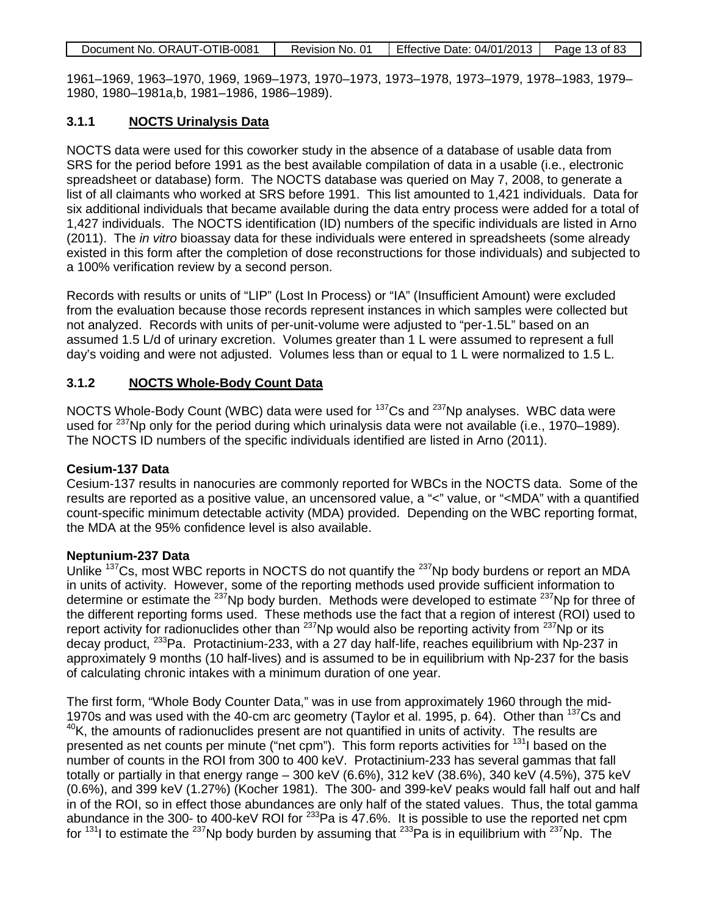1961–1969, 1963–1970, 1969, 1969–1973, 1970–1973, 1973–1978, 1973–1979, 1978–1983, 1979–1980, 1980–1981a,b, 1981–1986, 1986–1989).

### 3.1.1 NOCTS Urinalysis Data

NOCTS data were used for this coworker study in the absence of a database of usable data from SRS for the period before 1991 as the best available compilation of data in a usable (i.e., electronic spreadsheet or database) form. The NOCTS database was queried on May 7, 2008, to generate a list of all claimants who worked at SRS before 1991. This list amounted to 1,421 individuals. Data for six additional individuals that became available during the data entry process were added for a total of 1,427 individuals. The NOCTS identification (ID) numbers of the specific individuals are listed in Arno (2011). The *in vitro* bioassay data for these individuals were entered in spreadsheets (some already existed in this form after the completion of dose reconstructions for those individuals) and subjected to a 100% verification review by a second person.

Records with results or units of "LIP" (Lost In Process) or "IA" (Insufficient Amount) were excluded from the evaluation because those records represent instances in which samples were collected but not analyzed. Records with units of per-unit-volume were adjusted to "per-1.5L" based on an assumed 1.5 L/d of urinary excretion. Volumes greater than 1 L were assumed to represent a full day's voiding and were not adjusted. Volumes less than or equal to 1 L were normalized to 1.5 L.

### 3.1.2 NOCTS Whole-Body Count Data

NOCTS Whole-Body Count (WBC) data were used for $^{137}$Cs and $^{237}$Np analyses. WBC data were used for $^{237}$Np only for the period during which urinalysis data were not available (i.e., 1970–1989). The NOCTS ID numbers of the specific individuals identified are listed in Arno (2011).

**Cesium-137 Data**

Cesium-137 results in nanocuries are commonly reported for WBCs in the NOCTS data. Some of the results are reported as a positive value, an uncensored value, a "<" value, or "<MDA" with a quantified count-specific minimum detectable activity (MDA) provided. Depending on the WBC reporting format, the MDA at the 95% confidence level is also available.

**Neptunium-237 Data**

Unlike $^{137}$Cs, most WBC reports in NOCTS do not quantify the $^{237}$Np body burdens or report an MDA in units of activity. However, some of the reporting methods used provide sufficient information to determine or estimate the $^{237}$Np body burden. Methods were developed to estimate $^{237}$Np for three of the different reporting forms used. These methods use the fact that a region of interest (ROI) used to report activity for radionuclides other than $^{237}$Np would also be reporting activity from $^{237}$Np or its decay product, $^{233}$Pa. Protactinium-233, with a 27 day half-life, reaches equilibrium with Np-237 in approximately 9 months (10 half-lives) and is assumed to be in equilibrium with Np-237 for the basis of calculating chronic intakes with a minimum duration of one year.

The first form, "Whole Body Counter Data," was in use from approximately 1960 through the mid-1970s and was used with the 40-cm arc geometry (Taylor et al. 1995, p. 64). Other than $^{137}$Cs and $^{40}$K, the amounts of radionuclides present are not quantified in units of activity. The results are presented as net counts per minute ("net cpm"). This form reports activities for $^{131}$I based on the number of counts in the ROI from 300 to 400 keV. Protactinium-233 has several gammas that fall totally or partially in that energy range – 300 keV (6.6%), 312 keV (38.6%), 340 keV (4.5%), 375 keV (0.6%), and 399 keV (1.27%) (Kocher 1981). The 300- and 399-keV peaks would fall half out and half in of the ROI, so in effect those abundances are only half of the stated values. Thus, the total gamma abundance in the 300- to 400-keV ROI for $^{233}$Pa is 47.6%. It is possible to use the reported net cpm for $^{131}$I to estimate the $^{237}$Np body burden by assuming that $^{233}$Pa is in equilibrium with $^{237}$Np. The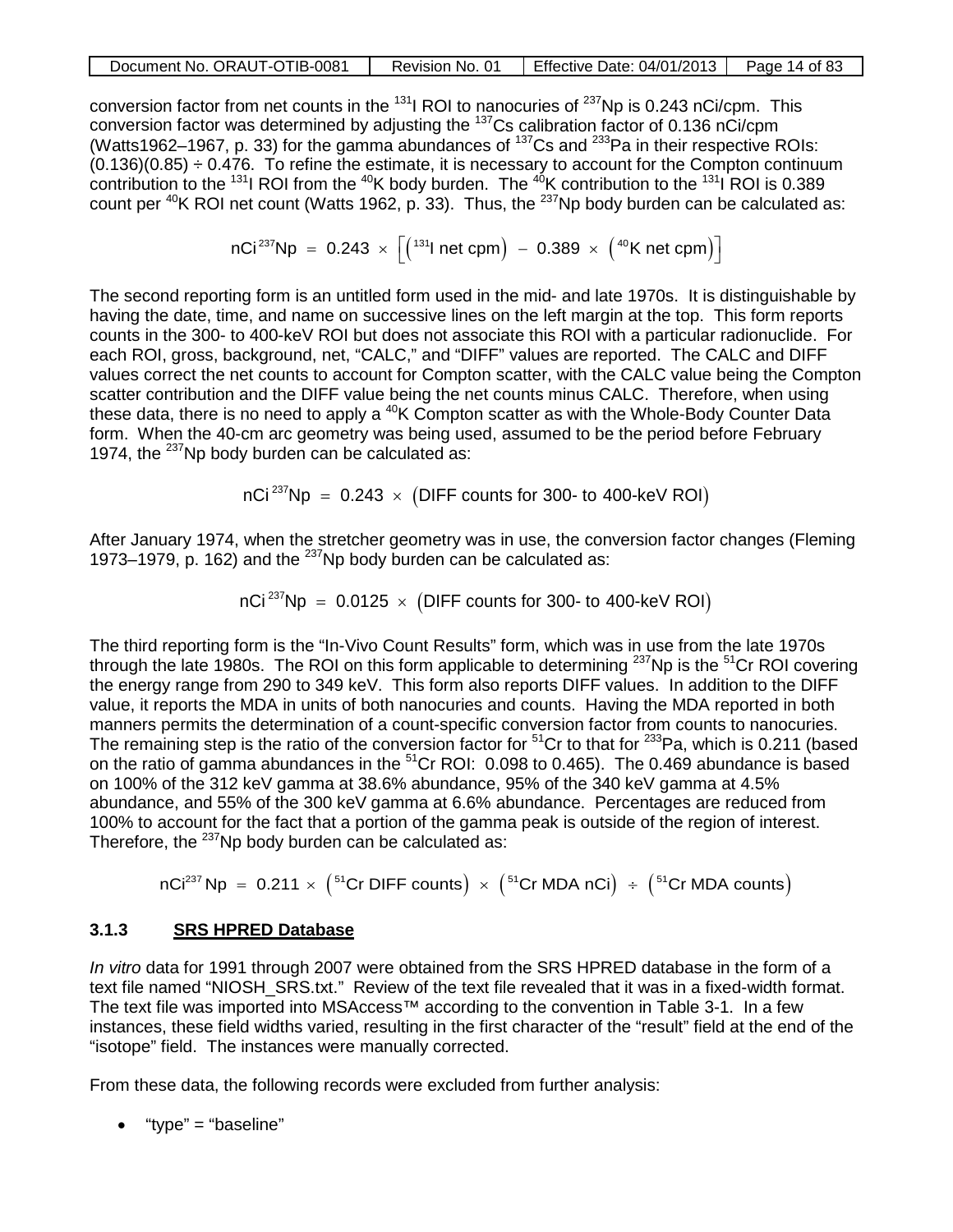conversion factor from net counts in the $^{131}$I ROI to nanocuries of $^{237}$Np is 0.243 nCi/cpm. This conversion factor was determined by adjusting the $^{137}$Cs calibration factor of 0.136 nCi/cpm (Watts1962–1967, p. 33) for the gamma abundances of $^{137}$Cs and $^{233}$Pa in their respective ROIs: $(0.136)(0.85) \div 0.476$. To refine the estimate, it is necessary to account for the Compton continuum contribution to the $^{131}$I ROI from the $^{40}$K body burden. The $^{40}$K contribution to the $^{131}$I ROI is 0.389 count per $^{40}$K ROI net count (Watts 1962, p. 33). Thus, the $^{237}$Np body burden can be calculated as:

$$\text{nCi}\,^{237}\text{Np} = 0.243 \times \left[\left(^{131}\text{I net cpm}\right) - 0.389 \times \left(^{40}\text{K net cpm}\right)\right]$$

The second reporting form is an untitled form used in the mid- and late 1970s. It is distinguishable by having the date, time, and name on successive lines on the left margin at the top. This form reports counts in the 300- to 400-keV ROI but does not associate this ROI with a particular radionuclide. For each ROI, gross, background, net, "CALC," and "DIFF" values are reported. The CALC and DIFF values correct the net counts to account for Compton scatter, with the CALC value being the Compton scatter contribution and the DIFF value being the net counts minus CALC. Therefore, when using these data, there is no need to apply a $^{40}$K Compton scatter as with the Whole-Body Counter Data form. When the 40-cm arc geometry was being used, assumed to be the period before February 1974, the $^{237}$Np body burden can be calculated as:

$$\text{nCi}\,^{237}\text{Np} = 0.243 \times \left(\text{DIFF counts for 300- to 400-keV ROI}\right)$$

After January 1974, when the stretcher geometry was in use, the conversion factor changes (Fleming 1973–1979, p. 162) and the $^{237}$Np body burden can be calculated as:

$$\text{nCi}\,^{237}\text{Np} = 0.0125 \times \left(\text{DIFF counts for 300- to 400-keV ROI}\right)$$

The third reporting form is the "In-Vivo Count Results" form, which was in use from the late 1970s through the late 1980s. The ROI on this form applicable to determining $^{237}$Np is the $^{51}$Cr ROI covering the energy range from 290 to 349 keV. This form also reports DIFF values. In addition to the DIFF value, it reports the MDA in units of both nanocuries and counts. Having the MDA reported in both manners permits the determination of a count-specific conversion factor from counts to nanocuries. The remaining step is the ratio of the conversion factor for $^{51}$Cr to that for $^{233}$Pa, which is 0.211 (based on the ratio of gamma abundances in the $^{51}$Cr ROI: 0.098 to 0.465). The 0.469 abundance is based on 100% of the 312 keV gamma at 38.6% abundance, 95% of the 340 keV gamma at 4.5% abundance, and 55% of the 300 keV gamma at 6.6% abundance. Percentages are reduced from 100% to account for the fact that a portion of the gamma peak is outside of the region of interest. Therefore, the $^{237}$Np body burden can be calculated as:

$$\text{nCi}^{237}\,\text{Np} = 0.211 \times \left(^{51}\text{Cr DIFF counts}\right) \times \left(^{51}\text{Cr MDA nCi}\right) \div \left(^{51}\text{Cr MDA counts}\right)$$

### 3.1.3 SRS HPRED Database

*In vitro* data for 1991 through 2007 were obtained from the SRS HPRED database in the form of a text file named "NIOSH_SRS.txt." Review of the text file revealed that it was in a fixed-width format. The text file was imported into MSAccess™ according to the convention in Table 3-1. In a few instances, these field widths varied, resulting in the first character of the "result" field at the end of the "isotope" field. The instances were manually corrected.

From these data, the following records were excluded from further analysis:

- "type" = "baseline"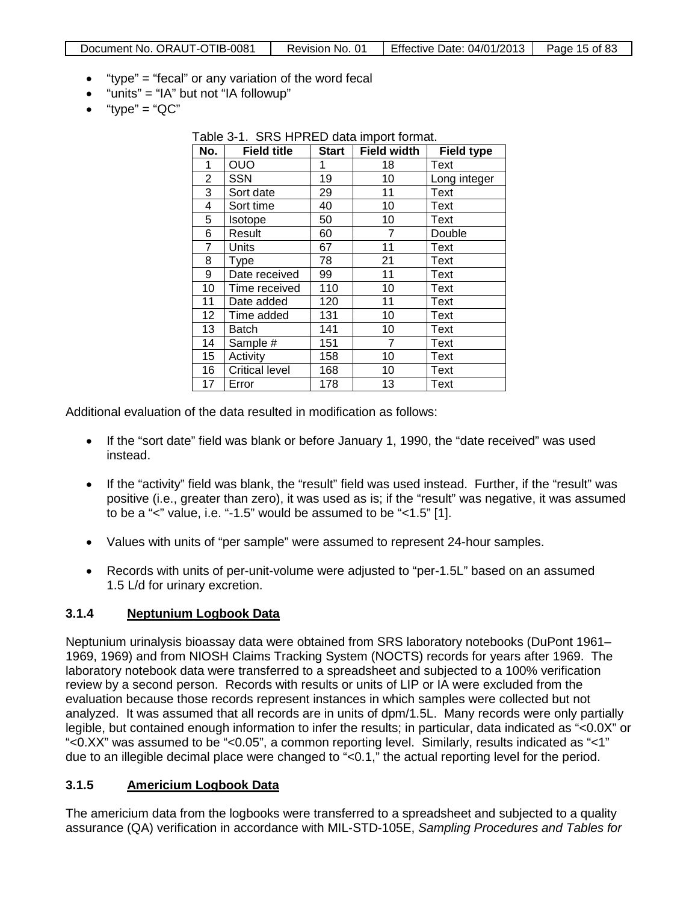- "type" = "fecal" or any variation of the word fecal
- "units" = "IA" but not "IA followup"
- "type" = "QC"

Table 3-1. SRS HPRED data import format.

| No. | Field title | Start | Field width | Field type |
|---|---|---|---|---|
| 1 | OUO | 1 | 18 | Text |
| 2 | SSN | 19 | 10 | Long integer |
| 3 | Sort date | 29 | 11 | Text |
| 4 | Sort time | 40 | 10 | Text |
| 5 | Isotope | 50 | 10 | Text |
| 6 | Result | 60 | 7 | Double |
| 7 | Units | 67 | 11 | Text |
| 8 | Type | 78 | 21 | Text |
| 9 | Date received | 99 | 11 | Text |
| 10 | Time received | 110 | 10 | Text |
| 11 | Date added | 120 | 11 | Text |
| 12 | Time added | 131 | 10 | Text |
| 13 | Batch | 141 | 10 | Text |
| 14 | Sample # | 151 | 7 | Text |
| 15 | Activity | 158 | 10 | Text |
| 16 | Critical level | 168 | 10 | Text |
| 17 | Error | 178 | 13 | Text |

Additional evaluation of the data resulted in modification as follows:

- If the "sort date" field was blank or before January 1, 1990, the "date received" was used instead.
- If the "activity" field was blank, the "result" field was used instead. Further, if the "result" was positive (i.e., greater than zero), it was used as is; if the "result" was negative, it was assumed to be a "<" value, i.e. "-1.5" would be assumed to be "<1.5" [1].
- Values with units of "per sample" were assumed to represent 24-hour samples.
- Records with units of per-unit-volume were adjusted to "per-1.5L" based on an assumed 1.5 L/d for urinary excretion.

### 3.1.4 Neptunium Logbook Data

Neptunium urinalysis bioassay data were obtained from SRS laboratory notebooks (DuPont 1961–1969, 1969) and from NIOSH Claims Tracking System (NOCTS) records for years after 1969. The laboratory notebook data were transferred to a spreadsheet and subjected to a 100% verification review by a second person. Records with results or units of LIP or IA were excluded from the evaluation because those records represent instances in which samples were collected but not analyzed. It was assumed that all records are in units of dpm/1.5L. Many records were only partially legible, but contained enough information to infer the results; in particular, data indicated as "<0.0X" or "<0.XX" was assumed to be "<0.05", a common reporting level. Similarly, results indicated as "<1" due to an illegible decimal place were changed to "<0.1," the actual reporting level for the period.

### 3.1.5 Americium Logbook Data

The americium data from the logbooks were transferred to a spreadsheet and subjected to a quality assurance (QA) verification in accordance with MIL-STD-105E, *Sampling Procedures and Tables for*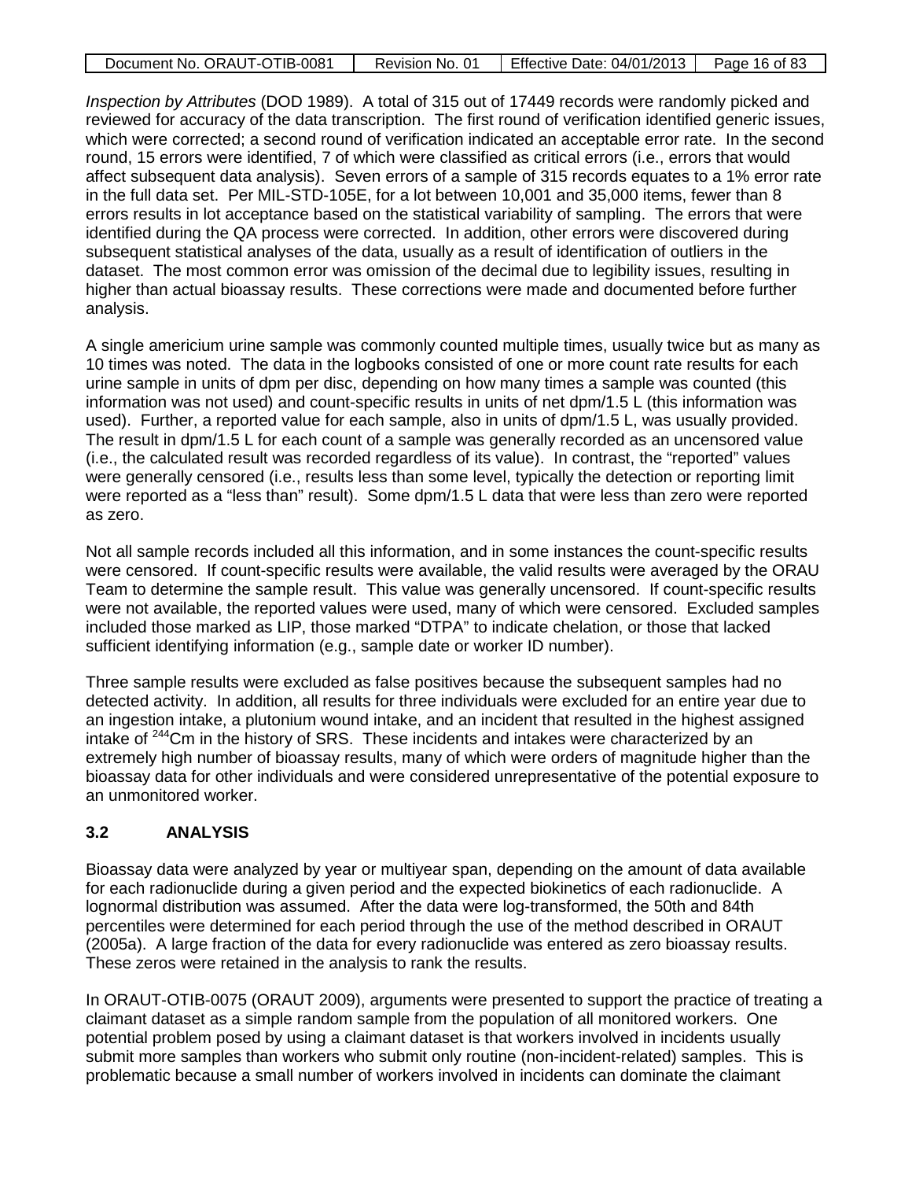*Inspection by Attributes* (DOD 1989). A total of 315 out of 17449 records were randomly picked and reviewed for accuracy of the data transcription. The first round of verification identified generic issues, which were corrected; a second round of verification indicated an acceptable error rate. In the second round, 15 errors were identified, 7 of which were classified as critical errors (i.e., errors that would affect subsequent data analysis). Seven errors of a sample of 315 records equates to a 1% error rate in the full data set. Per MIL-STD-105E, for a lot between 10,001 and 35,000 items, fewer than 8 errors results in lot acceptance based on the statistical variability of sampling. The errors that were identified during the QA process were corrected. In addition, other errors were discovered during subsequent statistical analyses of the data, usually as a result of identification of outliers in the dataset. The most common error was omission of the decimal due to legibility issues, resulting in higher than actual bioassay results. These corrections were made and documented before further analysis.

A single americium urine sample was commonly counted multiple times, usually twice but as many as 10 times was noted. The data in the logbooks consisted of one or more count rate results for each urine sample in units of dpm per disc, depending on how many times a sample was counted (this information was not used) and count-specific results in units of net dpm/1.5 L (this information was used). Further, a reported value for each sample, also in units of dpm/1.5 L, was usually provided. The result in dpm/1.5 L for each count of a sample was generally recorded as an uncensored value (i.e., the calculated result was recorded regardless of its value). In contrast, the "reported" values were generally censored (i.e., results less than some level, typically the detection or reporting limit were reported as a "less than" result). Some dpm/1.5 L data that were less than zero were reported as zero.

Not all sample records included all this information, and in some instances the count-specific results were censored. If count-specific results were available, the valid results were averaged by the ORAU Team to determine the sample result. This value was generally uncensored. If count-specific results were not available, the reported values were used, many of which were censored. Excluded samples included those marked as LIP, those marked "DTPA" to indicate chelation, or those that lacked sufficient identifying information (e.g., sample date or worker ID number).

Three sample results were excluded as false positives because the subsequent samples had no detected activity. In addition, all results for three individuals were excluded for an entire year due to an ingestion intake, a plutonium wound intake, and an incident that resulted in the highest assigned intake of $^{244}$Cm in the history of SRS. These incidents and intakes were characterized by an extremely high number of bioassay results, many of which were orders of magnitude higher than the bioassay data for other individuals and were considered unrepresentative of the potential exposure to an unmonitored worker.

## 3.2 ANALYSIS

Bioassay data were analyzed by year or multiyear span, depending on the amount of data available for each radionuclide during a given period and the expected biokinetics of each radionuclide. A lognormal distribution was assumed. After the data were log-transformed, the 50th and 84th percentiles were determined for each period through the use of the method described in ORAUT (2005a). A large fraction of the data for every radionuclide was entered as zero bioassay results. These zeros were retained in the analysis to rank the results.

In ORAUT-OTIB-0075 (ORAUT 2009), arguments were presented to support the practice of treating a claimant dataset as a simple random sample from the population of all monitored workers. One potential problem posed by using a claimant dataset is that workers involved in incidents usually submit more samples than workers who submit only routine (non-incident-related) samples. This is problematic because a small number of workers involved in incidents can dominate the claimant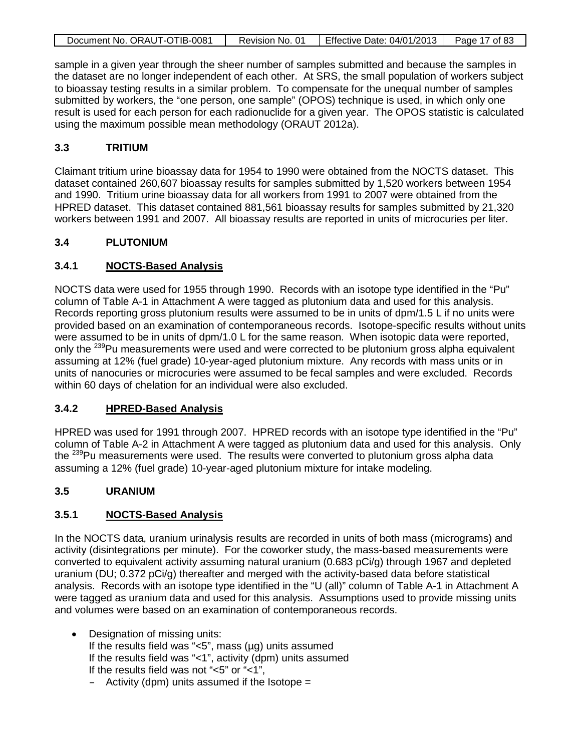sample in a given year through the sheer number of samples submitted and because the samples in the dataset are no longer independent of each other. At SRS, the small population of workers subject to bioassay testing results in a similar problem. To compensate for the unequal number of samples submitted by workers, the "one person, one sample" (OPOS) technique is used, in which only one result is used for each person for each radionuclide for a given year. The OPOS statistic is calculated using the maximum possible mean methodology (ORAUT 2012a).

## 3.3 TRITIUM

Claimant tritium urine bioassay data for 1954 to 1990 were obtained from the NOCTS dataset. This dataset contained 260,607 bioassay results for samples submitted by 1,520 workers between 1954 and 1990. Tritium urine bioassay data for all workers from 1991 to 2007 were obtained from the HPRED dataset. This dataset contained 881,561 bioassay results for samples submitted by 21,320 workers between 1991 and 2007. All bioassay results are reported in units of microcuries per liter.

## 3.4 PLUTONIUM

### 3.4.1 NOCTS-Based Analysis

NOCTS data were used for 1955 through 1990. Records with an isotope type identified in the "Pu" column of Table A-1 in Attachment A were tagged as plutonium data and used for this analysis. Records reporting gross plutonium results were assumed to be in units of dpm/1.5 L if no units were provided based on an examination of contemporaneous records. Isotope-specific results without units were assumed to be in units of dpm/1.0 L for the same reason. When isotopic data were reported, only the $^{239}$Pu measurements were used and were corrected to be plutonium gross alpha equivalent assuming at 12% (fuel grade) 10-year-aged plutonium mixture. Any records with mass units or in units of nanocuries or microcuries were assumed to be fecal samples and were excluded. Records within 60 days of chelation for an individual were also excluded.

### 3.4.2 HPRED-Based Analysis

HPRED was used for 1991 through 2007. HPRED records with an isotope type identified in the "Pu" column of Table A-2 in Attachment A were tagged as plutonium data and used for this analysis. Only the $^{239}$Pu measurements were used. The results were converted to plutonium gross alpha data assuming a 12% (fuel grade) 10-year-aged plutonium mixture for intake modeling.

## 3.5 URANIUM

### 3.5.1 NOCTS-Based Analysis

In the NOCTS data, uranium urinalysis results are recorded in units of both mass (micrograms) and activity (disintegrations per minute). For the coworker study, the mass-based measurements were converted to equivalent activity assuming natural uranium (0.683 pCi/g) through 1967 and depleted uranium (DU; 0.372 pCi/g) thereafter and merged with the activity-based data before statistical analysis. Records with an isotope type identified in the "U (all)" column of Table A-1 in Attachment A were tagged as uranium data and used for this analysis. Assumptions used to provide missing units and volumes were based on an examination of contemporaneous records.

- Designation of missing units:
  If the results field was "<5", mass (µg) units assumed
  If the results field was "<1", activity (dpm) units assumed
  If the results field was not "<5" or "<1",
  - Activity (dpm) units assumed if the Isotope =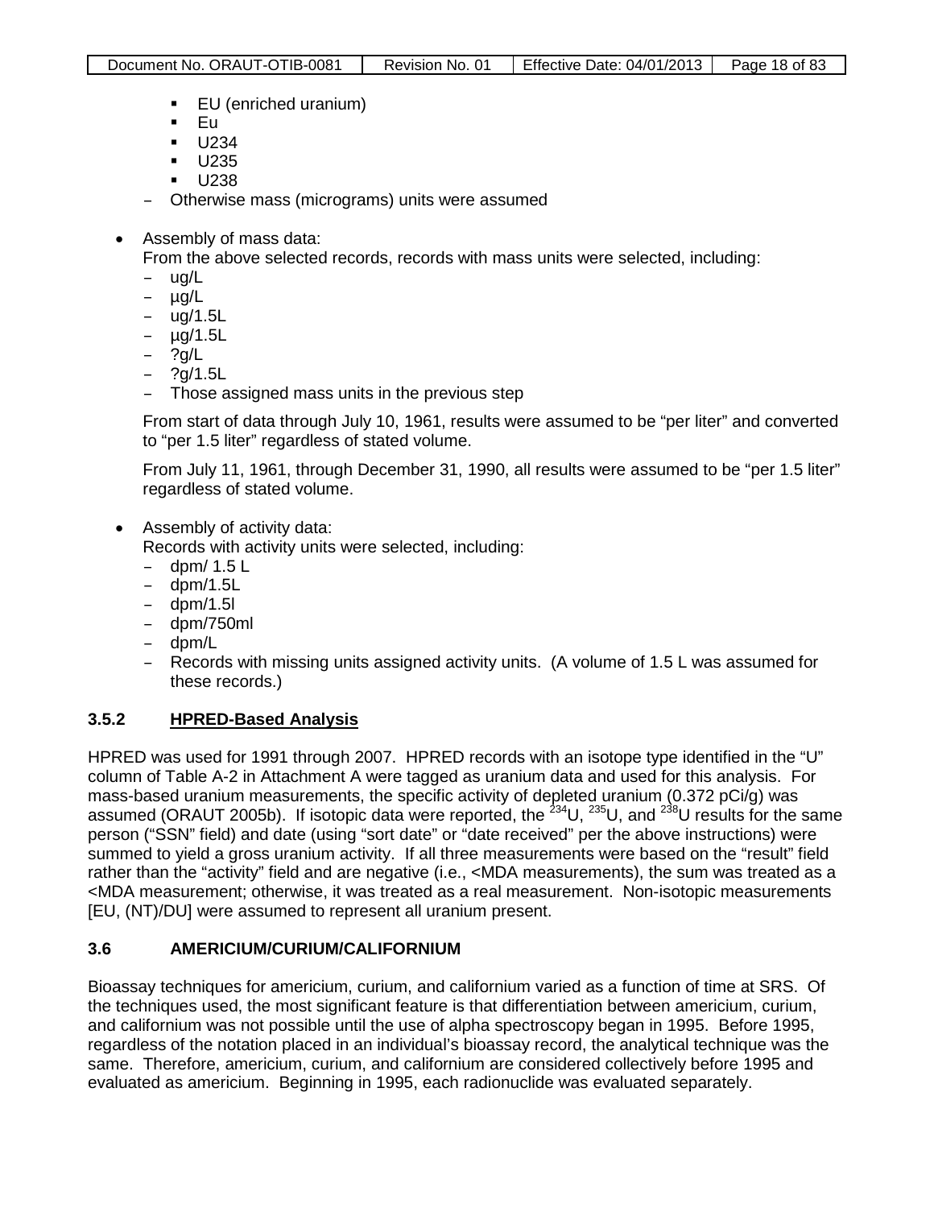- EU (enriched uranium)
   - Eu
   - U234
   - U235
   - U238
  - Otherwise mass (micrograms) units were assumed

- Assembly of mass data:
  From the above selected records, records with mass units were selected, including:
  - ug/L
  - µg/L
  - ug/1.5L
  - µg/1.5L
  - ?g/L
  - ?g/1.5L
  - Those assigned mass units in the previous step

  From start of data through July 10, 1961, results were assumed to be "per liter" and converted to "per 1.5 liter" regardless of stated volume.

  From July 11, 1961, through December 31, 1990, all results were assumed to be "per 1.5 liter" regardless of stated volume.

- Assembly of activity data:
  Records with activity units were selected, including:
  - dpm/ 1.5 L
  - dpm/1.5L
  - dpm/1.5l
  - dpm/750ml
  - dpm/L
  - Records with missing units assigned activity units. (A volume of 1.5 L was assumed for these records.)

### 3.5.2 HPRED-Based Analysis

HPRED was used for 1991 through 2007. HPRED records with an isotope type identified in the "U" column of Table A-2 in Attachment A were tagged as uranium data and used for this analysis. For mass-based uranium measurements, the specific activity of depleted uranium (0.372 pCi/g) was assumed (ORAUT 2005b). If isotopic data were reported, the $^{234}$U, $^{235}$U, and $^{238}$U results for the same person ("SSN" field) and date (using "sort date" or "date received" per the above instructions) were summed to yield a gross uranium activity. If all three measurements were based on the "result" field rather than the "activity" field and are negative (i.e., <MDA measurements), the sum was treated as a <MDA measurement; otherwise, it was treated as a real measurement. Non-isotopic measurements [EU, (NT)/DU] were assumed to represent all uranium present.

## 3.6 AMERICIUM/CURIUM/CALIFORNIUM

Bioassay techniques for americium, curium, and californium varied as a function of time at SRS. Of the techniques used, the most significant feature is that differentiation between americium, curium, and californium was not possible until the use of alpha spectroscopy began in 1995. Before 1995, regardless of the notation placed in an individual's bioassay record, the analytical technique was the same. Therefore, americium, curium, and californium are considered collectively before 1995 and evaluated as americium. Beginning in 1995, each radionuclide was evaluated separately.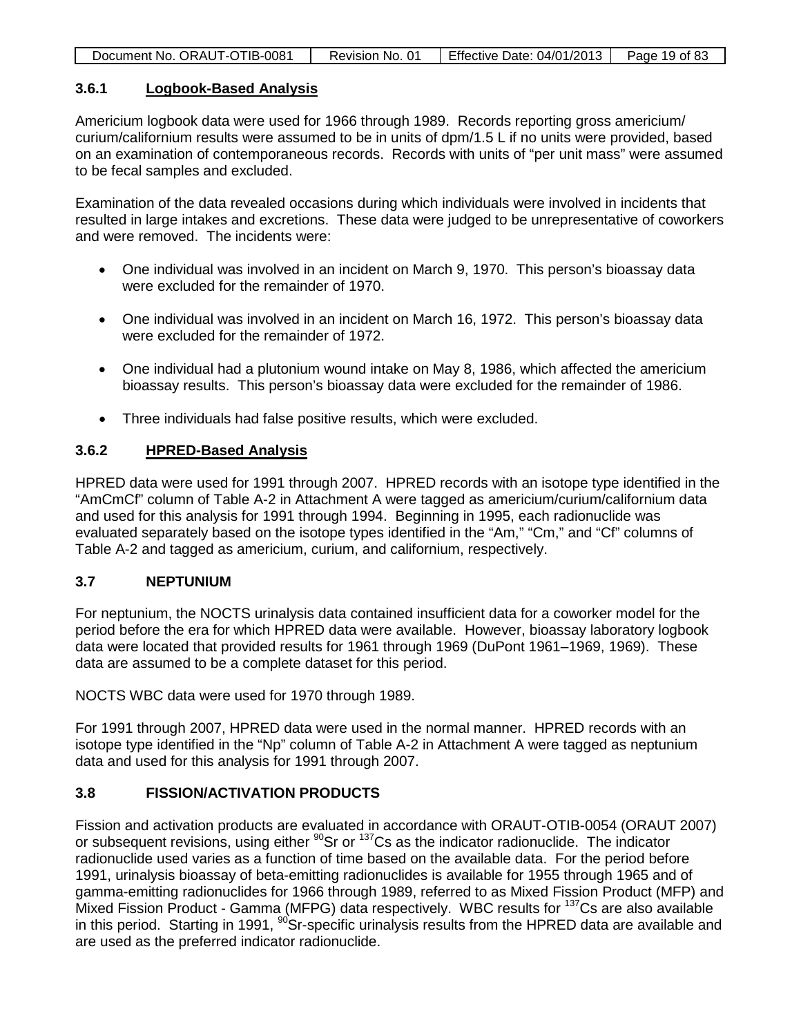### 3.6.1 Logbook-Based Analysis

Americium logbook data were used for 1966 through 1989. Records reporting gross americium/curium/californium results were assumed to be in units of dpm/1.5 L if no units were provided, based on an examination of contemporaneous records. Records with units of "per unit mass" were assumed to be fecal samples and excluded.

Examination of the data revealed occasions during which individuals were involved in incidents that resulted in large intakes and excretions. These data were judged to be unrepresentative of coworkers and were removed. The incidents were:

- One individual was involved in an incident on March 9, 1970. This person's bioassay data were excluded for the remainder of 1970.
- One individual was involved in an incident on March 16, 1972. This person's bioassay data were excluded for the remainder of 1972.
- One individual had a plutonium wound intake on May 8, 1986, which affected the americium bioassay results. This person's bioassay data were excluded for the remainder of 1986.
- Three individuals had false positive results, which were excluded.

### 3.6.2 HPRED-Based Analysis

HPRED data were used for 1991 through 2007. HPRED records with an isotope type identified in the "AmCmCf" column of Table A-2 in Attachment A were tagged as americium/curium/californium data and used for this analysis for 1991 through 1994. Beginning in 1995, each radionuclide was evaluated separately based on the isotope types identified in the "Am," "Cm," and "Cf" columns of Table A-2 and tagged as americium, curium, and californium, respectively.

## 3.7 NEPTUNIUM

For neptunium, the NOCTS urinalysis data contained insufficient data for a coworker model for the period before the era for which HPRED data were available. However, bioassay laboratory logbook data were located that provided results for 1961 through 1969 (DuPont 1961–1969, 1969). These data are assumed to be a complete dataset for this period.

NOCTS WBC data were used for 1970 through 1989.

For 1991 through 2007, HPRED data were used in the normal manner. HPRED records with an isotope type identified in the "Np" column of Table A-2 in Attachment A were tagged as neptunium data and used for this analysis for 1991 through 2007.

## 3.8 FISSION/ACTIVATION PRODUCTS

Fission and activation products are evaluated in accordance with ORAUT-OTIB-0054 (ORAUT 2007) or subsequent revisions, using either $^{90}$Sr or $^{137}$Cs as the indicator radionuclide. The indicator radionuclide used varies as a function of time based on the available data. For the period before 1991, urinalysis bioassay of beta-emitting radionuclides is available for 1955 through 1965 and of gamma-emitting radionuclides for 1966 through 1989, referred to as Mixed Fission Product (MFP) and Mixed Fission Product - Gamma (MFPG) data respectively. WBC results for $^{137}$Cs are also available in this period. Starting in 1991, $^{90}$Sr-specific urinalysis results from the HPRED data are available and are used as the preferred indicator radionuclide.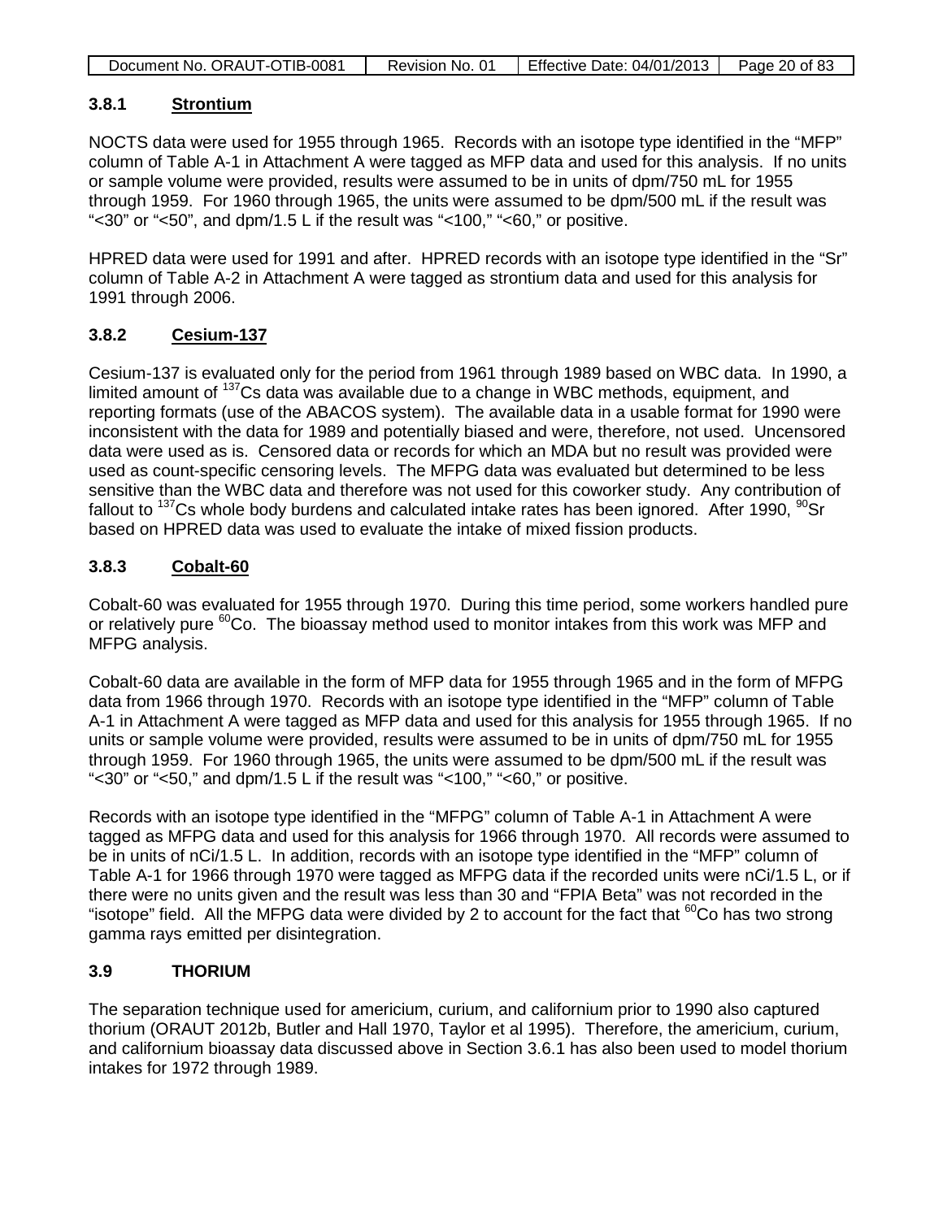### 3.8.1 Strontium

NOCTS data were used for 1955 through 1965. Records with an isotope type identified in the "MFP" column of Table A-1 in Attachment A were tagged as MFP data and used for this analysis. If no units or sample volume were provided, results were assumed to be in units of dpm/750 mL for 1955 through 1959. For 1960 through 1965, the units were assumed to be dpm/500 mL if the result was "<30" or "<50", and dpm/1.5 L if the result was "<100," "<60," or positive.

HPRED data were used for 1991 and after. HPRED records with an isotope type identified in the "Sr" column of Table A-2 in Attachment A were tagged as strontium data and used for this analysis for 1991 through 2006.

### 3.8.2 Cesium-137

Cesium-137 is evaluated only for the period from 1961 through 1989 based on WBC data. In 1990, a limited amount of $^{137}$Cs data was available due to a change in WBC methods, equipment, and reporting formats (use of the ABACOS system). The available data in a usable format for 1990 were inconsistent with the data for 1989 and potentially biased and were, therefore, not used. Uncensored data were used as is. Censored data or records for which an MDA but no result was provided were used as count-specific censoring levels. The MFPG data was evaluated but determined to be less sensitive than the WBC data and therefore was not used for this coworker study. Any contribution of fallout to $^{137}$Cs whole body burdens and calculated intake rates has been ignored. After 1990, $^{90}$Sr based on HPRED data was used to evaluate the intake of mixed fission products.

### 3.8.3 Cobalt-60

Cobalt-60 was evaluated for 1955 through 1970. During this time period, some workers handled pure or relatively pure $^{60}$Co. The bioassay method used to monitor intakes from this work was MFP and MFPG analysis.

Cobalt-60 data are available in the form of MFP data for 1955 through 1965 and in the form of MFPG data from 1966 through 1970. Records with an isotope type identified in the "MFP" column of Table A-1 in Attachment A were tagged as MFP data and used for this analysis for 1955 through 1965. If no units or sample volume were provided, results were assumed to be in units of dpm/750 mL for 1955 through 1959. For 1960 through 1965, the units were assumed to be dpm/500 mL if the result was "<30" or "<50," and dpm/1.5 L if the result was "<100," "<60," or positive.

Records with an isotope type identified in the "MFPG" column of Table A-1 in Attachment A were tagged as MFPG data and used for this analysis for 1966 through 1970. All records were assumed to be in units of nCi/1.5 L. In addition, records with an isotope type identified in the "MFP" column of Table A-1 for 1966 through 1970 were tagged as MFPG data if the recorded units were nCi/1.5 L, or if there were no units given and the result was less than 30 and "FPIA Beta" was not recorded in the "isotope" field. All the MFPG data were divided by 2 to account for the fact that $^{60}$Co has two strong gamma rays emitted per disintegration.

## 3.9 THORIUM

The separation technique used for americium, curium, and californium prior to 1990 also captured thorium (ORAUT 2012b, Butler and Hall 1970, Taylor et al 1995). Therefore, the americium, curium, and californium bioassay data discussed above in Section 3.6.1 has also been used to model thorium intakes for 1972 through 1989.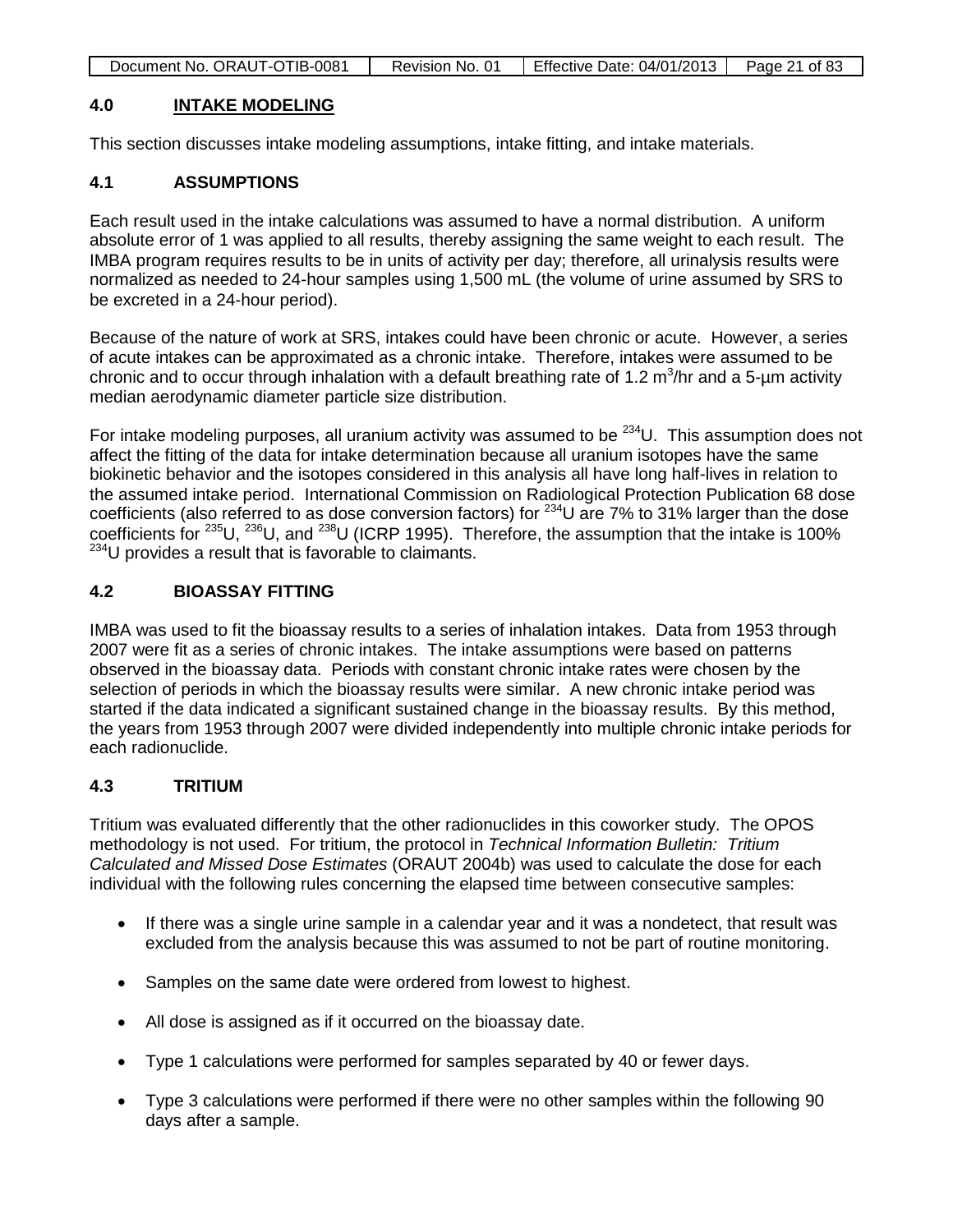## 4.0 INTAKE MODELING

This section discusses intake modeling assumptions, intake fitting, and intake materials.

### 4.1 ASSUMPTIONS

Each result used in the intake calculations was assumed to have a normal distribution. A uniform absolute error of 1 was applied to all results, thereby assigning the same weight to each result. The IMBA program requires results to be in units of activity per day; therefore, all urinalysis results were normalized as needed to 24-hour samples using 1,500 mL (the volume of urine assumed by SRS to be excreted in a 24-hour period).

Because of the nature of work at SRS, intakes could have been chronic or acute. However, a series of acute intakes can be approximated as a chronic intake. Therefore, intakes were assumed to be chronic and to occur through inhalation with a default breathing rate of 1.2 $m^3$/hr and a 5-μm activity median aerodynamic diameter particle size distribution.

For intake modeling purposes, all uranium activity was assumed to be $^{234}$U. This assumption does not affect the fitting of the data for intake determination because all uranium isotopes have the same biokinetic behavior and the isotopes considered in this analysis all have long half-lives in relation to the assumed intake period. International Commission on Radiological Protection Publication 68 dose coefficients (also referred to as dose conversion factors) for $^{234}$U are 7% to 31% larger than the dose coefficients for $^{235}$U, $^{236}$U, and $^{238}$U (ICRP 1995). Therefore, the assumption that the intake is 100% $^{234}$U provides a result that is favorable to claimants.

### 4.2 BIOASSAY FITTING

IMBA was used to fit the bioassay results to a series of inhalation intakes. Data from 1953 through 2007 were fit as a series of chronic intakes. The intake assumptions were based on patterns observed in the bioassay data. Periods with constant chronic intake rates were chosen by the selection of periods in which the bioassay results were similar. A new chronic intake period was started if the data indicated a significant sustained change in the bioassay results. By this method, the years from 1953 through 2007 were divided independently into multiple chronic intake periods for each radionuclide.

### 4.3 TRITIUM

Tritium was evaluated differently that the other radionuclides in this coworker study. The OPOS methodology is not used. For tritium, the protocol in *Technical Information Bulletin: Tritium Calculated and Missed Dose Estimates* (ORAUT 2004b) was used to calculate the dose for each individual with the following rules concerning the elapsed time between consecutive samples:

- If there was a single urine sample in a calendar year and it was a nondetect, that result was excluded from the analysis because this was assumed to not be part of routine monitoring.
- Samples on the same date were ordered from lowest to highest.
- All dose is assigned as if it occurred on the bioassay date.
- Type 1 calculations were performed for samples separated by 40 or fewer days.
- Type 3 calculations were performed if there were no other samples within the following 90 days after a sample.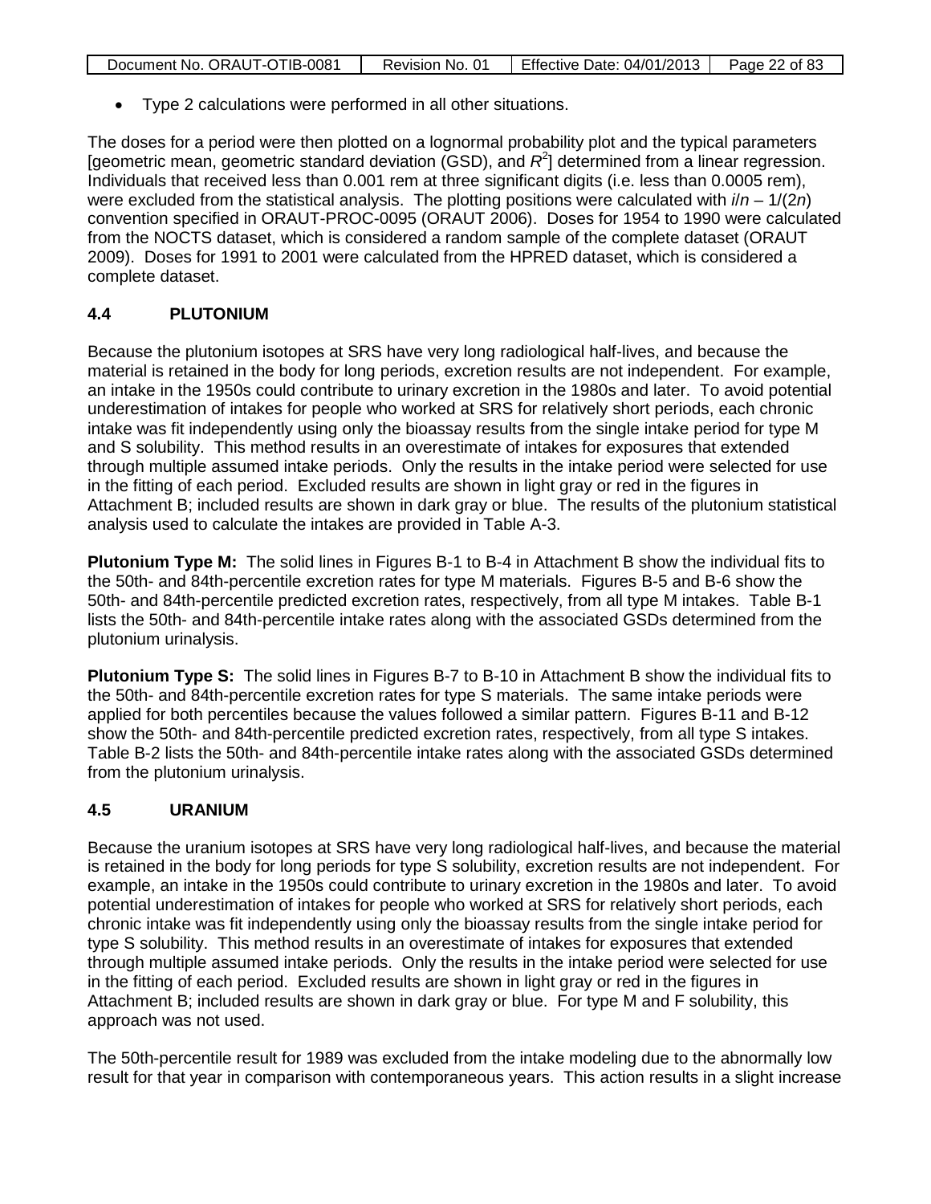- Type 2 calculations were performed in all other situations.

The doses for a period were then plotted on a lognormal probability plot and the typical parameters [geometric mean, geometric standard deviation (GSD), and $R^2$] determined from a linear regression. Individuals that received less than 0.001 rem at three significant digits (i.e. less than 0.0005 rem), were excluded from the statistical analysis. The plotting positions were calculated with $i/n - 1/(2n)$ convention specified in ORAUT-PROC-0095 (ORAUT 2006). Doses for 1954 to 1990 were calculated from the NOCTS dataset, which is considered a random sample of the complete dataset (ORAUT 2009). Doses for 1991 to 2001 were calculated from the HPRED dataset, which is considered a complete dataset.

## 4.4 PLUTONIUM

Because the plutonium isotopes at SRS have very long radiological half-lives, and because the material is retained in the body for long periods, excretion results are not independent. For example, an intake in the 1950s could contribute to urinary excretion in the 1980s and later. To avoid potential underestimation of intakes for people who worked at SRS for relatively short periods, each chronic intake was fit independently using only the bioassay results from the single intake period for type M and S solubility. This method results in an overestimate of intakes for exposures that extended through multiple assumed intake periods. Only the results in the intake period were selected for use in the fitting of each period. Excluded results are shown in light gray or red in the figures in Attachment B; included results are shown in dark gray or blue. The results of the plutonium statistical analysis used to calculate the intakes are provided in Table A-3.

**Plutonium Type M:** The solid lines in Figures B-1 to B-4 in Attachment B show the individual fits to the 50th- and 84th-percentile excretion rates for type M materials. Figures B-5 and B-6 show the 50th- and 84th-percentile predicted excretion rates, respectively, from all type M intakes. Table B-1 lists the 50th- and 84th-percentile intake rates along with the associated GSDs determined from the plutonium urinalysis.

**Plutonium Type S:** The solid lines in Figures B-7 to B-10 in Attachment B show the individual fits to the 50th- and 84th-percentile excretion rates for type S materials. The same intake periods were applied for both percentiles because the values followed a similar pattern. Figures B-11 and B-12 show the 50th- and 84th-percentile predicted excretion rates, respectively, from all type S intakes. Table B-2 lists the 50th- and 84th-percentile intake rates along with the associated GSDs determined from the plutonium urinalysis.

## 4.5 URANIUM

Because the uranium isotopes at SRS have very long radiological half-lives, and because the material is retained in the body for long periods for type S solubility, excretion results are not independent. For example, an intake in the 1950s could contribute to urinary excretion in the 1980s and later. To avoid potential underestimation of intakes for people who worked at SRS for relatively short periods, each chronic intake was fit independently using only the bioassay results from the single intake period for type S solubility. This method results in an overestimate of intakes for exposures that extended through multiple assumed intake periods. Only the results in the intake period were selected for use in the fitting of each period. Excluded results are shown in light gray or red in the figures in Attachment B; included results are shown in dark gray or blue. For type M and F solubility, this approach was not used.

The 50th-percentile result for 1989 was excluded from the intake modeling due to the abnormally low result for that year in comparison with contemporaneous years. This action results in a slight increase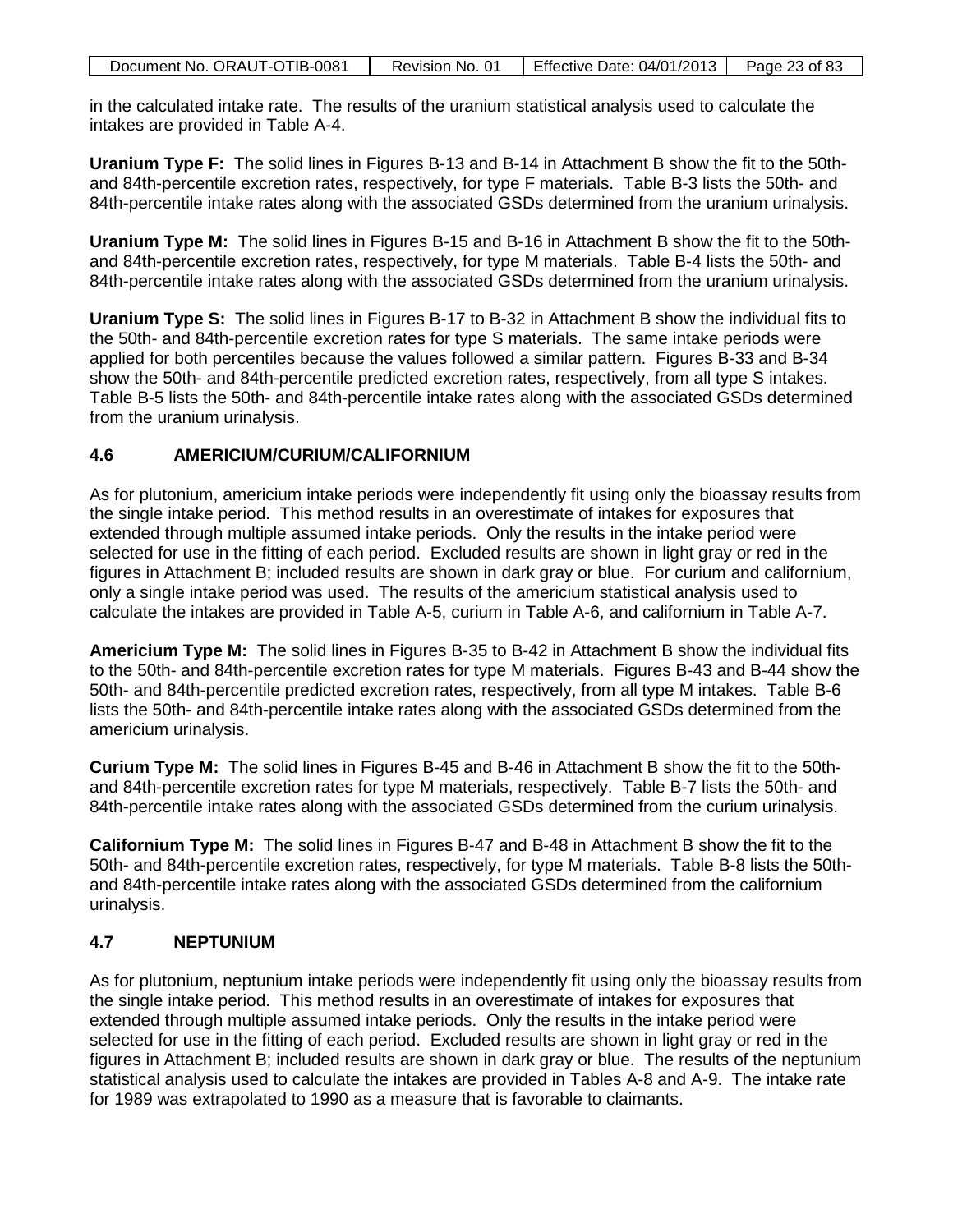in the calculated intake rate. The results of the uranium statistical analysis used to calculate the intakes are provided in Table A-4.

**Uranium Type F:** The solid lines in Figures B-13 and B-14 in Attachment B show the fit to the 50th- and 84th-percentile excretion rates, respectively, for type F materials. Table B-3 lists the 50th- and 84th-percentile intake rates along with the associated GSDs determined from the uranium urinalysis.

**Uranium Type M:** The solid lines in Figures B-15 and B-16 in Attachment B show the fit to the 50th- and 84th-percentile excretion rates, respectively, for type M materials. Table B-4 lists the 50th- and 84th-percentile intake rates along with the associated GSDs determined from the uranium urinalysis.

**Uranium Type S:** The solid lines in Figures B-17 to B-32 in Attachment B show the individual fits to the 50th- and 84th-percentile excretion rates for type S materials. The same intake periods were applied for both percentiles because the values followed a similar pattern. Figures B-33 and B-34 show the 50th- and 84th-percentile predicted excretion rates, respectively, from all type S intakes. Table B-5 lists the 50th- and 84th-percentile intake rates along with the associated GSDs determined from the uranium urinalysis.

## 4.6 AMERICIUM/CURIUM/CALIFORNIUM

As for plutonium, americium intake periods were independently fit using only the bioassay results from the single intake period. This method results in an overestimate of intakes for exposures that extended through multiple assumed intake periods. Only the results in the intake period were selected for use in the fitting of each period. Excluded results are shown in light gray or red in the figures in Attachment B; included results are shown in dark gray or blue. For curium and californium, only a single intake period was used. The results of the americium statistical analysis used to calculate the intakes are provided in Table A-5, curium in Table A-6, and californium in Table A-7.

**Americium Type M:** The solid lines in Figures B-35 to B-42 in Attachment B show the individual fits to the 50th- and 84th-percentile excretion rates for type M materials. Figures B-43 and B-44 show the 50th- and 84th-percentile predicted excretion rates, respectively, from all type M intakes. Table B-6 lists the 50th- and 84th-percentile intake rates along with the associated GSDs determined from the americium urinalysis.

**Curium Type M:** The solid lines in Figures B-45 and B-46 in Attachment B show the fit to the 50th- and 84th-percentile excretion rates for type M materials, respectively. Table B-7 lists the 50th- and 84th-percentile intake rates along with the associated GSDs determined from the curium urinalysis.

**Californium Type M:** The solid lines in Figures B-47 and B-48 in Attachment B show the fit to the 50th- and 84th-percentile excretion rates, respectively, for type M materials. Table B-8 lists the 50th- and 84th-percentile intake rates along with the associated GSDs determined from the californium urinalysis.

## 4.7 NEPTUNIUM

As for plutonium, neptunium intake periods were independently fit using only the bioassay results from the single intake period. This method results in an overestimate of intakes for exposures that extended through multiple assumed intake periods. Only the results in the intake period were selected for use in the fitting of each period. Excluded results are shown in light gray or red in the figures in Attachment B; included results are shown in dark gray or blue. The results of the neptunium statistical analysis used to calculate the intakes are provided in Tables A-8 and A-9. The intake rate for 1989 was extrapolated to 1990 as a measure that is favorable to claimants.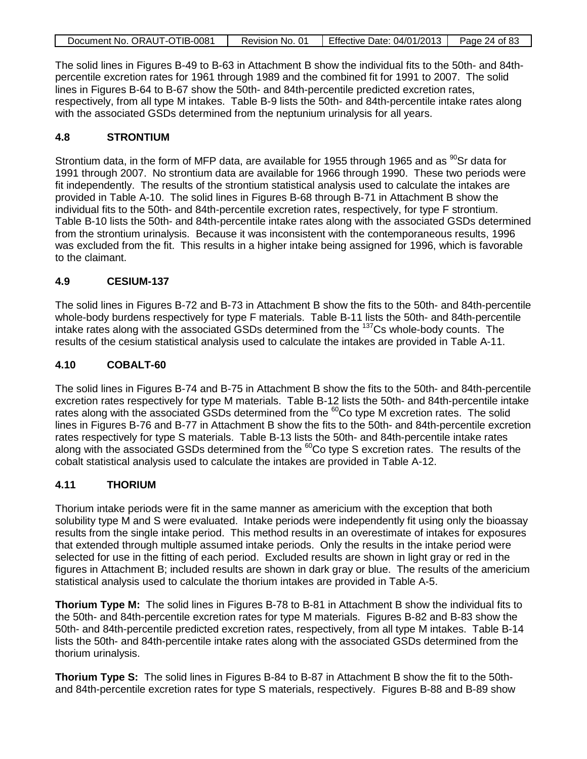The solid lines in Figures B-49 to B-63 in Attachment B show the individual fits to the 50th- and 84th-percentile excretion rates for 1961 through 1989 and the combined fit for 1991 to 2007. The solid lines in Figures B-64 to B-67 show the 50th- and 84th-percentile predicted excretion rates, respectively, from all type M intakes. Table B-9 lists the 50th- and 84th-percentile intake rates along with the associated GSDs determined from the neptunium urinalysis for all years.

## 4.8 STRONTIUM

Strontium data, in the form of MFP data, are available for 1955 through 1965 and as $^{90}$Sr data for 1991 through 2007. No strontium data are available for 1966 through 1990. These two periods were fit independently. The results of the strontium statistical analysis used to calculate the intakes are provided in Table A-10. The solid lines in Figures B-68 through B-71 in Attachment B show the individual fits to the 50th- and 84th-percentile excretion rates, respectively, for type F strontium. Table B-10 lists the 50th- and 84th-percentile intake rates along with the associated GSDs determined from the strontium urinalysis. Because it was inconsistent with the contemporaneous results, 1996 was excluded from the fit. This results in a higher intake being assigned for 1996, which is favorable to the claimant.

## 4.9 CESIUM-137

The solid lines in Figures B-72 and B-73 in Attachment B show the fits to the 50th- and 84th-percentile whole-body burdens respectively for type F materials. Table B-11 lists the 50th- and 84th-percentile intake rates along with the associated GSDs determined from the $^{137}$Cs whole-body counts. The results of the cesium statistical analysis used to calculate the intakes are provided in Table A-11.

## 4.10 COBALT-60

The solid lines in Figures B-74 and B-75 in Attachment B show the fits to the 50th- and 84th-percentile excretion rates respectively for type M materials. Table B-12 lists the 50th- and 84th-percentile intake rates along with the associated GSDs determined from the $^{60}$Co type M excretion rates. The solid lines in Figures B-76 and B-77 in Attachment B show the fits to the 50th- and 84th-percentile excretion rates respectively for type S materials. Table B-13 lists the 50th- and 84th-percentile intake rates along with the associated GSDs determined from the $^{60}$Co type S excretion rates. The results of the cobalt statistical analysis used to calculate the intakes are provided in Table A-12.

## 4.11 THORIUM

Thorium intake periods were fit in the same manner as americium with the exception that both solubility type M and S were evaluated. Intake periods were independently fit using only the bioassay results from the single intake period. This method results in an overestimate of intakes for exposures that extended through multiple assumed intake periods. Only the results in the intake period were selected for use in the fitting of each period. Excluded results are shown in light gray or red in the figures in Attachment B; included results are shown in dark gray or blue. The results of the americium statistical analysis used to calculate the thorium intakes are provided in Table A-5.

**Thorium Type M:** The solid lines in Figures B-78 to B-81 in Attachment B show the individual fits to the 50th- and 84th-percentile excretion rates for type M materials. Figures B-82 and B-83 show the 50th- and 84th-percentile predicted excretion rates, respectively, from all type M intakes. Table B-14 lists the 50th- and 84th-percentile intake rates along with the associated GSDs determined from the thorium urinalysis.

**Thorium Type S:** The solid lines in Figures B-84 to B-87 in Attachment B show the fit to the 50th- and 84th-percentile excretion rates for type S materials, respectively. Figures B-88 and B-89 show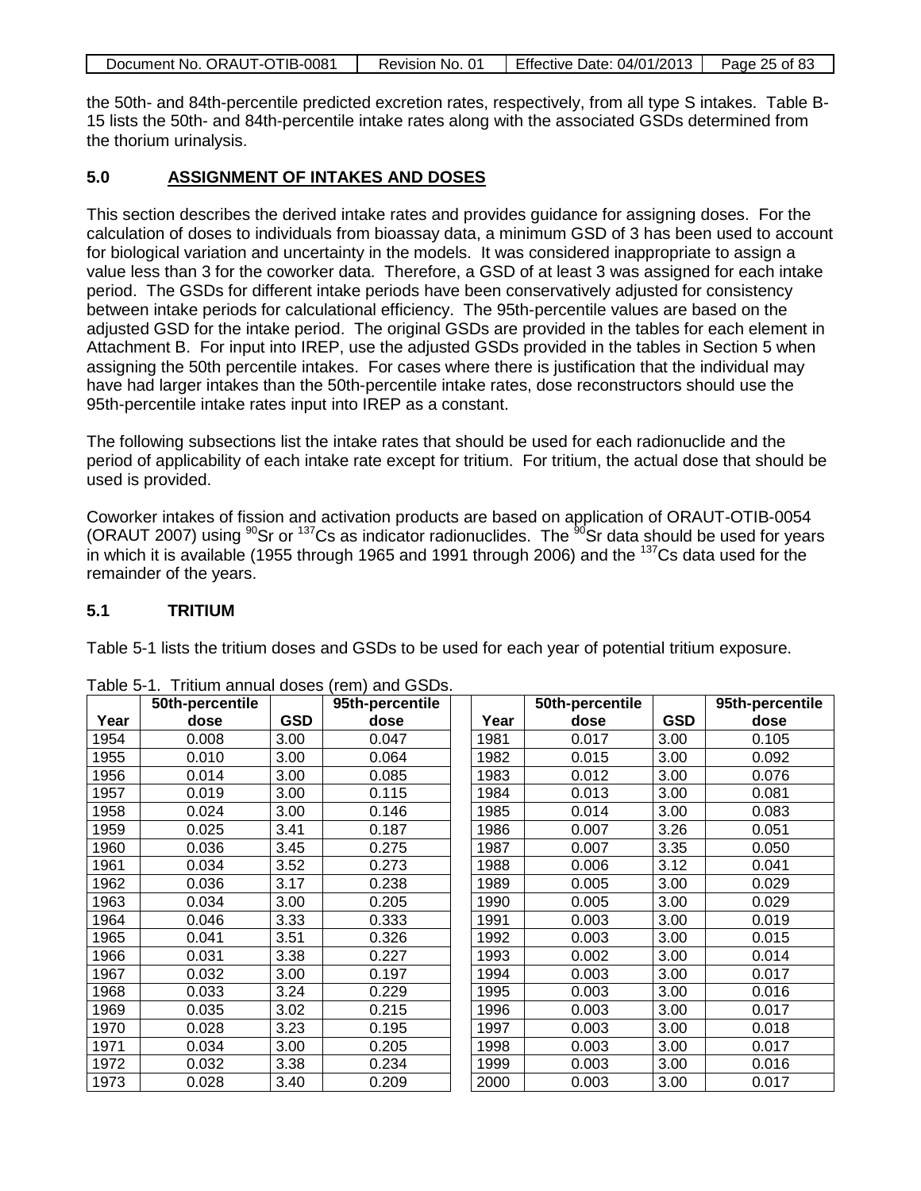the 50th- and 84th-percentile predicted excretion rates, respectively, from all type S intakes. Table B-15 lists the 50th- and 84th-percentile intake rates along with the associated GSDs determined from the thorium urinalysis.

## 5.0 ASSIGNMENT OF INTAKES AND DOSES

This section describes the derived intake rates and provides guidance for assigning doses. For the calculation of doses to individuals from bioassay data, a minimum GSD of 3 has been used to account for biological variation and uncertainty in the models. It was considered inappropriate to assign a value less than 3 for the coworker data. Therefore, a GSD of at least 3 was assigned for each intake period. The GSDs for different intake periods have been conservatively adjusted for consistency between intake periods for calculational efficiency. The 95th-percentile values are based on the adjusted GSD for the intake period. The original GSDs are provided in the tables for each element in Attachment B. For input into IREP, use the adjusted GSDs provided in the tables in Section 5 when assigning the 50th percentile intakes. For cases where there is justification that the individual may have had larger intakes than the 50th-percentile intake rates, dose reconstructors should use the 95th-percentile intake rates input into IREP as a constant.

The following subsections list the intake rates that should be used for each radionuclide and the period of applicability of each intake rate except for tritium. For tritium, the actual dose that should be used is provided.

Coworker intakes of fission and activation products are based on application of ORAUT-OTIB-0054 (ORAUT 2007) using $^{90}$Sr or $^{137}$Cs as indicator radionuclides. The $^{90}$Sr data should be used for years in which it is available (1955 through 1965 and 1991 through 2006) and the $^{137}$Cs data used for the remainder of the years.

### 5.1 TRITIUM

Table 5-1 lists the tritium doses and GSDs to be used for each year of potential tritium exposure.

Table 5-1. Tritium annual doses (rem) and GSDs.

| Year | 50th-percentile dose | GSD | 95th-percentile dose | Year | 50th-percentile dose | GSD | 95th-percentile dose |
|---|---|---|---|---|---|---|---|
| 1954 | 0.008 | 3.00 | 0.047 | 1981 | 0.017 | 3.00 | 0.105 |
| 1955 | 0.010 | 3.00 | 0.064 | 1982 | 0.015 | 3.00 | 0.092 |
| 1956 | 0.014 | 3.00 | 0.085 | 1983 | 0.012 | 3.00 | 0.076 |
| 1957 | 0.019 | 3.00 | 0.115 | 1984 | 0.013 | 3.00 | 0.081 |
| 1958 | 0.024 | 3.00 | 0.146 | 1985 | 0.014 | 3.00 | 0.083 |
| 1959 | 0.025 | 3.41 | 0.187 | 1986 | 0.007 | 3.26 | 0.051 |
| 1960 | 0.036 | 3.45 | 0.275 | 1987 | 0.007 | 3.35 | 0.050 |
| 1961 | 0.034 | 3.52 | 0.273 | 1988 | 0.006 | 3.12 | 0.041 |
| 1962 | 0.036 | 3.17 | 0.238 | 1989 | 0.005 | 3.00 | 0.029 |
| 1963 | 0.034 | 3.00 | 0.205 | 1990 | 0.005 | 3.00 | 0.029 |
| 1964 | 0.046 | 3.33 | 0.333 | 1991 | 0.003 | 3.00 | 0.019 |
| 1965 | 0.041 | 3.51 | 0.326 | 1992 | 0.003 | 3.00 | 0.015 |
| 1966 | 0.031 | 3.38 | 0.227 | 1993 | 0.002 | 3.00 | 0.014 |
| 1967 | 0.032 | 3.00 | 0.197 | 1994 | 0.003 | 3.00 | 0.017 |
| 1968 | 0.033 | 3.24 | 0.229 | 1995 | 0.003 | 3.00 | 0.016 |
| 1969 | 0.035 | 3.02 | 0.215 | 1996 | 0.003 | 3.00 | 0.017 |
| 1970 | 0.028 | 3.23 | 0.195 | 1997 | 0.003 | 3.00 | 0.018 |
| 1971 | 0.034 | 3.00 | 0.205 | 1998 | 0.003 | 3.00 | 0.017 |
| 1972 | 0.032 | 3.38 | 0.234 | 1999 | 0.003 | 3.00 | 0.016 |
| 1973 | 0.028 | 3.40 | 0.209 | 2000 | 0.003 | 3.00 | 0.017 |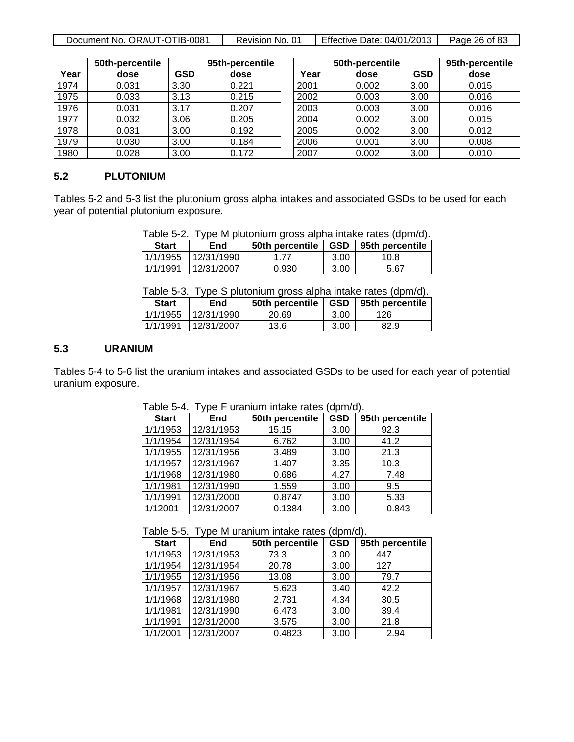| Year | 50th-percentile dose | GSD | 95th-percentile dose | | Year | 50th-percentile dose | GSD | 95th-percentile dose |
|---|---|---|---|---|---|---|---|---|
| 1974 | 0.031 | 3.30 | 0.221 | | 2001 | 0.002 | 3.00 | 0.015 |
| 1975 | 0.033 | 3.13 | 0.215 | | 2002 | 0.003 | 3.00 | 0.016 |
| 1976 | 0.031 | 3.17 | 0.207 | | 2003 | 0.003 | 3.00 | 0.016 |
| 1977 | 0.032 | 3.06 | 0.205 | | 2004 | 0.002 | 3.00 | 0.015 |
| 1978 | 0.031 | 3.00 | 0.192 | | 2005 | 0.002 | 3.00 | 0.012 |
| 1979 | 0.030 | 3.00 | 0.184 | | 2006 | 0.001 | 3.00 | 0.008 |
| 1980 | 0.028 | 3.00 | 0.172 | | 2007 | 0.002 | 3.00 | 0.010 |

## 5.2 PLUTONIUM

Tables 5-2 and 5-3 list the plutonium gross alpha intakes and associated GSDs to be used for each year of potential plutonium exposure.

Table 5-2. Type M plutonium gross alpha intake rates (dpm/d).

| Start | End | 50th percentile | GSD | 95th percentile |
|---|---|---|---|---|
| 1/1/1955 | 12/31/1990 | 1.77 | 3.00 | 10.8 |
| 1/1/1991 | 12/31/2007 | 0.930 | 3.00 | 5.67 |

Table 5-3. Type S plutonium gross alpha intake rates (dpm/d).

| Start | End | 50th percentile | GSD | 95th percentile |
|---|---|---|---|---|
| 1/1/1955 | 12/31/1990 | 20.69 | 3.00 | 126 |
| 1/1/1991 | 12/31/2007 | 13.6 | 3.00 | 82.9 |

## 5.3 URANIUM

Tables 5-4 to 5-6 list the uranium intakes and associated GSDs to be used for each year of potential uranium exposure.

Table 5-4. Type F uranium intake rates (dpm/d).

| Start | End | 50th percentile | GSD | 95th percentile |
|---|---|---|---|---|
| 1/1/1953 | 12/31/1953 | 15.15 | 3.00 | 92.3 |
| 1/1/1954 | 12/31/1954 | 6.762 | 3.00 | 41.2 |
| 1/1/1955 | 12/31/1956 | 3.489 | 3.00 | 21.3 |
| 1/1/1957 | 12/31/1967 | 1.407 | 3.35 | 10.3 |
| 1/1/1968 | 12/31/1980 | 0.686 | 4.27 | 7.48 |
| 1/1/1981 | 12/31/1990 | 1.559 | 3.00 | 9.5 |
| 1/1/1991 | 12/31/2000 | 0.8747 | 3.00 | 5.33 |
| 1/12001 | 12/31/2007 | 0.1384 | 3.00 | 0.843 |

Table 5-5. Type M uranium intake rates (dpm/d).

| Start | End | 50th percentile | GSD | 95th percentile |
|---|---|---|---|---|
| 1/1/1953 | 12/31/1953 | 73.3 | 3.00 | 447 |
| 1/1/1954 | 12/31/1954 | 20.78 | 3.00 | 127 |
| 1/1/1955 | 12/31/1956 | 13.08 | 3.00 | 79.7 |
| 1/1/1957 | 12/31/1967 | 5.623 | 3.40 | 42.2 |
| 1/1/1968 | 12/31/1980 | 2.731 | 4.34 | 30.5 |
| 1/1/1981 | 12/31/1990 | 6.473 | 3.00 | 39.4 |
| 1/1/1991 | 12/31/2000 | 3.575 | 3.00 | 21.8 |
| 1/1/2001 | 12/31/2007 | 0.4823 | 3.00 | 2.94 |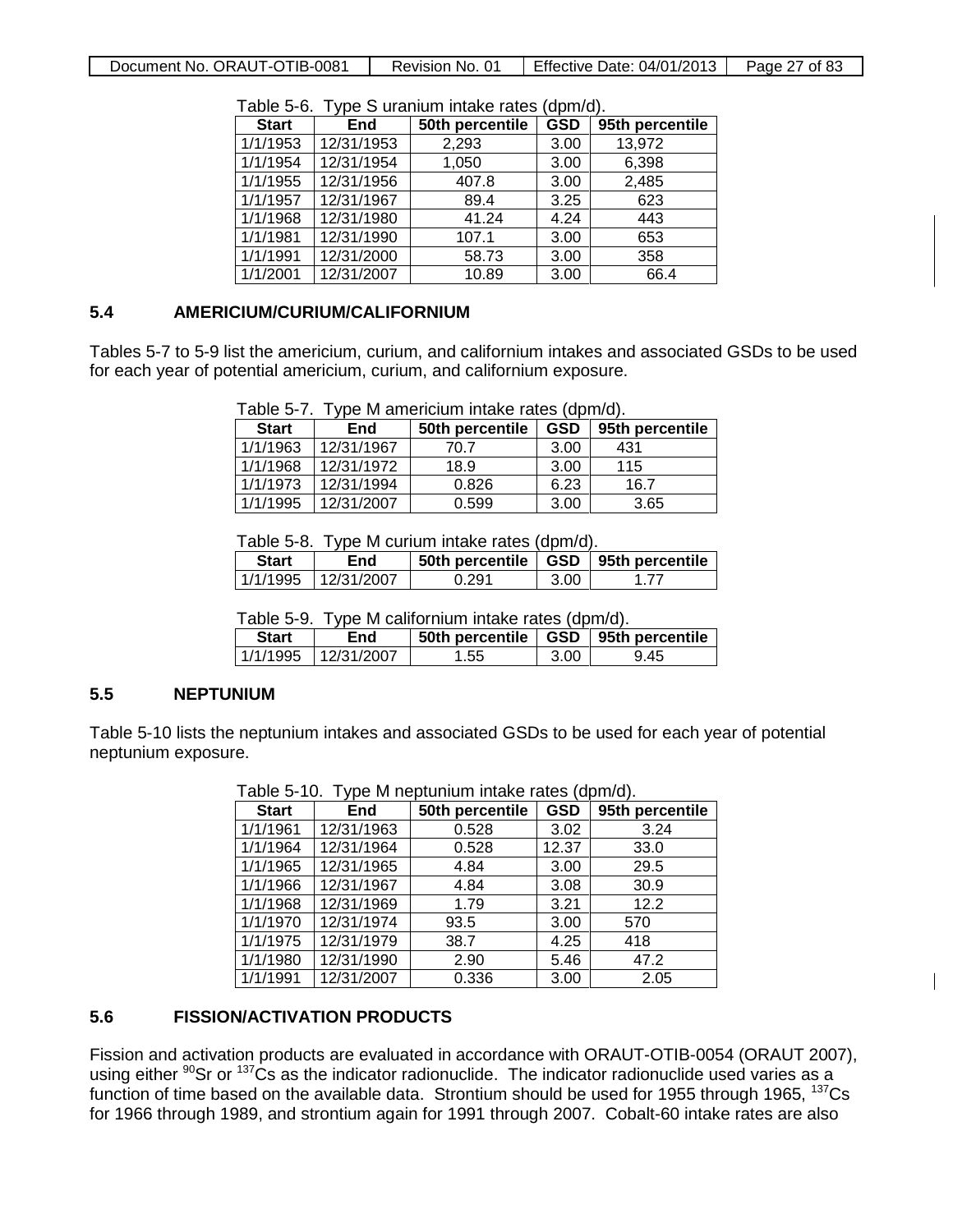Table 5-6. Type S uranium intake rates (dpm/d).

| Start | End | 50th percentile | GSD | 95th percentile |
|---|---|---|---|---|
| 1/1/1953 | 12/31/1953 | 2,293 | 3.00 | 13,972 |
| 1/1/1954 | 12/31/1954 | 1,050 | 3.00 | 6,398 |
| 1/1/1955 | 12/31/1956 | 407.8 | 3.00 | 2,485 |
| 1/1/1957 | 12/31/1967 | 89.4 | 3.25 | 623 |
| 1/1/1968 | 12/31/1980 | 41.24 | 4.24 | 443 |
| 1/1/1981 | 12/31/1990 | 107.1 | 3.00 | 653 |
| 1/1/1991 | 12/31/2000 | 58.73 | 3.00 | 358 |
| 1/1/2001 | 12/31/2007 | 10.89 | 3.00 | 66.4 |

## 5.4 AMERICIUM/CURIUM/CALIFORNIUM

Tables 5-7 to 5-9 list the americium, curium, and californium intakes and associated GSDs to be used for each year of potential americium, curium, and californium exposure.

Table 5-7. Type M americium intake rates (dpm/d).

| Start | End | 50th percentile | GSD | 95th percentile |
|---|---|---|---|---|
| 1/1/1963 | 12/31/1967 | 70.7 | 3.00 | 431 |
| 1/1/1968 | 12/31/1972 | 18.9 | 3.00 | 115 |
| 1/1/1973 | 12/31/1994 | 0.826 | 6.23 | 16.7 |
| 1/1/1995 | 12/31/2007 | 0.599 | 3.00 | 3.65 |

Table 5-8. Type M curium intake rates (dpm/d).

| Start | End | 50th percentile | GSD | 95th percentile |
|---|---|---|---|---|
| 1/1/1995 | 12/31/2007 | 0.291 | 3.00 | 1.77 |

Table 5-9. Type M californium intake rates (dpm/d).

| Start | End | 50th percentile | GSD | 95th percentile |
|---|---|---|---|---|
| 1/1/1995 | 12/31/2007 | 1.55 | 3.00 | 9.45 |

## 5.5 NEPTUNIUM

Table 5-10 lists the neptunium intakes and associated GSDs to be used for each year of potential neptunium exposure.

Table 5-10. Type M neptunium intake rates (dpm/d).

| Start | End | 50th percentile | GSD | 95th percentile |
|---|---|---|---|---|
| 1/1/1961 | 12/31/1963 | 0.528 | 3.02 | 3.24 |
| 1/1/1964 | 12/31/1964 | 0.528 | 12.37 | 33.0 |
| 1/1/1965 | 12/31/1965 | 4.84 | 3.00 | 29.5 |
| 1/1/1966 | 12/31/1967 | 4.84 | 3.08 | 30.9 |
| 1/1/1968 | 12/31/1969 | 1.79 | 3.21 | 12.2 |
| 1/1/1970 | 12/31/1974 | 93.5 | 3.00 | 570 |
| 1/1/1975 | 12/31/1979 | 38.7 | 4.25 | 418 |
| 1/1/1980 | 12/31/1990 | 2.90 | 5.46 | 47.2 |
| 1/1/1991 | 12/31/2007 | 0.336 | 3.00 | 2.05 |

## 5.6 FISSION/ACTIVATION PRODUCTS

Fission and activation products are evaluated in accordance with ORAUT-OTIB-0054 (ORAUT 2007), using either $^{90}$Sr or $^{137}$Cs as the indicator radionuclide. The indicator radionuclide used varies as a function of time based on the available data. Strontium should be used for 1955 through 1965, $^{137}$Cs for 1966 through 1989, and strontium again for 1991 through 2007. Cobalt-60 intake rates are also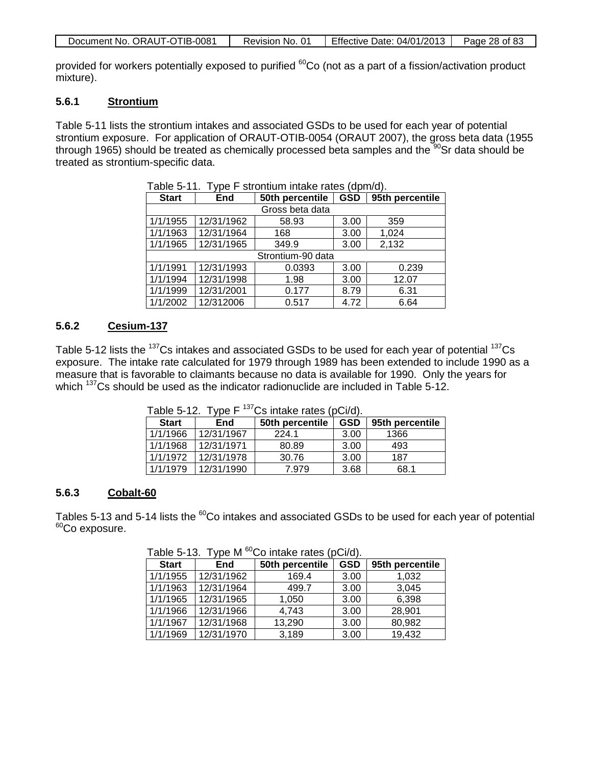provided for workers potentially exposed to purified $^{60}$Co (not as a part of a fission/activation product mixture).

### 5.6.1 Strontium

Table 5-11 lists the strontium intakes and associated GSDs to be used for each year of potential strontium exposure. For application of ORAUT-OTIB-0054 (ORAUT 2007), the gross beta data (1955 through 1965) should be treated as chemically processed beta samples and the $^{90}$Sr data should be treated as strontium-specific data.

Table 5-11. Type F strontium intake rates (dpm/d).

| Start | End | 50th percentile | GSD | 95th percentile |
|---|---|---|---|---|
| Gross beta data | | | | |
| 1/1/1955 | 12/31/1962 | 58.93 | 3.00 | 359 |
| 1/1/1963 | 12/31/1964 | 168 | 3.00 | 1,024 |
| 1/1/1965 | 12/31/1965 | 349.9 | 3.00 | 2,132 |
| Strontium-90 data | | | | |
| 1/1/1991 | 12/31/1993 | 0.0393 | 3.00 | 0.239 |
| 1/1/1994 | 12/31/1998 | 1.98 | 3.00 | 12.07 |
| 1/1/1999 | 12/31/2001 | 0.177 | 8.79 | 6.31 |
| 1/1/2002 | 12/312006 | 0.517 | 4.72 | 6.64 |

### 5.6.2 Cesium-137

Table 5-12 lists the $^{137}$Cs intakes and associated GSDs to be used for each year of potential $^{137}$Cs exposure. The intake rate calculated for 1979 through 1989 has been extended to include 1990 as a measure that is favorable to claimants because no data is available for 1990. Only the years for which $^{137}$Cs should be used as the indicator radionuclide are included in Table 5-12.

Table 5-12. Type F $^{137}$Cs intake rates (pCi/d).

| Start | End | 50th percentile | GSD | 95th percentile |
|---|---|---|---|---|
| 1/1/1966 | 12/31/1967 | 224.1 | 3.00 | 1366 |
| 1/1/1968 | 12/31/1971 | 80.89 | 3.00 | 493 |
| 1/1/1972 | 12/31/1978 | 30.76 | 3.00 | 187 |
| 1/1/1979 | 12/31/1990 | 7.979 | 3.68 | 68.1 |

### 5.6.3 Cobalt-60

Tables 5-13 and 5-14 lists the $^{60}$Co intakes and associated GSDs to be used for each year of potential $^{60}$Co exposure.

Table 5-13. Type M $^{60}$Co intake rates (pCi/d).

| Start | End | 50th percentile | GSD | 95th percentile |
|---|---|---|---|---|
| 1/1/1955 | 12/31/1962 | 169.4 | 3.00 | 1,032 |
| 1/1/1963 | 12/31/1964 | 499.7 | 3.00 | 3,045 |
| 1/1/1965 | 12/31/1965 | 1,050 | 3.00 | 6,398 |
| 1/1/1966 | 12/31/1966 | 4,743 | 3.00 | 28,901 |
| 1/1/1967 | 12/31/1968 | 13,290 | 3.00 | 80,982 |
| 1/1/1969 | 12/31/1970 | 3,189 | 3.00 | 19,432 |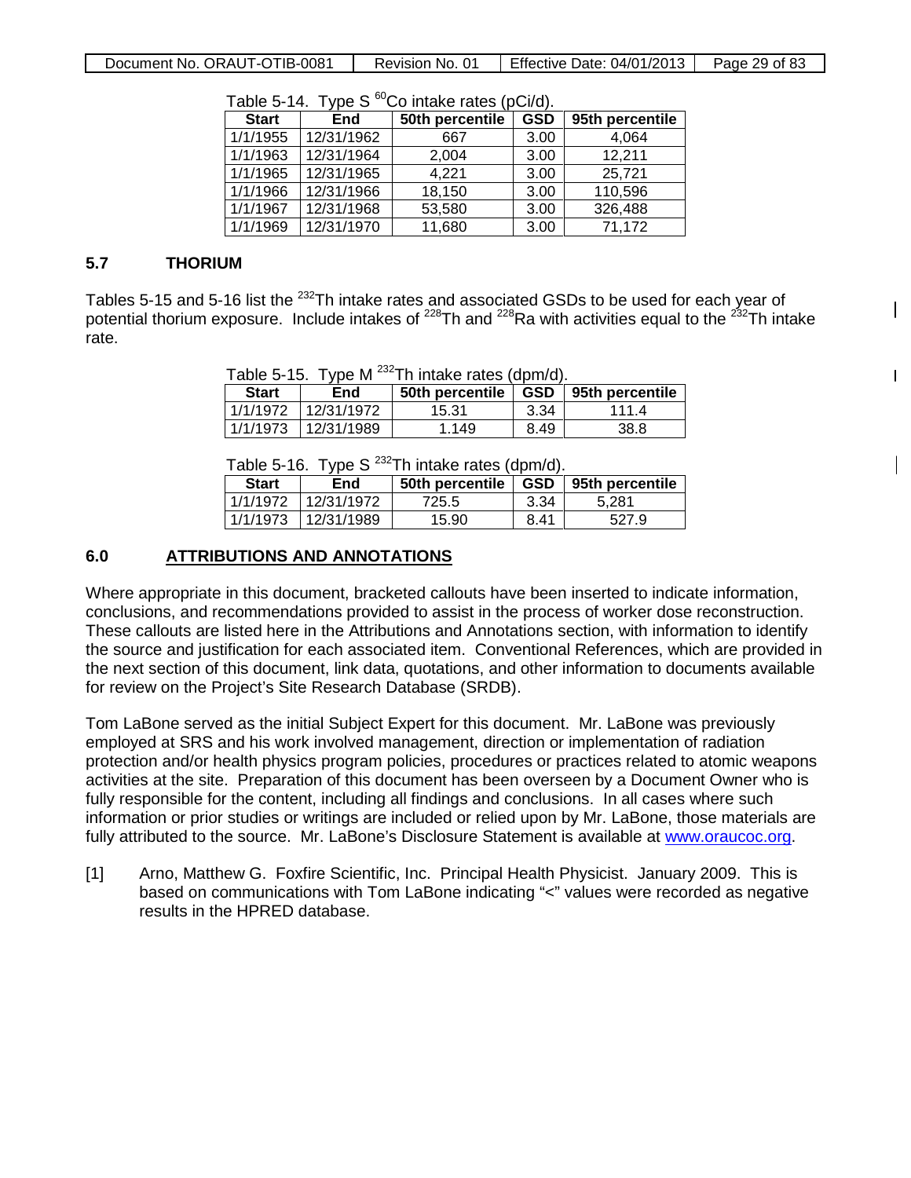Table 5-14. Type S $^{60}$Co intake rates (pCi/d).

| Start | End | 50th percentile | GSD | 95th percentile |
|---|---|---|---|---|
| 1/1/1955 | 12/31/1962 | 667 | 3.00 | 4,064 |
| 1/1/1963 | 12/31/1964 | 2,004 | 3.00 | 12,211 |
| 1/1/1965 | 12/31/1965 | 4,221 | 3.00 | 25,721 |
| 1/1/1966 | 12/31/1966 | 18,150 | 3.00 | 110,596 |
| 1/1/1967 | 12/31/1968 | 53,580 | 3.00 | 326,488 |
| 1/1/1969 | 12/31/1970 | 11,680 | 3.00 | 71,172 |

## 5.7 THORIUM

Tables 5-15 and 5-16 list the $^{232}$Th intake rates and associated GSDs to be used for each year of potential thorium exposure. Include intakes of $^{228}$Th and $^{228}$Ra with activities equal to the $^{232}$Th intake rate.

Table 5-15. Type M $^{232}$Th intake rates (dpm/d).

| Start | End | 50th percentile | GSD | 95th percentile |
|---|---|---|---|---|
| 1/1/1972 | 12/31/1972 | 15.31 | 3.34 | 111.4 |
| 1/1/1973 | 12/31/1989 | 1.149 | 8.49 | 38.8 |

Table 5-16. Type S $^{232}$Th intake rates (dpm/d).

| Start | End | 50th percentile | GSD | 95th percentile |
|---|---|---|---|---|
| 1/1/1972 | 12/31/1972 | 725.5 | 3.34 | 5,281 |
| 1/1/1973 | 12/31/1989 | 15.90 | 8.41 | 527.9 |

## 6.0 ATTRIBUTIONS AND ANNOTATIONS

Where appropriate in this document, bracketed callouts have been inserted to indicate information, conclusions, and recommendations provided to assist in the process of worker dose reconstruction. These callouts are listed here in the Attributions and Annotations section, with information to identify the source and justification for each associated item. Conventional References, which are provided in the next section of this document, link data, quotations, and other information to documents available for review on the Project's Site Research Database (SRDB).

Tom LaBone served as the initial Subject Expert for this document. Mr. LaBone was previously employed at SRS and his work involved management, direction or implementation of radiation protection and/or health physics program policies, procedures or practices related to atomic weapons activities at the site. Preparation of this document has been overseen by a Document Owner who is fully responsible for the content, including all findings and conclusions. In all cases where such information or prior studies or writings are included or relied upon by Mr. LaBone, those materials are fully attributed to the source. Mr. LaBone's Disclosure Statement is available at www.oraucoc.org.

[1] Arno, Matthew G. Foxfire Scientific, Inc. Principal Health Physicist. January 2009. This is based on communications with Tom LaBone indicating "<" values were recorded as negative results in the HPRED database.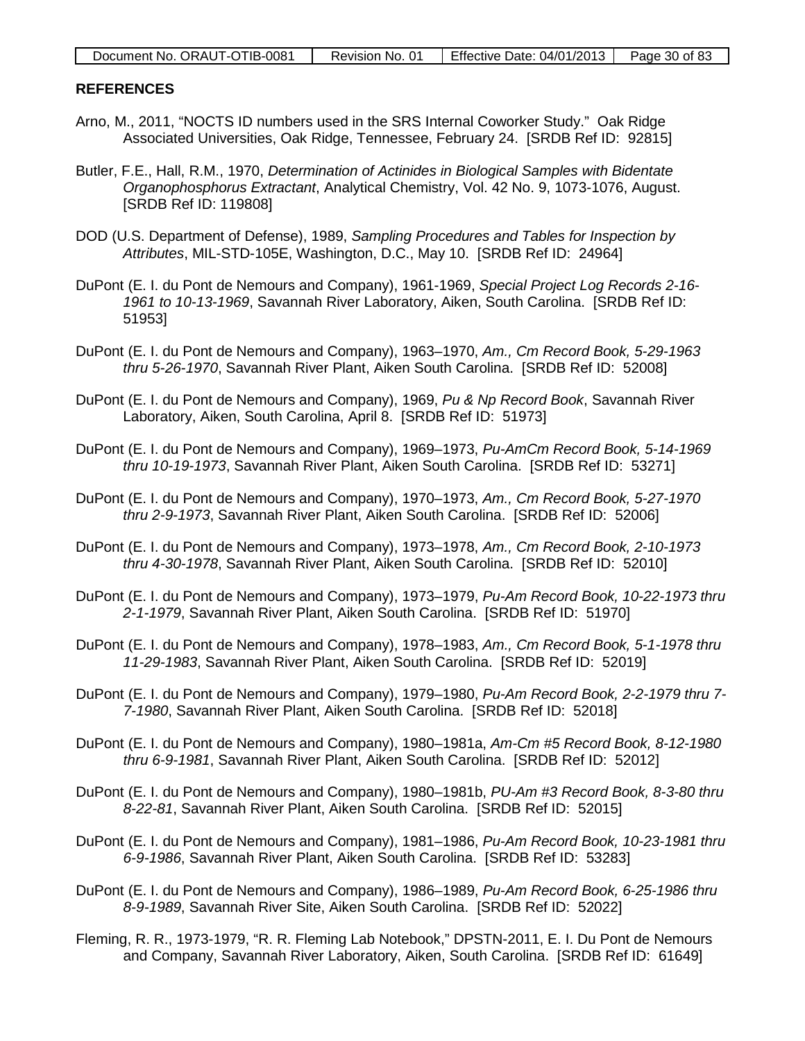## REFERENCES

Arno, M., 2011, "NOCTS ID numbers used in the SRS Internal Coworker Study." Oak Ridge Associated Universities, Oak Ridge, Tennessee, February 24. [SRDB Ref ID: 92815]

Butler, F.E., Hall, R.M., 1970, *Determination of Actinides in Biological Samples with Bidentate Organophosphorus Extractant*, Analytical Chemistry, Vol. 42 No. 9, 1073-1076, August. [SRDB Ref ID: 119808]

DOD (U.S. Department of Defense), 1989, *Sampling Procedures and Tables for Inspection by Attributes*, MIL-STD-105E, Washington, D.C., May 10. [SRDB Ref ID: 24964]

DuPont (E. I. du Pont de Nemours and Company), 1961-1969, *Special Project Log Records 2-16-1961 to 10-13-1969*, Savannah River Laboratory, Aiken, South Carolina. [SRDB Ref ID: 51953]

DuPont (E. I. du Pont de Nemours and Company), 1963–1970, *Am., Cm Record Book, 5-29-1963 thru 5-26-1970*, Savannah River Plant, Aiken South Carolina. [SRDB Ref ID: 52008]

DuPont (E. I. du Pont de Nemours and Company), 1969, *Pu & Np Record Book*, Savannah River Laboratory, Aiken, South Carolina, April 8. [SRDB Ref ID: 51973]

DuPont (E. I. du Pont de Nemours and Company), 1969–1973, *Pu-AmCm Record Book, 5-14-1969 thru 10-19-1973*, Savannah River Plant, Aiken South Carolina. [SRDB Ref ID: 53271]

DuPont (E. I. du Pont de Nemours and Company), 1970–1973, *Am., Cm Record Book, 5-27-1970 thru 2-9-1973*, Savannah River Plant, Aiken South Carolina. [SRDB Ref ID: 52006]

DuPont (E. I. du Pont de Nemours and Company), 1973–1978, *Am., Cm Record Book, 2-10-1973 thru 4-30-1978*, Savannah River Plant, Aiken South Carolina. [SRDB Ref ID: 52010]

DuPont (E. I. du Pont de Nemours and Company), 1973–1979, *Pu-Am Record Book, 10-22-1973 thru 2-1-1979*, Savannah River Plant, Aiken South Carolina. [SRDB Ref ID: 51970]

DuPont (E. I. du Pont de Nemours and Company), 1978–1983, *Am., Cm Record Book, 5-1-1978 thru 11-29-1983*, Savannah River Plant, Aiken South Carolina. [SRDB Ref ID: 52019]

DuPont (E. I. du Pont de Nemours and Company), 1979–1980, *Pu-Am Record Book, 2-2-1979 thru 7-7-1980*, Savannah River Plant, Aiken South Carolina. [SRDB Ref ID: 52018]

DuPont (E. I. du Pont de Nemours and Company), 1980–1981a, *Am-Cm #5 Record Book, 8-12-1980 thru 6-9-1981*, Savannah River Plant, Aiken South Carolina. [SRDB Ref ID: 52012]

DuPont (E. I. du Pont de Nemours and Company), 1980–1981b, *PU-Am #3 Record Book, 8-3-80 thru 8-22-81*, Savannah River Plant, Aiken South Carolina. [SRDB Ref ID: 52015]

DuPont (E. I. du Pont de Nemours and Company), 1981–1986, *Pu-Am Record Book, 10-23-1981 thru 6-9-1986*, Savannah River Plant, Aiken South Carolina. [SRDB Ref ID: 53283]

DuPont (E. I. du Pont de Nemours and Company), 1986–1989, *Pu-Am Record Book, 6-25-1986 thru 8-9-1989*, Savannah River Site, Aiken South Carolina. [SRDB Ref ID: 52022]

Fleming, R. R., 1973-1979, "R. R. Fleming Lab Notebook," DPSTN-2011, E. I. Du Pont de Nemours and Company, Savannah River Laboratory, Aiken, South Carolina. [SRDB Ref ID: 61649]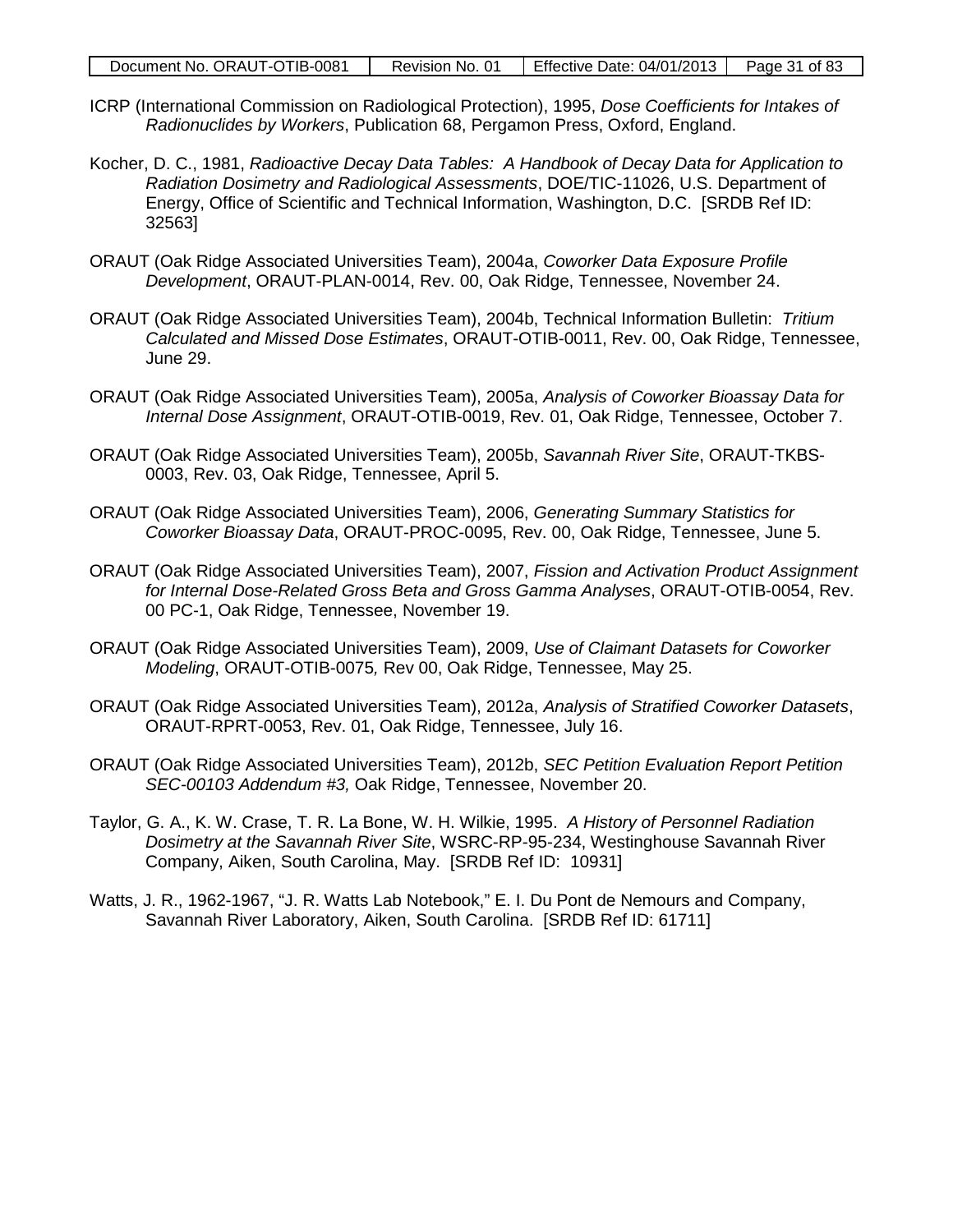ICRP (International Commission on Radiological Protection), 1995, *Dose Coefficients for Intakes of Radionuclides by Workers*, Publication 68, Pergamon Press, Oxford, England.

Kocher, D. C., 1981, *Radioactive Decay Data Tables: A Handbook of Decay Data for Application to Radiation Dosimetry and Radiological Assessments*, DOE/TIC-11026, U.S. Department of Energy, Office of Scientific and Technical Information, Washington, D.C. [SRDB Ref ID: 32563]

ORAUT (Oak Ridge Associated Universities Team), 2004a, *Coworker Data Exposure Profile Development*, ORAUT-PLAN-0014, Rev. 00, Oak Ridge, Tennessee, November 24.

ORAUT (Oak Ridge Associated Universities Team), 2004b, Technical Information Bulletin: *Tritium Calculated and Missed Dose Estimates*, ORAUT-OTIB-0011, Rev. 00, Oak Ridge, Tennessee, June 29.

ORAUT (Oak Ridge Associated Universities Team), 2005a, *Analysis of Coworker Bioassay Data for Internal Dose Assignment*, ORAUT-OTIB-0019, Rev. 01, Oak Ridge, Tennessee, October 7.

ORAUT (Oak Ridge Associated Universities Team), 2005b, *Savannah River Site*, ORAUT-TKBS-0003, Rev. 03, Oak Ridge, Tennessee, April 5.

ORAUT (Oak Ridge Associated Universities Team), 2006, *Generating Summary Statistics for Coworker Bioassay Data*, ORAUT-PROC-0095, Rev. 00, Oak Ridge, Tennessee, June 5.

ORAUT (Oak Ridge Associated Universities Team), 2007, *Fission and Activation Product Assignment for Internal Dose-Related Gross Beta and Gross Gamma Analyses*, ORAUT-OTIB-0054, Rev. 00 PC-1, Oak Ridge, Tennessee, November 19.

ORAUT (Oak Ridge Associated Universities Team), 2009, *Use of Claimant Datasets for Coworker Modeling*, ORAUT-OTIB-0075*,* Rev 00, Oak Ridge, Tennessee, May 25.

ORAUT (Oak Ridge Associated Universities Team), 2012a, *Analysis of Stratified Coworker Datasets*, ORAUT-RPRT-0053, Rev. 01, Oak Ridge, Tennessee, July 16.

ORAUT (Oak Ridge Associated Universities Team), 2012b, *SEC Petition Evaluation Report Petition SEC-00103 Addendum #3,* Oak Ridge, Tennessee, November 20.

Taylor, G. A., K. W. Crase, T. R. La Bone, W. H. Wilkie, 1995. *A History of Personnel Radiation Dosimetry at the Savannah River Site*, WSRC-RP-95-234, Westinghouse Savannah River Company, Aiken, South Carolina, May. [SRDB Ref ID: 10931]

Watts, J. R., 1962-1967, "J. R. Watts Lab Notebook," E. I. Du Pont de Nemours and Company, Savannah River Laboratory, Aiken, South Carolina. [SRDB Ref ID: 61711]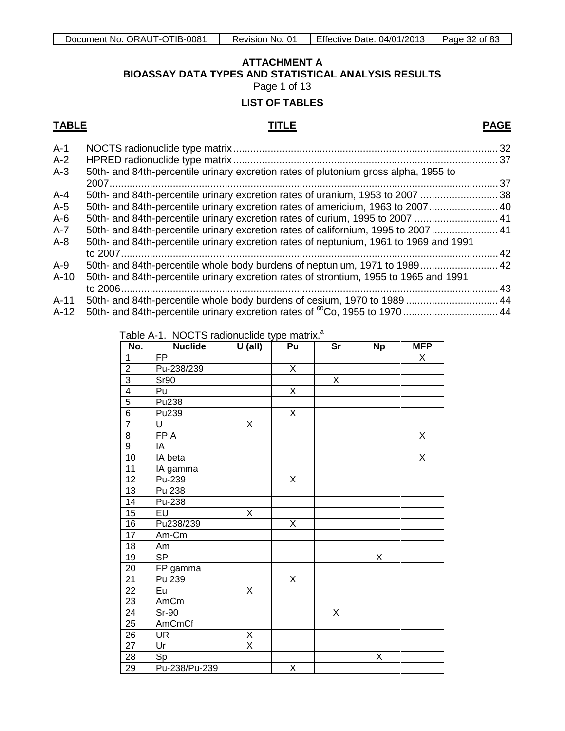**ATTACHMENT A**
**BIOASSAY DATA TYPES AND STATISTICAL ANALYSIS RESULTS**
Page 1 of 13

**LIST OF TABLES**

| TABLE | TITLE | PAGE |
|---|---|---|
| A-1 | NOCTS radionuclide type matrix | 32 |
| A-2 | HPRED radionuclide type matrix | 37 |
| A-3 | 50th- and 84th-percentile urinary excretion rates of plutonium gross alpha, 1955 to 2007 | 37 |
| A-4 | 50th- and 84th-percentile urinary excretion rates of uranium, 1953 to 2007 | 38 |
| A-5 | 50th- and 84th-percentile urinary excretion rates of americium, 1963 to 2007 | 40 |
| A-6 | 50th- and 84th-percentile urinary excretion rates of curium, 1995 to 2007 | 41 |
| A-7 | 50th- and 84th-percentile urinary excretion rates of californium, 1995 to 2007 | 41 |
| A-8 | 50th- and 84th-percentile urinary excretion rates of neptunium, 1961 to 1969 and 1991 to 2007 | 42 |
| A-9 | 50th- and 84th-percentile whole body burdens of neptunium, 1971 to 1989 | 42 |
| A-10 | 50th- and 84th-percentile urinary excretion rates of strontium, 1955 to 1965 and 1991 to 2006 | 43 |
| A-11 | 50th- and 84th-percentile whole body burdens of cesium, 1970 to 1989 | 44 |
| A-12 | 50th- and 84th-percentile urinary excretion rates of $^{60}$Co, 1955 to 1970 | 44 |

Table A-1. NOCTS radionuclide type matrix.[a]

| No. | Nuclide | U (all) | Pu | Sr | Np | MFP |
|---|---|---|---|---|---|---|
| 1 | FP | | | | | X |
| 2 | Pu-238/239 | | X | | | |
| 3 | Sr90 | | | X | | |
| 4 | Pu | | X | | | |
| 5 | Pu238 | | | | | |
| 6 | Pu239 | | X | | | |
| 7 | U | X | | | | |
| 8 | FPIA | | | | | X |
| 9 | IA | | | | | |
| 10 | IA beta | | | | | X |
| 11 | IA gamma | | | | | |
| 12 | Pu-239 | | X | | | |
| 13 | Pu 238 | | | | | |
| 14 | Pu-238 | | | | | |
| 15 | EU | X | | | | |
| 16 | Pu238/239 | | X | | | |
| 17 | Am-Cm | | | | | |
| 18 | Am | | | | | |
| 19 | SP | | | | X | |
| 20 | FP gamma | | | | | |
| 21 | Pu 239 | | X | | | |
| 22 | Eu | X | | | | |
| 23 | AmCm | | | | | |
| 24 | Sr-90 | | | X | | |
| 25 | AmCmCf | | | | | |
| 26 | UR | X | | | | |
| 27 | Ur | X | | | | |
| 28 | Sp | | | | X | |
| 29 | Pu-238/Pu-239 | | X | | | |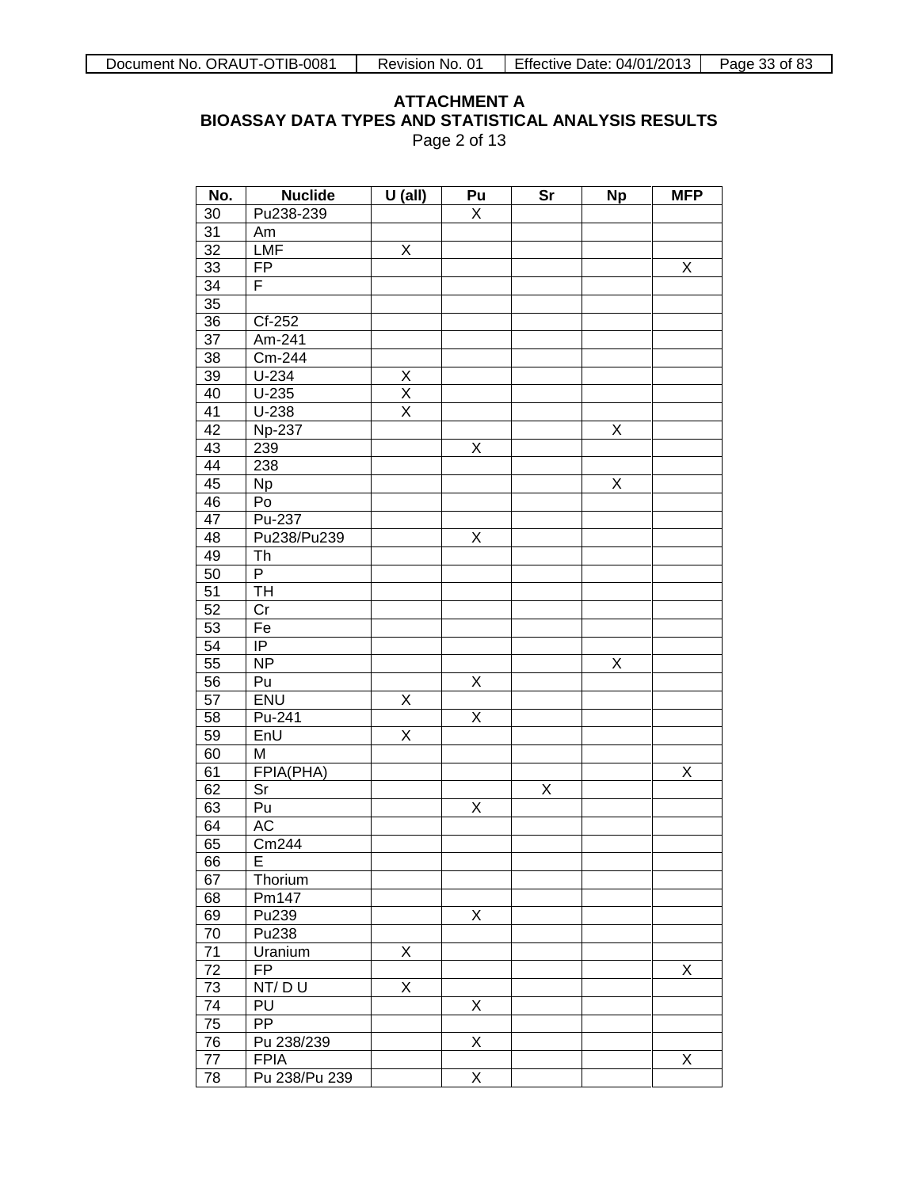**ATTACHMENT A**
**BIOASSAY DATA TYPES AND STATISTICAL ANALYSIS RESULTS**
Page 2 of 13

| No. | Nuclide | U (all) | Pu | Sr | Np | MFP |
|---|---|---|---|---|---|---|
| 30 | Pu238-239 | | X | | | |
| 31 | Am | | | | | |
| 32 | LMF | X | | | | |
| 33 | FP | | | | | X |
| 34 | F | | | | | |
| 35 | | | | | | |
| 36 | Cf-252 | | | | | |
| 37 | Am-241 | | | | | |
| 38 | Cm-244 | | | | | |
| 39 | U-234 | X | | | | |
| 40 | U-235 | X | | | | |
| 41 | U-238 | X | | | | |
| 42 | Np-237 | | | | X | |
| 43 | 239 | | X | | | |
| 44 | 238 | | | | | |
| 45 | Np | | | | X | |
| 46 | Po | | | | | |
| 47 | Pu-237 | | | | | |
| 48 | Pu238/Pu239 | | X | | | |
| 49 | Th | | | | | |
| 50 | P | | | | | |
| 51 | TH | | | | | |
| 52 | Cr | | | | | |
| 53 | Fe | | | | | |
| 54 | IP | | | | | |
| 55 | NP | | | | X | |
| 56 | Pu | | X | | | |
| 57 | ENU | X | | | | |
| 58 | Pu-241 | | X | | | |
| 59 | EnU | X | | | | |
| 60 | M | | | | | |
| 61 | FPIA(PHA) | | | | | X |
| 62 | Sr | | | X | | |
| 63 | Pu | | X | | | |
| 64 | AC | | | | | |
| 65 | Cm244 | | | | | |
| 66 | E | | | | | |
| 67 | Thorium | | | | | |
| 68 | Pm147 | | | | | |
| 69 | Pu239 | | X | | | |
| 70 | Pu238 | | | | | |
| 71 | Uranium | X | | | | |
| 72 | FP | | | | | X |
| 73 | NT/ D U | X | | | | |
| 74 | PU | | X | | | |
| 75 | PP | | | | | |
| 76 | Pu 238/239 | | X | | | |
| 77 | FPIA | | | | | X |
| 78 | Pu 238/Pu 239 | | X | | | |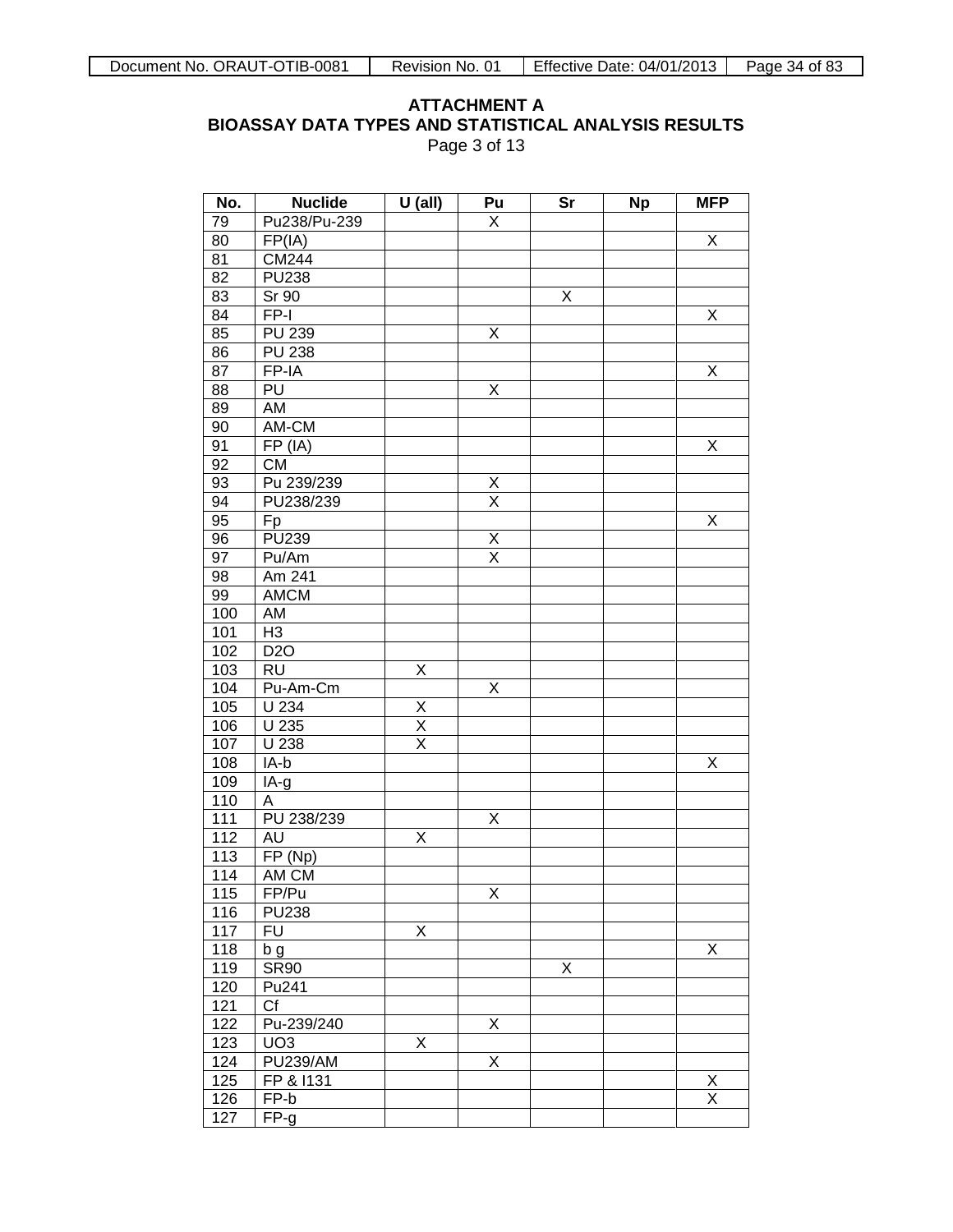**ATTACHMENT A**
**BIOASSAY DATA TYPES AND STATISTICAL ANALYSIS RESULTS**
Page 3 of 13

| No. | Nuclide | U (all) | Pu | Sr | Np | MFP |
|---|---|---|---|---|---|---|
| 79 | Pu238/Pu-239 | | X | | | |
| 80 | FP(IA) | | | | | X |
| 81 | CM244 | | | | | |
| 82 | PU238 | | | | | |
| 83 | Sr 90 | | | X | | |
| 84 | FP-I | | | | | X |
| 85 | PU 239 | | X | | | |
| 86 | PU 238 | | | | | |
| 87 | FP-IA | | | | | X |
| 88 | PU | | X | | | |
| 89 | AM | | | | | |
| 90 | AM-CM | | | | | |
| 91 | FP (IA) | | | | | X |
| 92 | CM | | | | | |
| 93 | Pu 239/239 | | X | | | |
| 94 | PU238/239 | | X | | | |
| 95 | Fp | | | | | X |
| 96 | PU239 | | X | | | |
| 97 | Pu/Am | | X | | | |
| 98 | Am 241 | | | | | |
| 99 | AMCM | | | | | |
| 100 | AM | | | | | |
| 101 | H3 | | | | | |
| 102 | D2O | | | | | |
| 103 | RU | X | | | | |
| 104 | Pu-Am-Cm | | X | | | |
| 105 | U 234 | X | | | | |
| 106 | U 235 | X | | | | |
| 107 | U 238 | X | | | | |
| 108 | IA-b | | | | | X |
| 109 | IA-g | | | | | |
| 110 | A | | | | | |
| 111 | PU 238/239 | | X | | | |
| 112 | AU | X | | | | |
| 113 | FP (Np) | | | | | |
| 114 | AM CM | | | | | |
| 115 | FP/Pu | | X | | | |
| 116 | PU238 | | | | | |
| 117 | FU | X | | | | |
| 118 | b g | | | | | X |
| 119 | SR90 | | | X | | |
| 120 | Pu241 | | | | | |
| 121 | Cf | | | | | |
| 122 | Pu-239/240 | | X | | | |
| 123 | UO3 | X | | | | |
| 124 | PU239/AM | | X | | | |
| 125 | FP & I131 | | | | | X |
| 126 | FP-b | | | | | X |
| 127 | FP-g | | | | | |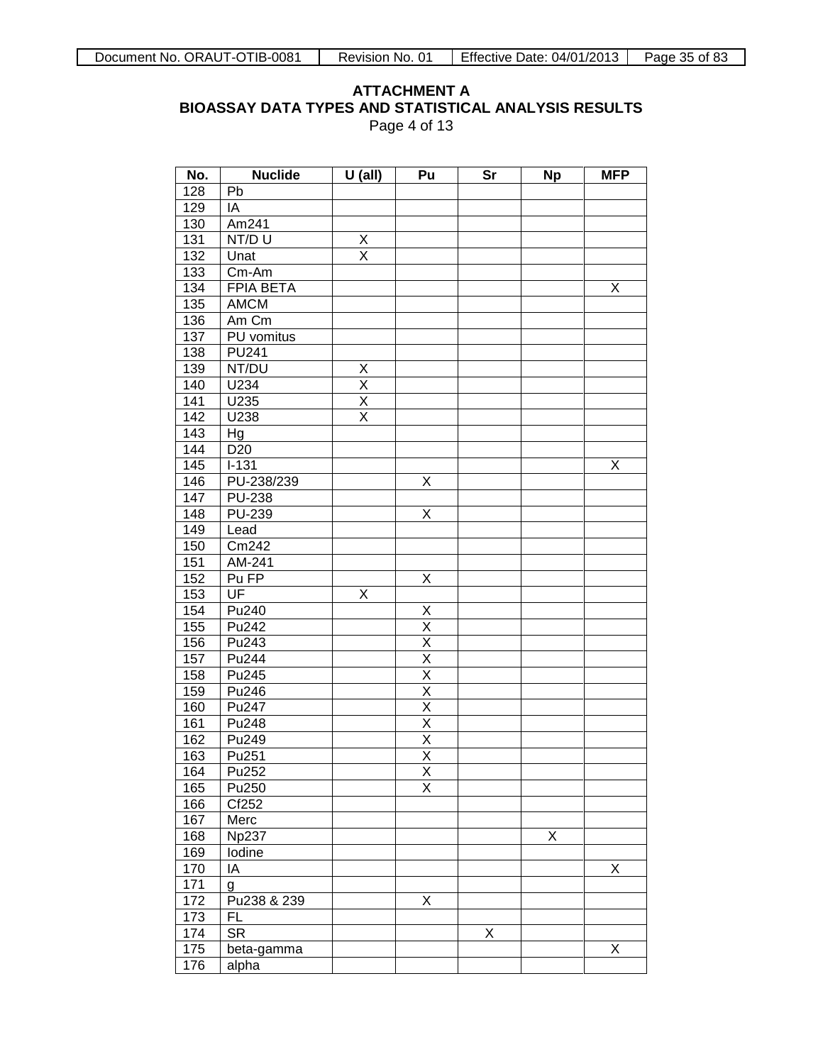**ATTACHMENT A**
**BIOASSAY DATA TYPES AND STATISTICAL ANALYSIS RESULTS**
Page 4 of 13

| No. | Nuclide | U (all) | Pu | Sr | Np | MFP |
|---|---|---|---|---|---|---|
| 128 | Pb | | | | | |
| 129 | IA | | | | | |
| 130 | Am241 | | | | | |
| 131 | NT/D U | X | | | | |
| 132 | Unat | X | | | | |
| 133 | Cm-Am | | | | | |
| 134 | FPIA BETA | | | | | X |
| 135 | AMCM | | | | | |
| 136 | Am Cm | | | | | |
| 137 | PU vomitus | | | | | |
| 138 | PU241 | | | | | |
| 139 | NT/DU | X | | | | |
| 140 | U234 | X | | | | |
| 141 | U235 | X | | | | |
| 142 | U238 | X | | | | |
| 143 | Hg | | | | | |
| 144 | D20 | | | | | |
| 145 | I-131 | | | | | X |
| 146 | PU-238/239 | | X | | | |
| 147 | PU-238 | | | | | |
| 148 | PU-239 | | X | | | |
| 149 | Lead | | | | | |
| 150 | Cm242 | | | | | |
| 151 | AM-241 | | | | | |
| 152 | Pu FP | | X | | | |
| 153 | UF | X | | | | |
| 154 | Pu240 | | X | | | |
| 155 | Pu242 | | X | | | |
| 156 | Pu243 | | X | | | |
| 157 | Pu244 | | X | | | |
| 158 | Pu245 | | X | | | |
| 159 | Pu246 | | X | | | |
| 160 | Pu247 | | X | | | |
| 161 | Pu248 | | X | | | |
| 162 | Pu249 | | X | | | |
| 163 | Pu251 | | X | | | |
| 164 | Pu252 | | X | | | |
| 165 | Pu250 | | X | | | |
| 166 | Cf252 | | | | | |
| 167 | Merc | | | | | |
| 168 | Np237 | | | | X | |
| 169 | Iodine | | | | | |
| 170 | IA | | | | | X |
| 171 | g | | | | | |
| 172 | Pu238 & 239 | | X | | | |
| 173 | FL | | | | | |
| 174 | SR | | | X | | |
| 175 | beta-gamma | | | | | X |
| 176 | alpha | | | | | |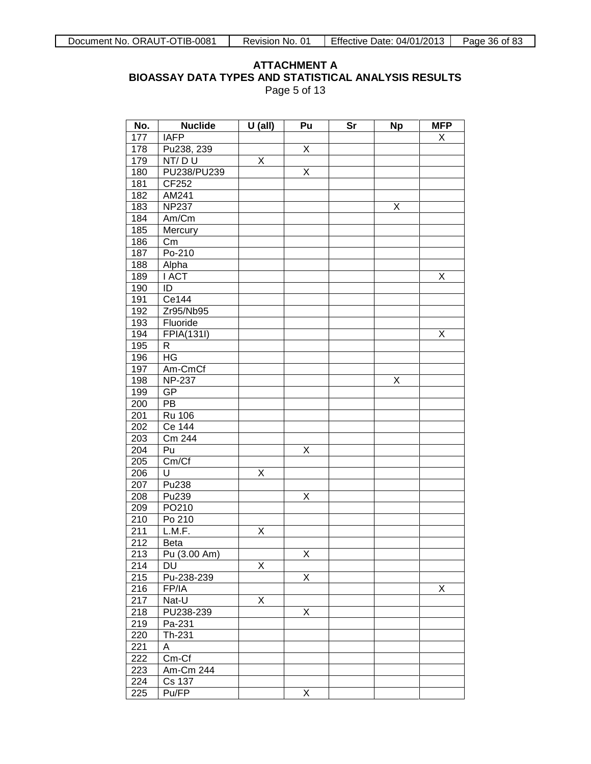**ATTACHMENT A**
**BIOASSAY DATA TYPES AND STATISTICAL ANALYSIS RESULTS**
Page 5 of 13

| No. | Nuclide | U (all) | Pu | Sr | Np | MFP |
|---|---|---|---|---|---|---|
| 177 | IAFP | | | | | X |
| 178 | Pu238, 239 | | X | | | |
| 179 | NT/ D U | X | | | | |
| 180 | PU238/PU239 | | X | | | |
| 181 | CF252 | | | | | |
| 182 | AM241 | | | | | |
| 183 | NP237 | | | | X | |
| 184 | Am/Cm | | | | | |
| 185 | Mercury | | | | | |
| 186 | Cm | | | | | |
| 187 | Po-210 | | | | | |
| 188 | Alpha | | | | | |
| 189 | I ACT | | | | | X |
| 190 | ID | | | | | |
| 191 | Ce144 | | | | | |
| 192 | Zr95/Nb95 | | | | | |
| 193 | Fluoride | | | | | |
| 194 | FPIA(131I) | | | | | X |
| 195 | R | | | | | |
| 196 | HG | | | | | |
| 197 | Am-CmCf | | | | | |
| 198 | NP-237 | | | | X | |
| 199 | GP | | | | | |
| 200 | PB | | | | | |
| 201 | Ru 106 | | | | | |
| 202 | Ce 144 | | | | | |
| 203 | Cm 244 | | | | | |
| 204 | Pu | | X | | | |
| 205 | Cm/Cf | | | | | |
| 206 | U | X | | | | |
| 207 | Pu238 | | | | | |
| 208 | Pu239 | | X | | | |
| 209 | PO210 | | | | | |
| 210 | Po 210 | | | | | |
| 211 | L.M.F. | X | | | | |
| 212 | Beta | | | | | |
| 213 | Pu (3.00 Am) | | X | | | |
| 214 | DU | X | | | | |
| 215 | Pu-238-239 | | X | | | |
| 216 | FP/IA | | | | | X |
| 217 | Nat-U | X | | | | |
| 218 | PU238-239 | | X | | | |
| 219 | Pa-231 | | | | | |
| 220 | Th-231 | | | | | |
| 221 | A | | | | | |
| 222 | Cm-Cf | | | | | |
| 223 | Am-Cm 244 | | | | | |
| 224 | Cs 137 | | | | | |
| 225 | Pu/FP | | X | | | |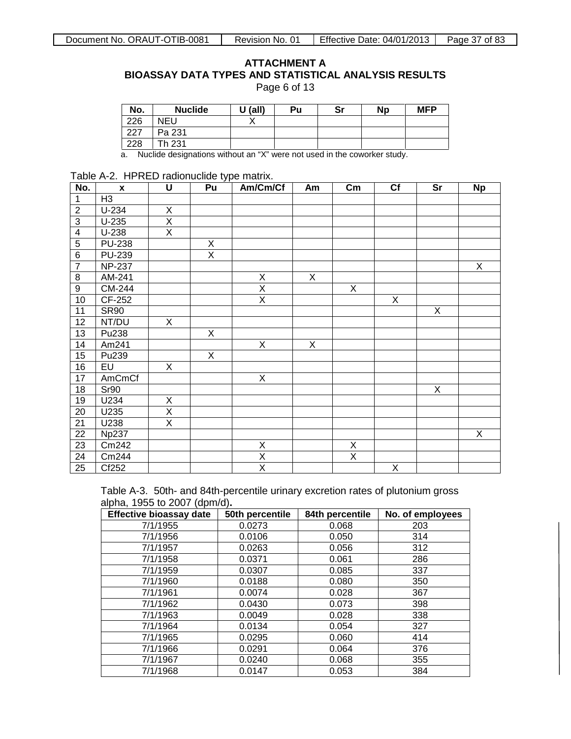## ATTACHMENT A
## BIOASSAY DATA TYPES AND STATISTICAL ANALYSIS RESULTS

Page 6 of 13

| No. | Nuclide | U (all) | Pu | Sr | Np | MFP |
|---|---|---|---|---|---|---|
| 226 | NEU | X | | | | |
| 227 | Pa 231 | | | | | |
| 228 | Th 231 | | | | | |

a. Nuclide designations without an "X" were not used in the coworker study.

Table A-2. HPRED radionuclide type matrix.

| No. | x | U | Pu | Am/Cm/Cf | Am | Cm | Cf | Sr | Np |
|---|---|---|---|---|---|---|---|---|---|
| 1 | H3 | | | | | | | | |
| 2 | U-234 | X | | | | | | | |
| 3 | U-235 | X | | | | | | | |
| 4 | U-238 | X | | | | | | | |
| 5 | PU-238 | | X | | | | | | |
| 6 | PU-239 | | X | | | | | | |
| 7 | NP-237 | | | | | | | | X |
| 8 | AM-241 | | | X | X | | | | |
| 9 | CM-244 | | | X | | X | | | |
| 10 | CF-252 | | | X | | | X | | |
| 11 | SR90 | | | | | | | X | |
| 12 | NT/DU | X | | | | | | | |
| 13 | Pu238 | | X | | | | | | |
| 14 | Am241 | | | X | X | | | | |
| 15 | Pu239 | | X | | | | | | |
| 16 | EU | X | | | | | | | |
| 17 | AmCmCf | | | X | | | | | |
| 18 | Sr90 | | | | | | | X | |
| 19 | U234 | X | | | | | | | |
| 20 | U235 | X | | | | | | | |
| 21 | U238 | X | | | | | | | |
| 22 | Np237 | | | | | | | | X |
| 23 | Cm242 | | | X | | X | | | |
| 24 | Cm244 | | | X | | X | | | |
| 25 | Cf252 | | | X | | | X | | |

Table A-3. 50th- and 84th-percentile urinary excretion rates of plutonium gross alpha, 1955 to 2007 (dpm/d).

| Effective bioassay date | 50th percentile | 84th percentile | No. of employees |
|---|---|---|---|
| 7/1/1955 | 0.0273 | 0.068 | 203 |
| 7/1/1956 | 0.0106 | 0.050 | 314 |
| 7/1/1957 | 0.0263 | 0.056 | 312 |
| 7/1/1958 | 0.0371 | 0.061 | 286 |
| 7/1/1959 | 0.0307 | 0.085 | 337 |
| 7/1/1960 | 0.0188 | 0.080 | 350 |
| 7/1/1961 | 0.0074 | 0.028 | 367 |
| 7/1/1962 | 0.0430 | 0.073 | 398 |
| 7/1/1963 | 0.0049 | 0.028 | 338 |
| 7/1/1964 | 0.0134 | 0.054 | 327 |
| 7/1/1965 | 0.0295 | 0.060 | 414 |
| 7/1/1966 | 0.0291 | 0.064 | 376 |
| 7/1/1967 | 0.0240 | 0.068 | 355 |
| 7/1/1968 | 0.0147 | 0.053 | 384 |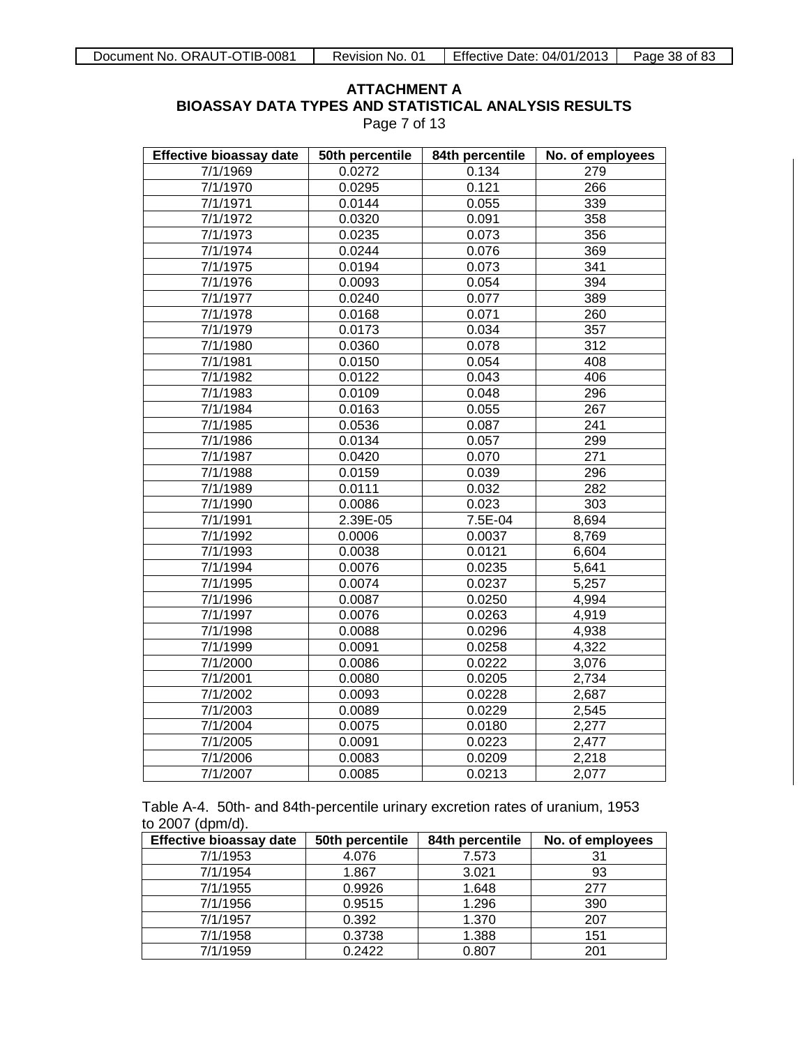## ATTACHMENT A
## BIOASSAY DATA TYPES AND STATISTICAL ANALYSIS RESULTS

Page 7 of 13

| Effective bioassay date | 50th percentile | 84th percentile | No. of employees |
|---|---|---|---|
| 7/1/1969 | 0.0272 | 0.134 | 279 |
| 7/1/1970 | 0.0295 | 0.121 | 266 |
| 7/1/1971 | 0.0144 | 0.055 | 339 |
| 7/1/1972 | 0.0320 | 0.091 | 358 |
| 7/1/1973 | 0.0235 | 0.073 | 356 |
| 7/1/1974 | 0.0244 | 0.076 | 369 |
| 7/1/1975 | 0.0194 | 0.073 | 341 |
| 7/1/1976 | 0.0093 | 0.054 | 394 |
| 7/1/1977 | 0.0240 | 0.077 | 389 |
| 7/1/1978 | 0.0168 | 0.071 | 260 |
| 7/1/1979 | 0.0173 | 0.034 | 357 |
| 7/1/1980 | 0.0360 | 0.078 | 312 |
| 7/1/1981 | 0.0150 | 0.054 | 408 |
| 7/1/1982 | 0.0122 | 0.043 | 406 |
| 7/1/1983 | 0.0109 | 0.048 | 296 |
| 7/1/1984 | 0.0163 | 0.055 | 267 |
| 7/1/1985 | 0.0536 | 0.087 | 241 |
| 7/1/1986 | 0.0134 | 0.057 | 299 |
| 7/1/1987 | 0.0420 | 0.070 | 271 |
| 7/1/1988 | 0.0159 | 0.039 | 296 |
| 7/1/1989 | 0.0111 | 0.032 | 282 |
| 7/1/1990 | 0.0086 | 0.023 | 303 |
| 7/1/1991 | 2.39E-05 | 7.5E-04 | 8,694 |
| 7/1/1992 | 0.0006 | 0.0037 | 8,769 |
| 7/1/1993 | 0.0038 | 0.0121 | 6,604 |
| 7/1/1994 | 0.0076 | 0.0235 | 5,641 |
| 7/1/1995 | 0.0074 | 0.0237 | 5,257 |
| 7/1/1996 | 0.0087 | 0.0250 | 4,994 |
| 7/1/1997 | 0.0076 | 0.0263 | 4,919 |
| 7/1/1998 | 0.0088 | 0.0296 | 4,938 |
| 7/1/1999 | 0.0091 | 0.0258 | 4,322 |
| 7/1/2000 | 0.0086 | 0.0222 | 3,076 |
| 7/1/2001 | 0.0080 | 0.0205 | 2,734 |
| 7/1/2002 | 0.0093 | 0.0228 | 2,687 |
| 7/1/2003 | 0.0089 | 0.0229 | 2,545 |
| 7/1/2004 | 0.0075 | 0.0180 | 2,277 |
| 7/1/2005 | 0.0091 | 0.0223 | 2,477 |
| 7/1/2006 | 0.0083 | 0.0209 | 2,218 |
| 7/1/2007 | 0.0085 | 0.0213 | 2,077 |

Table A-4. 50th- and 84th-percentile urinary excretion rates of uranium, 1953 to 2007 (dpm/d).

| Effective bioassay date | 50th percentile | 84th percentile | No. of employees |
|---|---|---|---|
| 7/1/1953 | 4.076 | 7.573 | 31 |
| 7/1/1954 | 1.867 | 3.021 | 93 |
| 7/1/1955 | 0.9926 | 1.648 | 277 |
| 7/1/1956 | 0.9515 | 1.296 | 390 |
| 7/1/1957 | 0.392 | 1.370 | 207 |
| 7/1/1958 | 0.3738 | 1.388 | 151 |
| 7/1/1959 | 0.2422 | 0.807 | 201 |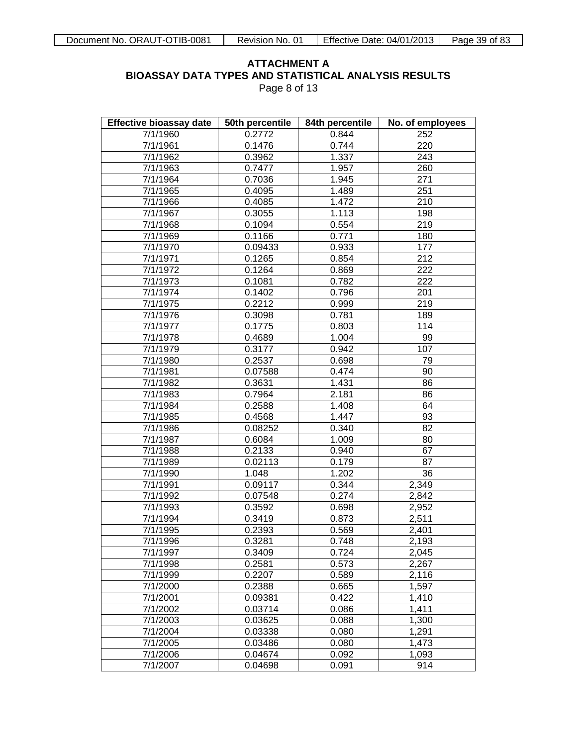**ATTACHMENT A**
**BIOASSAY DATA TYPES AND STATISTICAL ANALYSIS RESULTS**
Page 8 of 13

| Effective bioassay date | 50th percentile | 84th percentile | No. of employees |
|---|---|---|---|
| 7/1/1960 | 0.2772 | 0.844 | 252 |
| 7/1/1961 | 0.1476 | 0.744 | 220 |
| 7/1/1962 | 0.3962 | 1.337 | 243 |
| 7/1/1963 | 0.7477 | 1.957 | 260 |
| 7/1/1964 | 0.7036 | 1.945 | 271 |
| 7/1/1965 | 0.4095 | 1.489 | 251 |
| 7/1/1966 | 0.4085 | 1.472 | 210 |
| 7/1/1967 | 0.3055 | 1.113 | 198 |
| 7/1/1968 | 0.1094 | 0.554 | 219 |
| 7/1/1969 | 0.1166 | 0.771 | 180 |
| 7/1/1970 | 0.09433 | 0.933 | 177 |
| 7/1/1971 | 0.1265 | 0.854 | 212 |
| 7/1/1972 | 0.1264 | 0.869 | 222 |
| 7/1/1973 | 0.1081 | 0.782 | 222 |
| 7/1/1974 | 0.1402 | 0.796 | 201 |
| 7/1/1975 | 0.2212 | 0.999 | 219 |
| 7/1/1976 | 0.3098 | 0.781 | 189 |
| 7/1/1977 | 0.1775 | 0.803 | 114 |
| 7/1/1978 | 0.4689 | 1.004 | 99 |
| 7/1/1979 | 0.3177 | 0.942 | 107 |
| 7/1/1980 | 0.2537 | 0.698 | 79 |
| 7/1/1981 | 0.07588 | 0.474 | 90 |
| 7/1/1982 | 0.3631 | 1.431 | 86 |
| 7/1/1983 | 0.7964 | 2.181 | 86 |
| 7/1/1984 | 0.2588 | 1.408 | 64 |
| 7/1/1985 | 0.4568 | 1.447 | 93 |
| 7/1/1986 | 0.08252 | 0.340 | 82 |
| 7/1/1987 | 0.6084 | 1.009 | 80 |
| 7/1/1988 | 0.2133 | 0.940 | 67 |
| 7/1/1989 | 0.02113 | 0.179 | 87 |
| 7/1/1990 | 1.048 | 1.202 | 36 |
| 7/1/1991 | 0.09117 | 0.344 | 2,349 |
| 7/1/1992 | 0.07548 | 0.274 | 2,842 |
| 7/1/1993 | 0.3592 | 0.698 | 2,952 |
| 7/1/1994 | 0.3419 | 0.873 | 2,511 |
| 7/1/1995 | 0.2393 | 0.569 | 2,401 |
| 7/1/1996 | 0.3281 | 0.748 | 2,193 |
| 7/1/1997 | 0.3409 | 0.724 | 2,045 |
| 7/1/1998 | 0.2581 | 0.573 | 2,267 |
| 7/1/1999 | 0.2207 | 0.589 | 2,116 |
| 7/1/2000 | 0.2388 | 0.665 | 1,597 |
| 7/1/2001 | 0.09381 | 0.422 | 1,410 |
| 7/1/2002 | 0.03714 | 0.086 | 1,411 |
| 7/1/2003 | 0.03625 | 0.088 | 1,300 |
| 7/1/2004 | 0.03338 | 0.080 | 1,291 |
| 7/1/2005 | 0.03486 | 0.080 | 1,473 |
| 7/1/2006 | 0.04674 | 0.092 | 1,093 |
| 7/1/2007 | 0.04698 | 0.091 | 914 |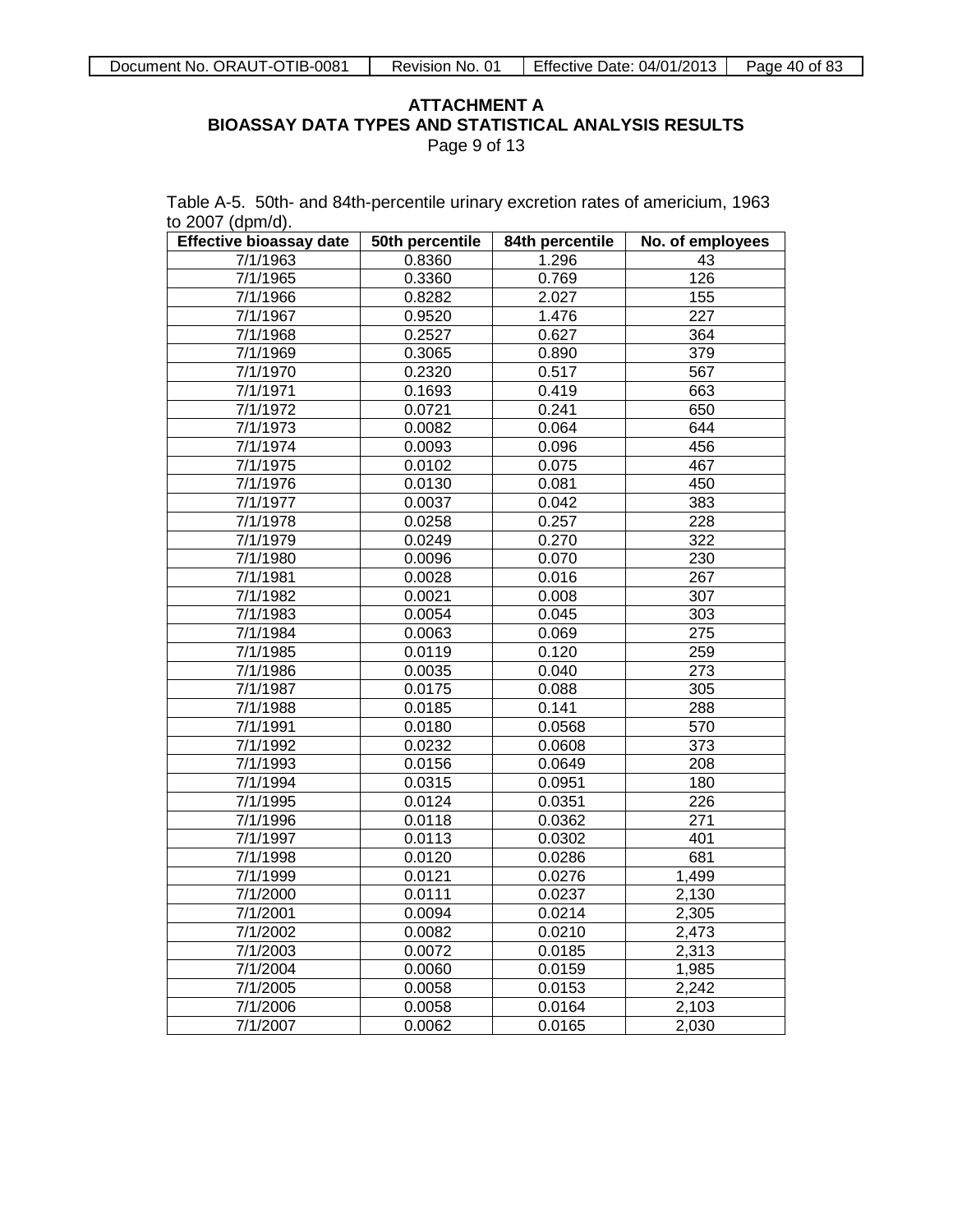**ATTACHMENT A**
**BIOASSAY DATA TYPES AND STATISTICAL ANALYSIS RESULTS**
Page 9 of 13

Table A-5. 50th- and 84th-percentile urinary excretion rates of americium, 1963 to 2007 (dpm/d).

| Effective bioassay date | 50th percentile | 84th percentile | No. of employees |
|---|---|---|---|
| 7/1/1963 | 0.8360 | 1.296 | 43 |
| 7/1/1965 | 0.3360 | 0.769 | 126 |
| 7/1/1966 | 0.8282 | 2.027 | 155 |
| 7/1/1967 | 0.9520 | 1.476 | 227 |
| 7/1/1968 | 0.2527 | 0.627 | 364 |
| 7/1/1969 | 0.3065 | 0.890 | 379 |
| 7/1/1970 | 0.2320 | 0.517 | 567 |
| 7/1/1971 | 0.1693 | 0.419 | 663 |
| 7/1/1972 | 0.0721 | 0.241 | 650 |
| 7/1/1973 | 0.0082 | 0.064 | 644 |
| 7/1/1974 | 0.0093 | 0.096 | 456 |
| 7/1/1975 | 0.0102 | 0.075 | 467 |
| 7/1/1976 | 0.0130 | 0.081 | 450 |
| 7/1/1977 | 0.0037 | 0.042 | 383 |
| 7/1/1978 | 0.0258 | 0.257 | 228 |
| 7/1/1979 | 0.0249 | 0.270 | 322 |
| 7/1/1980 | 0.0096 | 0.070 | 230 |
| 7/1/1981 | 0.0028 | 0.016 | 267 |
| 7/1/1982 | 0.0021 | 0.008 | 307 |
| 7/1/1983 | 0.0054 | 0.045 | 303 |
| 7/1/1984 | 0.0063 | 0.069 | 275 |
| 7/1/1985 | 0.0119 | 0.120 | 259 |
| 7/1/1986 | 0.0035 | 0.040 | 273 |
| 7/1/1987 | 0.0175 | 0.088 | 305 |
| 7/1/1988 | 0.0185 | 0.141 | 288 |
| 7/1/1991 | 0.0180 | 0.0568 | 570 |
| 7/1/1992 | 0.0232 | 0.0608 | 373 |
| 7/1/1993 | 0.0156 | 0.0649 | 208 |
| 7/1/1994 | 0.0315 | 0.0951 | 180 |
| 7/1/1995 | 0.0124 | 0.0351 | 226 |
| 7/1/1996 | 0.0118 | 0.0362 | 271 |
| 7/1/1997 | 0.0113 | 0.0302 | 401 |
| 7/1/1998 | 0.0120 | 0.0286 | 681 |
| 7/1/1999 | 0.0121 | 0.0276 | 1,499 |
| 7/1/2000 | 0.0111 | 0.0237 | 2,130 |
| 7/1/2001 | 0.0094 | 0.0214 | 2,305 |
| 7/1/2002 | 0.0082 | 0.0210 | 2,473 |
| 7/1/2003 | 0.0072 | 0.0185 | 2,313 |
| 7/1/2004 | 0.0060 | 0.0159 | 1,985 |
| 7/1/2005 | 0.0058 | 0.0153 | 2,242 |
| 7/1/2006 | 0.0058 | 0.0164 | 2,103 |
| 7/1/2007 | 0.0062 | 0.0165 | 2,030 |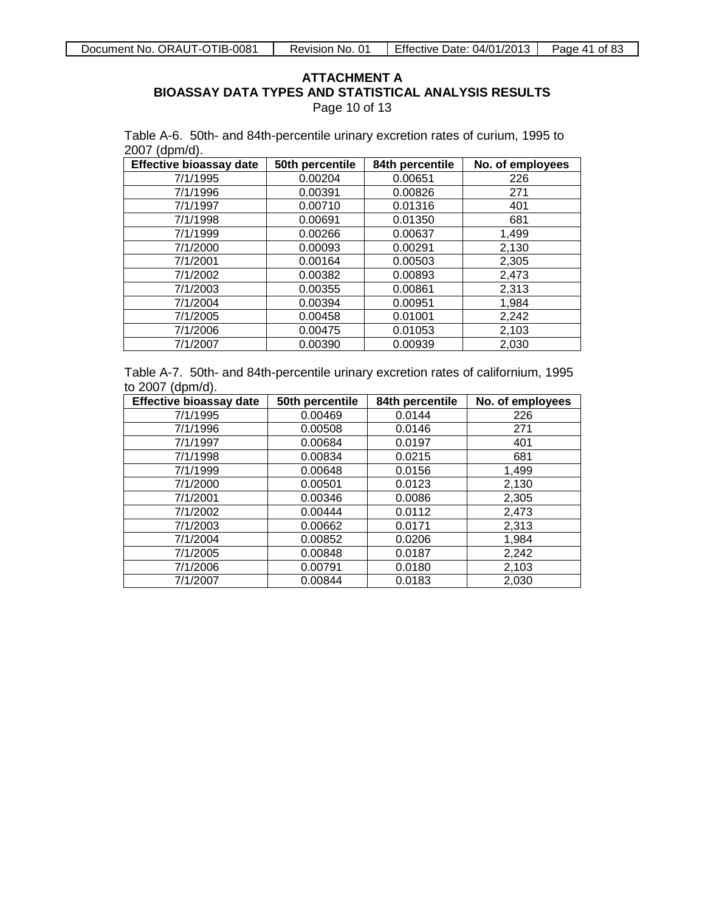# ATTACHMENT A
## BIOASSAY DATA TYPES AND STATISTICAL ANALYSIS RESULTS
Page 10 of 13

Table A-6. 50th- and 84th-percentile urinary excretion rates of curium, 1995 to 2007 (dpm/d).

| Effective bioassay date | 50th percentile | 84th percentile | No. of employees |
|---|---|---|---|
| 7/1/1995 | 0.00204 | 0.00651 | 226 |
| 7/1/1996 | 0.00391 | 0.00826 | 271 |
| 7/1/1997 | 0.00710 | 0.01316 | 401 |
| 7/1/1998 | 0.00691 | 0.01350 | 681 |
| 7/1/1999 | 0.00266 | 0.00637 | 1,499 |
| 7/1/2000 | 0.00093 | 0.00291 | 2,130 |
| 7/1/2001 | 0.00164 | 0.00503 | 2,305 |
| 7/1/2002 | 0.00382 | 0.00893 | 2,473 |
| 7/1/2003 | 0.00355 | 0.00861 | 2,313 |
| 7/1/2004 | 0.00394 | 0.00951 | 1,984 |
| 7/1/2005 | 0.00458 | 0.01001 | 2,242 |
| 7/1/2006 | 0.00475 | 0.01053 | 2,103 |
| 7/1/2007 | 0.00390 | 0.00939 | 2,030 |

Table A-7. 50th- and 84th-percentile urinary excretion rates of californium, 1995 to 2007 (dpm/d).

| Effective bioassay date | 50th percentile | 84th percentile | No. of employees |
|---|---|---|---|
| 7/1/1995 | 0.00469 | 0.0144 | 226 |
| 7/1/1996 | 0.00508 | 0.0146 | 271 |
| 7/1/1997 | 0.00684 | 0.0197 | 401 |
| 7/1/1998 | 0.00834 | 0.0215 | 681 |
| 7/1/1999 | 0.00648 | 0.0156 | 1,499 |
| 7/1/2000 | 0.00501 | 0.0123 | 2,130 |
| 7/1/2001 | 0.00346 | 0.0086 | 2,305 |
| 7/1/2002 | 0.00444 | 0.0112 | 2,473 |
| 7/1/2003 | 0.00662 | 0.0171 | 2,313 |
| 7/1/2004 | 0.00852 | 0.0206 | 1,984 |
| 7/1/2005 | 0.00848 | 0.0187 | 2,242 |
| 7/1/2006 | 0.00791 | 0.0180 | 2,103 |
| 7/1/2007 | 0.00844 | 0.0183 | 2,030 |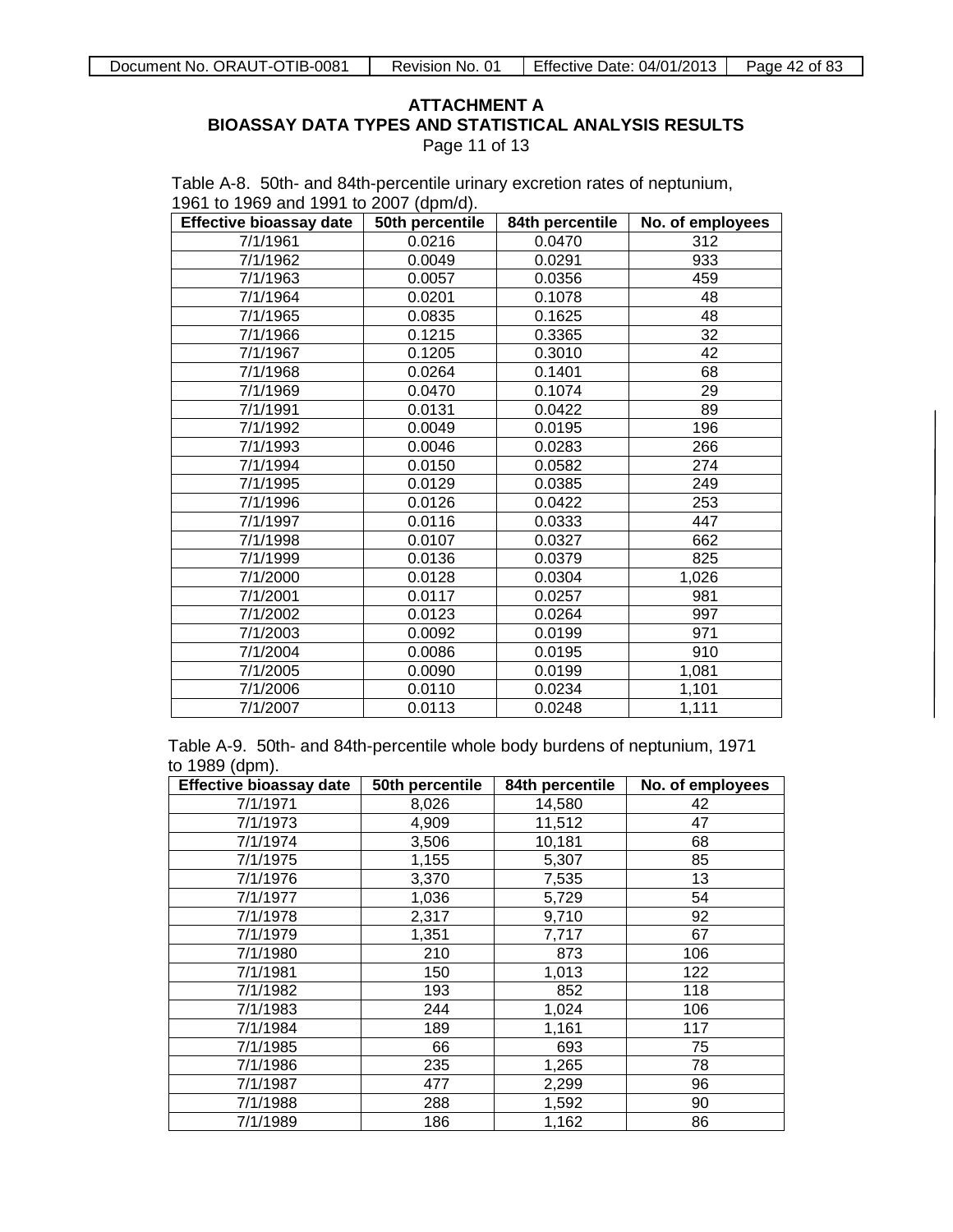# ATTACHMENT A
# BIOASSAY DATA TYPES AND STATISTICAL ANALYSIS RESULTS

Page 11 of 13

Table A-8. 50th- and 84th-percentile urinary excretion rates of neptunium, 1961 to 1969 and 1991 to 2007 (dpm/d).

| Effective bioassay date | 50th percentile | 84th percentile | No. of employees |
|---|---|---|---|
| 7/1/1961 | 0.0216 | 0.0470 | 312 |
| 7/1/1962 | 0.0049 | 0.0291 | 933 |
| 7/1/1963 | 0.0057 | 0.0356 | 459 |
| 7/1/1964 | 0.0201 | 0.1078 | 48 |
| 7/1/1965 | 0.0835 | 0.1625 | 48 |
| 7/1/1966 | 0.1215 | 0.3365 | 32 |
| 7/1/1967 | 0.1205 | 0.3010 | 42 |
| 7/1/1968 | 0.0264 | 0.1401 | 68 |
| 7/1/1969 | 0.0470 | 0.1074 | 29 |
| 7/1/1991 | 0.0131 | 0.0422 | 89 |
| 7/1/1992 | 0.0049 | 0.0195 | 196 |
| 7/1/1993 | 0.0046 | 0.0283 | 266 |
| 7/1/1994 | 0.0150 | 0.0582 | 274 |
| 7/1/1995 | 0.0129 | 0.0385 | 249 |
| 7/1/1996 | 0.0126 | 0.0422 | 253 |
| 7/1/1997 | 0.0116 | 0.0333 | 447 |
| 7/1/1998 | 0.0107 | 0.0327 | 662 |
| 7/1/1999 | 0.0136 | 0.0379 | 825 |
| 7/1/2000 | 0.0128 | 0.0304 | 1,026 |
| 7/1/2001 | 0.0117 | 0.0257 | 981 |
| 7/1/2002 | 0.0123 | 0.0264 | 997 |
| 7/1/2003 | 0.0092 | 0.0199 | 971 |
| 7/1/2004 | 0.0086 | 0.0195 | 910 |
| 7/1/2005 | 0.0090 | 0.0199 | 1,081 |
| 7/1/2006 | 0.0110 | 0.0234 | 1,101 |
| 7/1/2007 | 0.0113 | 0.0248 | 1,111 |

Table A-9. 50th- and 84th-percentile whole body burdens of neptunium, 1971 to 1989 (dpm).

| Effective bioassay date | 50th percentile | 84th percentile | No. of employees |
|---|---|---|---|
| 7/1/1971 | 8,026 | 14,580 | 42 |
| 7/1/1973 | 4,909 | 11,512 | 47 |
| 7/1/1974 | 3,506 | 10,181 | 68 |
| 7/1/1975 | 1,155 | 5,307 | 85 |
| 7/1/1976 | 3,370 | 7,535 | 13 |
| 7/1/1977 | 1,036 | 5,729 | 54 |
| 7/1/1978 | 2,317 | 9,710 | 92 |
| 7/1/1979 | 1,351 | 7,717 | 67 |
| 7/1/1980 | 210 | 873 | 106 |
| 7/1/1981 | 150 | 1,013 | 122 |
| 7/1/1982 | 193 | 852 | 118 |
| 7/1/1983 | 244 | 1,024 | 106 |
| 7/1/1984 | 189 | 1,161 | 117 |
| 7/1/1985 | 66 | 693 | 75 |
| 7/1/1986 | 235 | 1,265 | 78 |
| 7/1/1987 | 477 | 2,299 | 96 |
| 7/1/1988 | 288 | 1,592 | 90 |
| 7/1/1989 | 186 | 1,162 | 86 |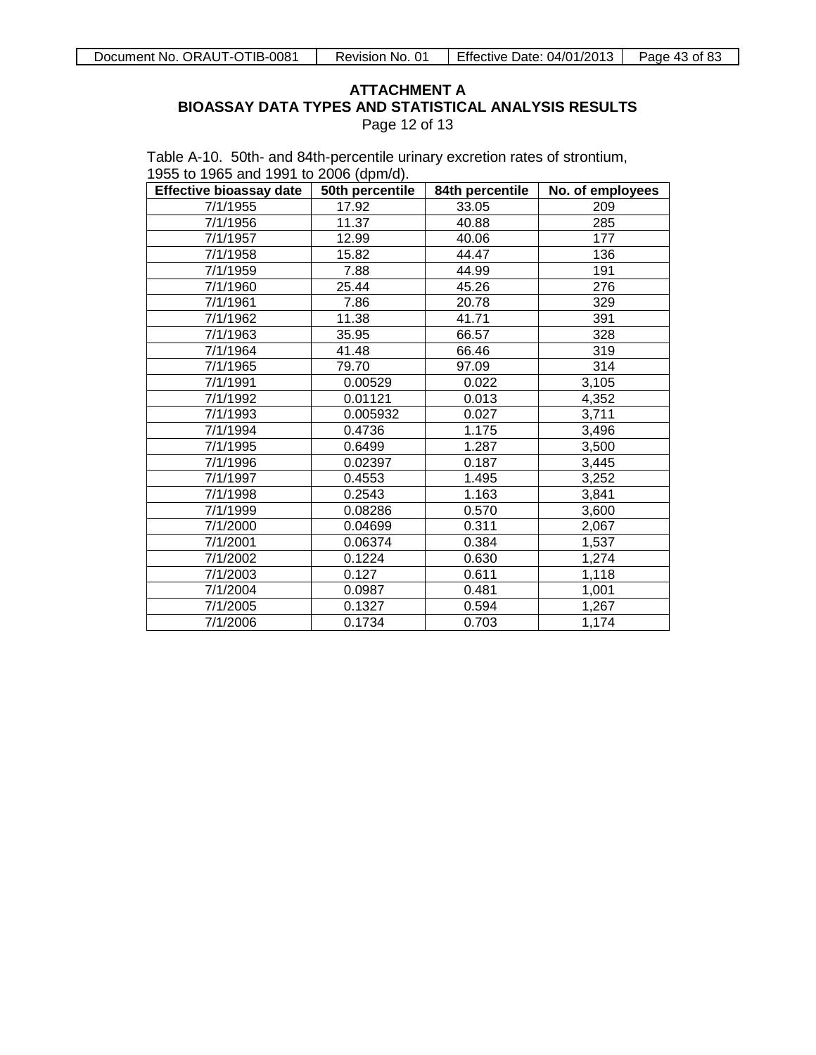## ATTACHMENT A
## BIOASSAY DATA TYPES AND STATISTICAL ANALYSIS RESULTS
Page 12 of 13

Table A-10. 50th- and 84th-percentile urinary excretion rates of strontium, 1955 to 1965 and 1991 to 2006 (dpm/d).

| Effective bioassay date | 50th percentile | 84th percentile | No. of employees |
|---|---|---|---|
| 7/1/1955 | 17.92 | 33.05 | 209 |
| 7/1/1956 | 11.37 | 40.88 | 285 |
| 7/1/1957 | 12.99 | 40.06 | 177 |
| 7/1/1958 | 15.82 | 44.47 | 136 |
| 7/1/1959 | 7.88 | 44.99 | 191 |
| 7/1/1960 | 25.44 | 45.26 | 276 |
| 7/1/1961 | 7.86 | 20.78 | 329 |
| 7/1/1962 | 11.38 | 41.71 | 391 |
| 7/1/1963 | 35.95 | 66.57 | 328 |
| 7/1/1964 | 41.48 | 66.46 | 319 |
| 7/1/1965 | 79.70 | 97.09 | 314 |
| 7/1/1991 | 0.00529 | 0.022 | 3,105 |
| 7/1/1992 | 0.01121 | 0.013 | 4,352 |
| 7/1/1993 | 0.005932 | 0.027 | 3,711 |
| 7/1/1994 | 0.4736 | 1.175 | 3,496 |
| 7/1/1995 | 0.6499 | 1.287 | 3,500 |
| 7/1/1996 | 0.02397 | 0.187 | 3,445 |
| 7/1/1997 | 0.4553 | 1.495 | 3,252 |
| 7/1/1998 | 0.2543 | 1.163 | 3,841 |
| 7/1/1999 | 0.08286 | 0.570 | 3,600 |
| 7/1/2000 | 0.04699 | 0.311 | 2,067 |
| 7/1/2001 | 0.06374 | 0.384 | 1,537 |
| 7/1/2002 | 0.1224 | 0.630 | 1,274 |
| 7/1/2003 | 0.127 | 0.611 | 1,118 |
| 7/1/2004 | 0.0987 | 0.481 | 1,001 |
| 7/1/2005 | 0.1327 | 0.594 | 1,267 |
| 7/1/2006 | 0.1734 | 0.703 | 1,174 |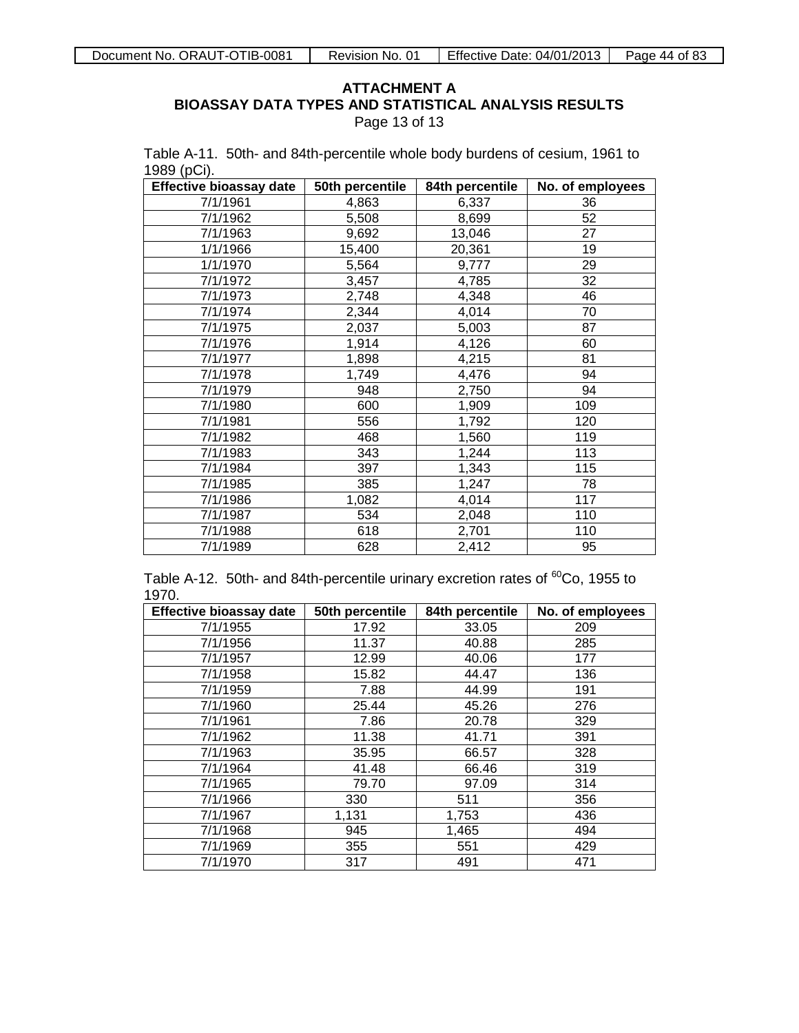**ATTACHMENT A**
**BIOASSAY DATA TYPES AND STATISTICAL ANALYSIS RESULTS**
Page 13 of 13

Table A-11. 50th- and 84th-percentile whole body burdens of cesium, 1961 to 1989 (pCi).

| Effective bioassay date | 50th percentile | 84th percentile | No. of employees |
|---|---|---|---|
| 7/1/1961 | 4,863 | 6,337 | 36 |
| 7/1/1962 | 5,508 | 8,699 | 52 |
| 7/1/1963 | 9,692 | 13,046 | 27 |
| 1/1/1966 | 15,400 | 20,361 | 19 |
| 1/1/1970 | 5,564 | 9,777 | 29 |
| 7/1/1972 | 3,457 | 4,785 | 32 |
| 7/1/1973 | 2,748 | 4,348 | 46 |
| 7/1/1974 | 2,344 | 4,014 | 70 |
| 7/1/1975 | 2,037 | 5,003 | 87 |
| 7/1/1976 | 1,914 | 4,126 | 60 |
| 7/1/1977 | 1,898 | 4,215 | 81 |
| 7/1/1978 | 1,749 | 4,476 | 94 |
| 7/1/1979 | 948 | 2,750 | 94 |
| 7/1/1980 | 600 | 1,909 | 109 |
| 7/1/1981 | 556 | 1,792 | 120 |
| 7/1/1982 | 468 | 1,560 | 119 |
| 7/1/1983 | 343 | 1,244 | 113 |
| 7/1/1984 | 397 | 1,343 | 115 |
| 7/1/1985 | 385 | 1,247 | 78 |
| 7/1/1986 | 1,082 | 4,014 | 117 |
| 7/1/1987 | 534 | 2,048 | 110 |
| 7/1/1988 | 618 | 2,701 | 110 |
| 7/1/1989 | 628 | 2,412 | 95 |

Table A-12. 50th- and 84th-percentile urinary excretion rates of $^{60}$Co, 1955 to 1970.

| Effective bioassay date | 50th percentile | 84th percentile | No. of employees |
|---|---|---|---|
| 7/1/1955 | 17.92 | 33.05 | 209 |
| 7/1/1956 | 11.37 | 40.88 | 285 |
| 7/1/1957 | 12.99 | 40.06 | 177 |
| 7/1/1958 | 15.82 | 44.47 | 136 |
| 7/1/1959 | 7.88 | 44.99 | 191 |
| 7/1/1960 | 25.44 | 45.26 | 276 |
| 7/1/1961 | 7.86 | 20.78 | 329 |
| 7/1/1962 | 11.38 | 41.71 | 391 |
| 7/1/1963 | 35.95 | 66.57 | 328 |
| 7/1/1964 | 41.48 | 66.46 | 319 |
| 7/1/1965 | 79.70 | 97.09 | 314 |
| 7/1/1966 | 330 | 511 | 356 |
| 7/1/1967 | 1,131 | 1,753 | 436 |
| 7/1/1968 | 945 | 1,465 | 494 |
| 7/1/1969 | 355 | 551 | 429 |
| 7/1/1970 | 317 | 491 | 471 |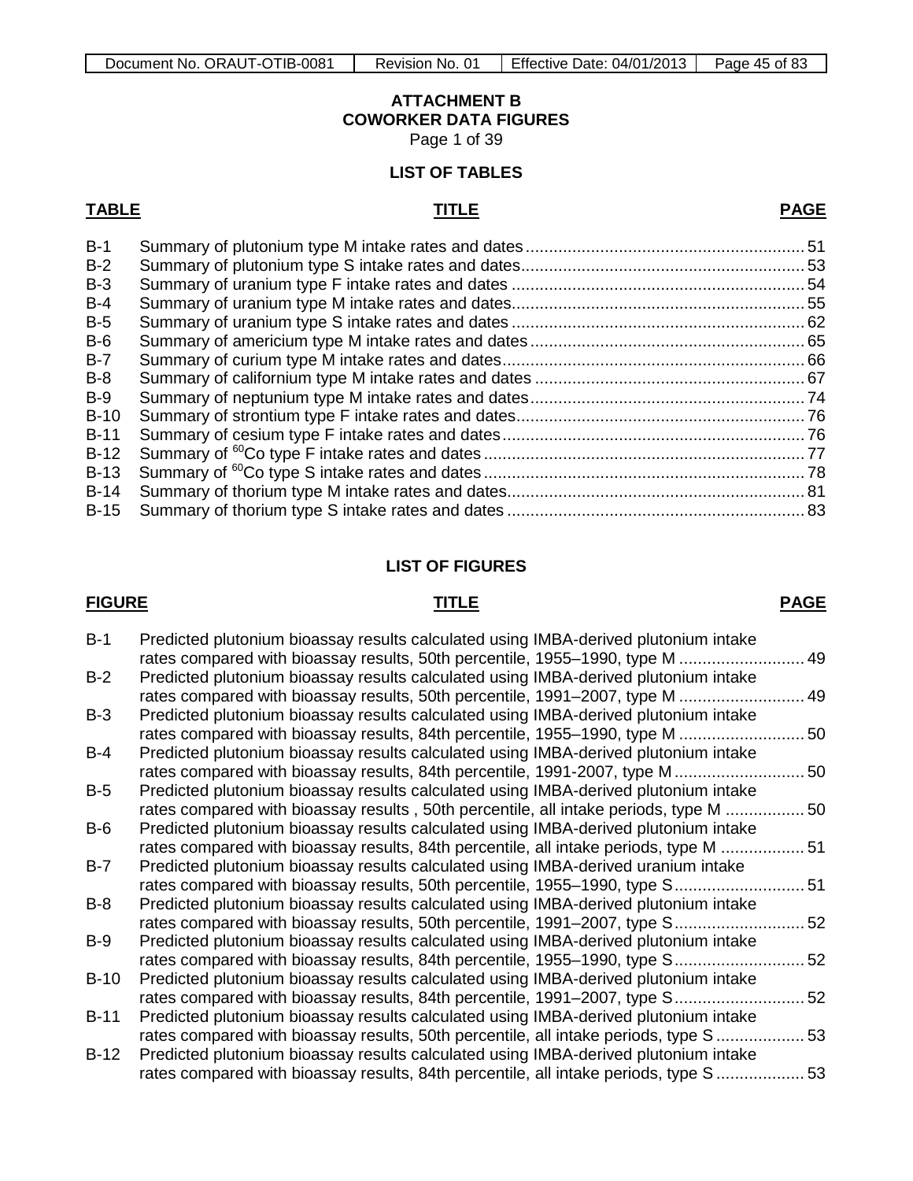## ATTACHMENT B
## COWORKER DATA FIGURES

Page 1 of 39

### LIST OF TABLES

| TABLE | TITLE | PAGE |
|---|---|---|
| B-1 | Summary of plutonium type M intake rates and dates | 51 |
| B-2 | Summary of plutonium type S intake rates and dates | 53 |
| B-3 | Summary of uranium type F intake rates and dates | 54 |
| B-4 | Summary of uranium type M intake rates and dates | 55 |
| B-5 | Summary of uranium type S intake rates and dates | 62 |
| B-6 | Summary of americium type M intake rates and dates | 65 |
| B-7 | Summary of curium type M intake rates and dates | 66 |
| B-8 | Summary of californium type M intake rates and dates | 67 |
| B-9 | Summary of neptunium type M intake rates and dates | 74 |
| B-10 | Summary of strontium type F intake rates and dates | 76 |
| B-11 | Summary of cesium type F intake rates and dates | 76 |
| B-12 | Summary of $^{60}$Co type F intake rates and dates | 77 |
| B-13 | Summary of $^{60}$Co type S intake rates and dates | 78 |
| B-14 | Summary of thorium type M intake rates and dates | 81 |
| B-15 | Summary of thorium type S intake rates and dates | 83 |

### LIST OF FIGURES

| FIGURE | TITLE | PAGE |
|---|---|---|
| B-1 | Predicted plutonium bioassay results calculated using IMBA-derived plutonium intake rates compared with bioassay results, 50th percentile, 1955–1990, type M | 49 |
| B-2 | Predicted plutonium bioassay results calculated using IMBA-derived plutonium intake rates compared with bioassay results, 50th percentile, 1991–2007, type M | 49 |
| B-3 | Predicted plutonium bioassay results calculated using IMBA-derived plutonium intake rates compared with bioassay results, 84th percentile, 1955–1990, type M | 50 |
| B-4 | Predicted plutonium bioassay results calculated using IMBA-derived plutonium intake rates compared with bioassay results, 84th percentile, 1991-2007, type M | 50 |
| B-5 | Predicted plutonium bioassay results calculated using IMBA-derived plutonium intake rates compared with bioassay results , 50th percentile, all intake periods, type M | 50 |
| B-6 | Predicted plutonium bioassay results calculated using IMBA-derived plutonium intake rates compared with bioassay results, 84th percentile, all intake periods, type M | 51 |
| B-7 | Predicted plutonium bioassay results calculated using IMBA-derived uranium intake rates compared with bioassay results, 50th percentile, 1955–1990, type S | 51 |
| B-8 | Predicted plutonium bioassay results calculated using IMBA-derived plutonium intake rates compared with bioassay results, 50th percentile, 1991–2007, type S | 52 |
| B-9 | Predicted plutonium bioassay results calculated using IMBA-derived plutonium intake rates compared with bioassay results, 84th percentile, 1955–1990, type S | 52 |
| B-10 | Predicted plutonium bioassay results calculated using IMBA-derived plutonium intake rates compared with bioassay results, 84th percentile, 1991–2007, type S | 52 |
| B-11 | Predicted plutonium bioassay results calculated using IMBA-derived plutonium intake rates compared with bioassay results, 50th percentile, all intake periods, type S | 53 |
| B-12 | Predicted plutonium bioassay results calculated using IMBA-derived plutonium intake rates compared with bioassay results, 84th percentile, all intake periods, type S | 53 |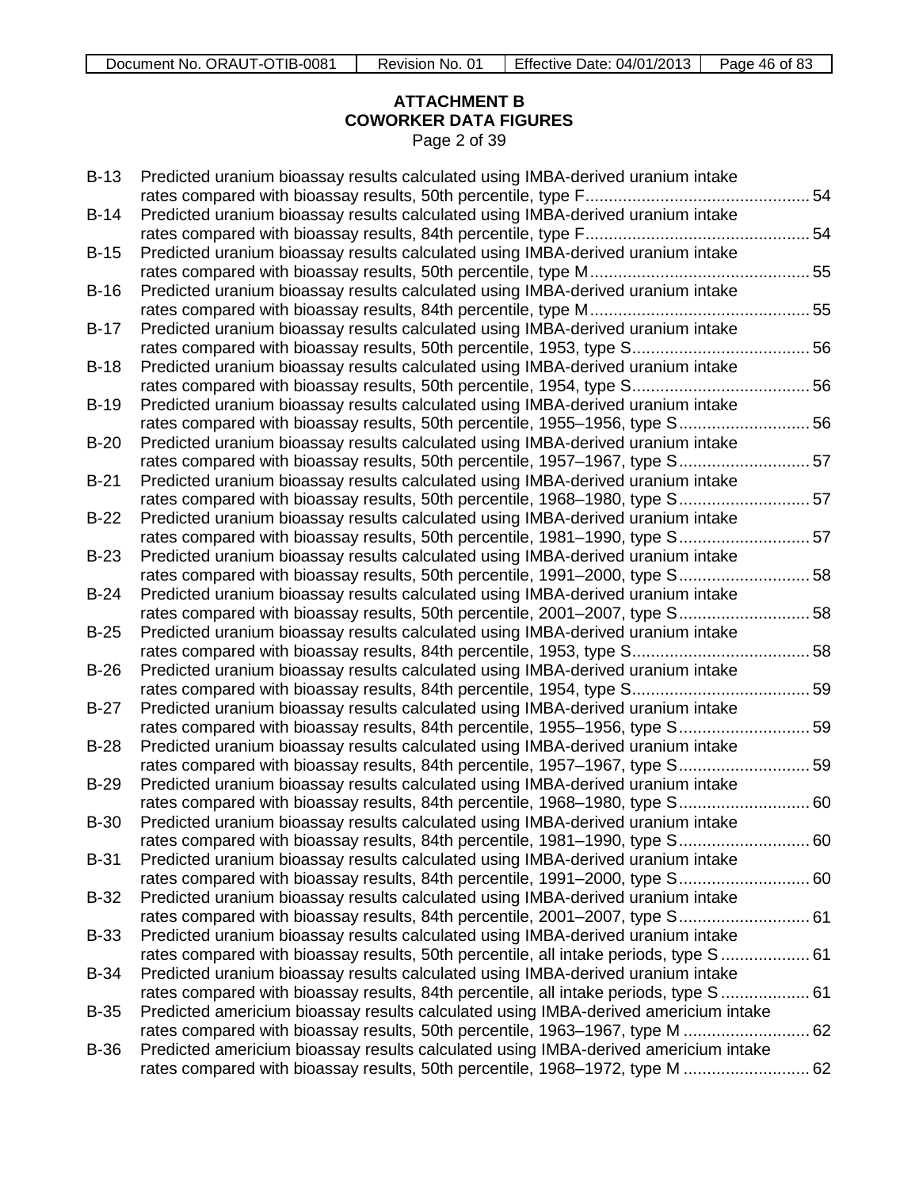**ATTACHMENT B**
**COWORKER DATA FIGURES**
Page 2 of 39

| | | |
|---|---|---|
| B-13 | Predicted uranium bioassay results calculated using IMBA-derived uranium intake rates compared with bioassay results, 50th percentile, type F | 54 |
| B-14 | Predicted uranium bioassay results calculated using IMBA-derived uranium intake rates compared with bioassay results, 84th percentile, type F | 54 |
| B-15 | Predicted uranium bioassay results calculated using IMBA-derived uranium intake rates compared with bioassay results, 50th percentile, type M | 55 |
| B-16 | Predicted uranium bioassay results calculated using IMBA-derived uranium intake rates compared with bioassay results, 84th percentile, type M | 55 |
| B-17 | Predicted uranium bioassay results calculated using IMBA-derived uranium intake rates compared with bioassay results, 50th percentile, 1953, type S | 56 |
| B-18 | Predicted uranium bioassay results calculated using IMBA-derived uranium intake rates compared with bioassay results, 50th percentile, 1954, type S | 56 |
| B-19 | Predicted uranium bioassay results calculated using IMBA-derived uranium intake rates compared with bioassay results, 50th percentile, 1955–1956, type S | 56 |
| B-20 | Predicted uranium bioassay results calculated using IMBA-derived uranium intake rates compared with bioassay results, 50th percentile, 1957–1967, type S | 57 |
| B-21 | Predicted uranium bioassay results calculated using IMBA-derived uranium intake rates compared with bioassay results, 50th percentile, 1968–1980, type S | 57 |
| B-22 | Predicted uranium bioassay results calculated using IMBA-derived uranium intake rates compared with bioassay results, 50th percentile, 1981–1990, type S | 57 |
| B-23 | Predicted uranium bioassay results calculated using IMBA-derived uranium intake rates compared with bioassay results, 50th percentile, 1991–2000, type S | 58 |
| B-24 | Predicted uranium bioassay results calculated using IMBA-derived uranium intake rates compared with bioassay results, 50th percentile, 2001–2007, type S | 58 |
| B-25 | Predicted uranium bioassay results calculated using IMBA-derived uranium intake rates compared with bioassay results, 84th percentile, 1953, type S | 58 |
| B-26 | Predicted uranium bioassay results calculated using IMBA-derived uranium intake rates compared with bioassay results, 84th percentile, 1954, type S | 59 |
| B-27 | Predicted uranium bioassay results calculated using IMBA-derived uranium intake rates compared with bioassay results, 84th percentile, 1955–1956, type S | 59 |
| B-28 | Predicted uranium bioassay results calculated using IMBA-derived uranium intake rates compared with bioassay results, 84th percentile, 1957–1967, type S | 59 |
| B-29 | Predicted uranium bioassay results calculated using IMBA-derived uranium intake rates compared with bioassay results, 84th percentile, 1968–1980, type S | 60 |
| B-30 | Predicted uranium bioassay results calculated using IMBA-derived uranium intake rates compared with bioassay results, 84th percentile, 1981–1990, type S | 60 |
| B-31 | Predicted uranium bioassay results calculated using IMBA-derived uranium intake rates compared with bioassay results, 84th percentile, 1991–2000, type S | 60 |
| B-32 | Predicted uranium bioassay results calculated using IMBA-derived uranium intake rates compared with bioassay results, 84th percentile, 2001–2007, type S | 61 |
| B-33 | Predicted uranium bioassay results calculated using IMBA-derived uranium intake rates compared with bioassay results, 50th percentile, all intake periods, type S | 61 |
| B-34 | Predicted uranium bioassay results calculated using IMBA-derived uranium intake rates compared with bioassay results, 84th percentile, all intake periods, type S | 61 |
| B-35 | Predicted americium bioassay results calculated using IMBA-derived americium intake rates compared with bioassay results, 50th percentile, 1963–1967, type M | 62 |
| B-36 | Predicted americium bioassay results calculated using IMBA-derived americium intake rates compared with bioassay results, 50th percentile, 1968–1972, type M | 62 |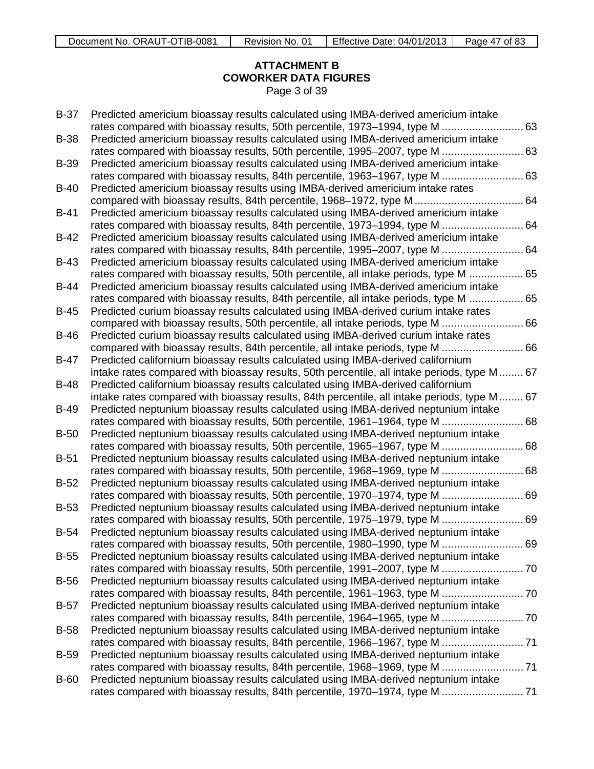**ATTACHMENT B**
**COWORKER DATA FIGURES**
Page 3 of 39

| | | |
|---|---|---|
| B-37 | Predicted americium bioassay results calculated using IMBA-derived americium intake rates compared with bioassay results, 50th percentile, 1973–1994, type M | 63 |
| B-38 | Predicted americium bioassay results calculated using IMBA-derived americium intake rates compared with bioassay results, 50th percentile, 1995–2007, type M | 63 |
| B-39 | Predicted americium bioassay results calculated using IMBA-derived americium intake rates compared with bioassay results, 84th percentile, 1963–1967, type M | 63 |
| B-40 | Predicted americium bioassay results using IMBA-derived americium intake rates compared with bioassay results, 84th percentile, 1968–1972, type M | 64 |
| B-41 | Predicted americium bioassay results calculated using IMBA-derived americium intake rates compared with bioassay results, 84th percentile, 1973–1994, type M | 64 |
| B-42 | Predicted americium bioassay results calculated using IMBA-derived americium intake rates compared with bioassay results, 84th percentile, 1995–2007, type M | 64 |
| B-43 | Predicted americium bioassay results calculated using IMBA-derived americium intake rates compared with bioassay results, 50th percentile, all intake periods, type M | 65 |
| B-44 | Predicted americium bioassay results calculated using IMBA-derived americium intake rates compared with bioassay results, 84th percentile, all intake periods, type M | 65 |
| B-45 | Predicted curium bioassay results calculated using IMBA-derived curium intake rates compared with bioassay results, 50th percentile, all intake periods, type M | 66 |
| B-46 | Predicted curium bioassay results calculated using IMBA-derived curium intake rates compared with bioassay results, 84th percentile, all intake periods, type M | 66 |
| B-47 | Predicted californium bioassay results calculated using IMBA-derived californium intake rates compared with bioassay results, 50th percentile, all intake periods, type M | 67 |
| B-48 | Predicted californium bioassay results calculated using IMBA-derived californium intake rates compared with bioassay results, 84th percentile, all intake periods, type M | 67 |
| B-49 | Predicted neptunium bioassay results calculated using IMBA-derived neptunium intake rates compared with bioassay results, 50th percentile, 1961–1964, type M | 68 |
| B-50 | Predicted neptunium bioassay results calculated using IMBA-derived neptunium intake rates compared with bioassay results, 50th percentile, 1965–1967, type M | 68 |
| B-51 | Predicted neptunium bioassay results calculated using IMBA-derived neptunium intake rates compared with bioassay results, 50th percentile, 1968–1969, type M | 68 |
| B-52 | Predicted neptunium bioassay results calculated using IMBA-derived neptunium intake rates compared with bioassay results, 50th percentile, 1970–1974, type M | 69 |
| B-53 | Predicted neptunium bioassay results calculated using IMBA-derived neptunium intake rates compared with bioassay results, 50th percentile, 1975–1979, type M | 69 |
| B-54 | Predicted neptunium bioassay results calculated using IMBA-derived neptunium intake rates compared with bioassay results, 50th percentile, 1980–1990, type M | 69 |
| B-55 | Predicted neptunium bioassay results calculated using IMBA-derived neptunium intake rates compared with bioassay results, 50th percentile, 1991–2007, type M | 70 |
| B-56 | Predicted neptunium bioassay results calculated using IMBA-derived neptunium intake rates compared with bioassay results, 84th percentile, 1961–1963, type M | 70 |
| B-57 | Predicted neptunium bioassay results calculated using IMBA-derived neptunium intake rates compared with bioassay results, 84th percentile, 1964–1965, type M | 70 |
| B-58 | Predicted neptunium bioassay results calculated using IMBA-derived neptunium intake rates compared with bioassay results, 84th percentile, 1966–1967, type M | 71 |
| B-59 | Predicted neptunium bioassay results calculated using IMBA-derived neptunium intake rates compared with bioassay results, 84th percentile, 1968–1969, type M | 71 |
| B-60 | Predicted neptunium bioassay results calculated using IMBA-derived neptunium intake rates compared with bioassay results, 84th percentile, 1970–1974, type M | 71 |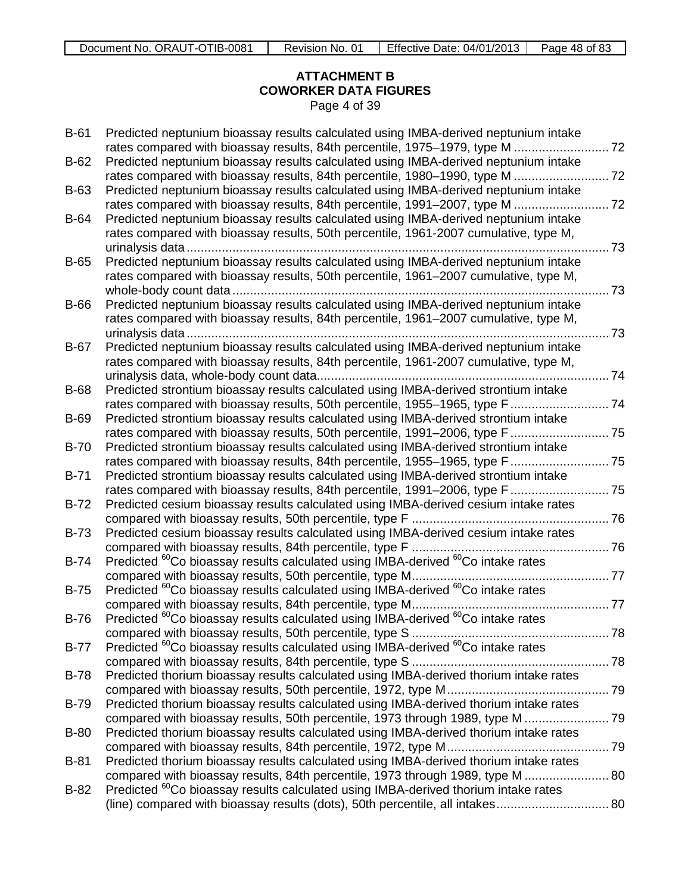## ATTACHMENT B
## COWORKER DATA FIGURES

Page 4 of 39

B-61 Predicted neptunium bioassay results calculated using IMBA-derived neptunium intake rates compared with bioassay results, 84th percentile, 1975–1979, type M ........................... 72

B-62 Predicted neptunium bioassay results calculated using IMBA-derived neptunium intake rates compared with bioassay results, 84th percentile, 1980–1990, type M ........................... 72

B-63 Predicted neptunium bioassay results calculated using IMBA-derived neptunium intake rates compared with bioassay results, 84th percentile, 1991–2007, type M ........................... 72

B-64 Predicted neptunium bioassay results calculated using IMBA-derived neptunium intake rates compared with bioassay results, 50th percentile, 1961-2007 cumulative, type M, urinalysis data ........................................................................................................................ 73

B-65 Predicted neptunium bioassay results calculated using IMBA-derived neptunium intake rates compared with bioassay results, 50th percentile, 1961–2007 cumulative, type M, whole-body count data ........................................................................................................... 73

B-66 Predicted neptunium bioassay results calculated using IMBA-derived neptunium intake rates compared with bioassay results, 84th percentile, 1961–2007 cumulative, type M, urinalysis data ........................................................................................................................ 73

B-67 Predicted neptunium bioassay results calculated using IMBA-derived neptunium intake rates compared with bioassay results, 84th percentile, 1961-2007 cumulative, type M, urinalysis data, whole-body count data.................................................................................. 74

B-68 Predicted strontium bioassay results calculated using IMBA-derived strontium intake rates compared with bioassay results, 50th percentile, 1955–1965, type F ............................ 74

B-69 Predicted strontium bioassay results calculated using IMBA-derived strontium intake rates compared with bioassay results, 50th percentile, 1991–2006, type F ............................ 75

B-70 Predicted strontium bioassay results calculated using IMBA-derived strontium intake rates compared with bioassay results, 84th percentile, 1955–1965, type F ............................ 75

B-71 Predicted strontium bioassay results calculated using IMBA-derived strontium intake rates compared with bioassay results, 84th percentile, 1991–2006, type F ............................ 75

B-72 Predicted cesium bioassay results calculated using IMBA-derived cesium intake rates compared with bioassay results, 50th percentile, type F ........................................................ 76

B-73 Predicted cesium bioassay results calculated using IMBA-derived cesium intake rates compared with bioassay results, 84th percentile, type F ........................................................ 76

B-74 Predicted $^{60}$Co bioassay results calculated using IMBA-derived $^{60}$Co intake rates compared with bioassay results, 50th percentile, type M........................................................ 77

B-75 Predicted $^{60}$Co bioassay results calculated using IMBA-derived $^{60}$Co intake rates compared with bioassay results, 84th percentile, type M........................................................ 77

B-76 Predicted $^{60}$Co bioassay results calculated using IMBA-derived $^{60}$Co intake rates compared with bioassay results, 50th percentile, type S ........................................................ 78

B-77 Predicted $^{60}$Co bioassay results calculated using IMBA-derived $^{60}$Co intake rates compared with bioassay results, 84th percentile, type S ........................................................ 78

B-78 Predicted thorium bioassay results calculated using IMBA-derived thorium intake rates compared with bioassay results, 50th percentile, 1972, type M.............................................. 79

B-79 Predicted thorium bioassay results calculated using IMBA-derived thorium intake rates compared with bioassay results, 50th percentile, 1973 through 1989, type M ........................ 79

B-80 Predicted thorium bioassay results calculated using IMBA-derived thorium intake rates compared with bioassay results, 84th percentile, 1972, type M.............................................. 79

B-81 Predicted thorium bioassay results calculated using IMBA-derived thorium intake rates compared with bioassay results, 84th percentile, 1973 through 1989, type M ........................ 80

B-82 Predicted $^{60}$Co bioassay results calculated using IMBA-derived thorium intake rates (line) compared with bioassay results (dots), 50th percentile, all intakes................................ 80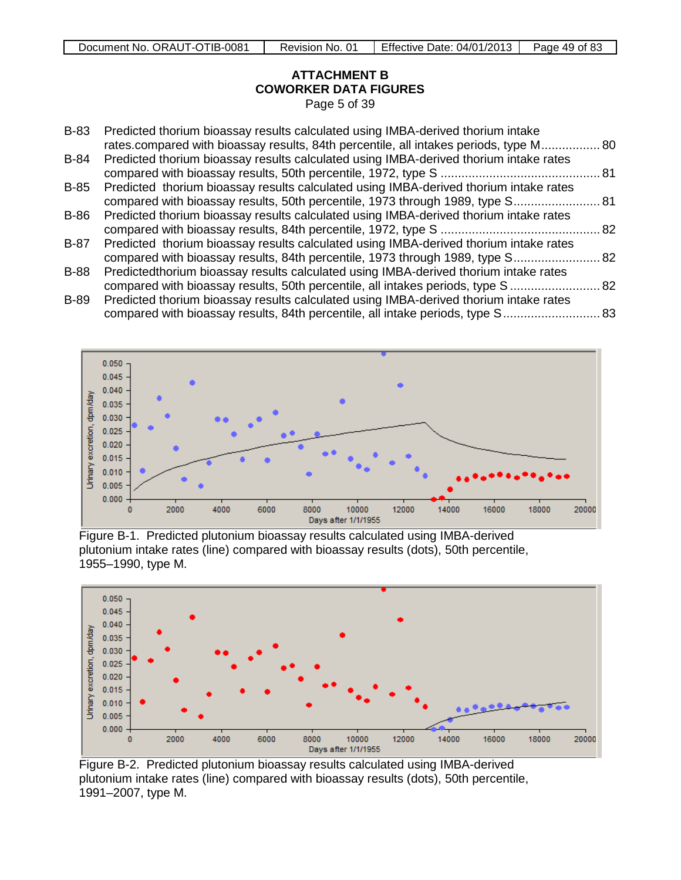**ATTACHMENT B**
**COWORKER DATA FIGURES**
Page 5 of 39

B-83 Predicted thorium bioassay results calculated using IMBA-derived thorium intake rates.compared with bioassay results, 84th percentile, all intakes periods, type M................ 80
B-84 Predicted thorium bioassay results calculated using IMBA-derived thorium intake rates compared with bioassay results, 50th percentile, 1972, type S ............................................. 81
B-85 Predicted thorium bioassay results calculated using IMBA-derived thorium intake rates compared with bioassay results, 50th percentile, 1973 through 1989, type S......................... 81
B-86 Predicted thorium bioassay results calculated using IMBA-derived thorium intake rates compared with bioassay results, 84th percentile, 1972, type S ............................................. 82
B-87 Predicted thorium bioassay results calculated using IMBA-derived thorium intake rates compared with bioassay results, 84th percentile, 1973 through 1989, type S......................... 82
B-88 Predictedthorium bioassay results calculated using IMBA-derived thorium intake rates compared with bioassay results, 50th percentile, all intakes periods, type S .......................... 82
B-89 Predicted thorium bioassay results calculated using IMBA-derived thorium intake rates compared with bioassay results, 84th percentile, all intake periods, type S........................... 83

Figure B-1. Predicted plutonium bioassay results calculated using IMBA-derived plutonium intake rates (line) compared with bioassay results (dots), 50th percentile, 1955–1990, type M.

Figure B-2. Predicted plutonium bioassay results calculated using IMBA-derived plutonium intake rates (line) compared with bioassay results (dots), 50th percentile, 1991–2007, type M.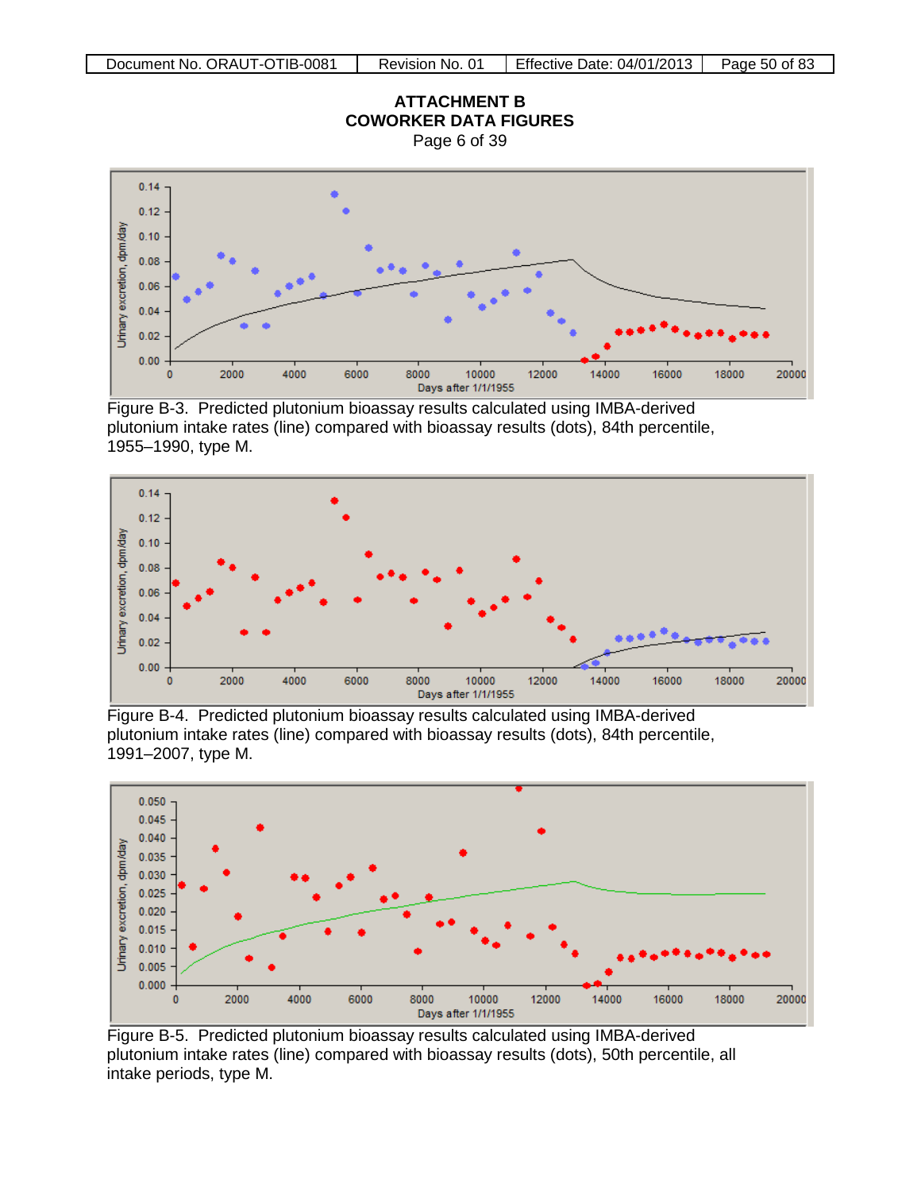# ATTACHMENT B
# COWORKER DATA FIGURES

Page 6 of 39

Figure B-3. Predicted plutonium bioassay results calculated using IMBA-derived plutonium intake rates (line) compared with bioassay results (dots), 84th percentile, 1955–1990, type M.

Figure B-4. Predicted plutonium bioassay results calculated using IMBA-derived plutonium intake rates (line) compared with bioassay results (dots), 84th percentile, 1991–2007, type M.

Figure B-5. Predicted plutonium bioassay results calculated using IMBA-derived plutonium intake rates (line) compared with bioassay results (dots), 50th percentile, all intake periods, type M.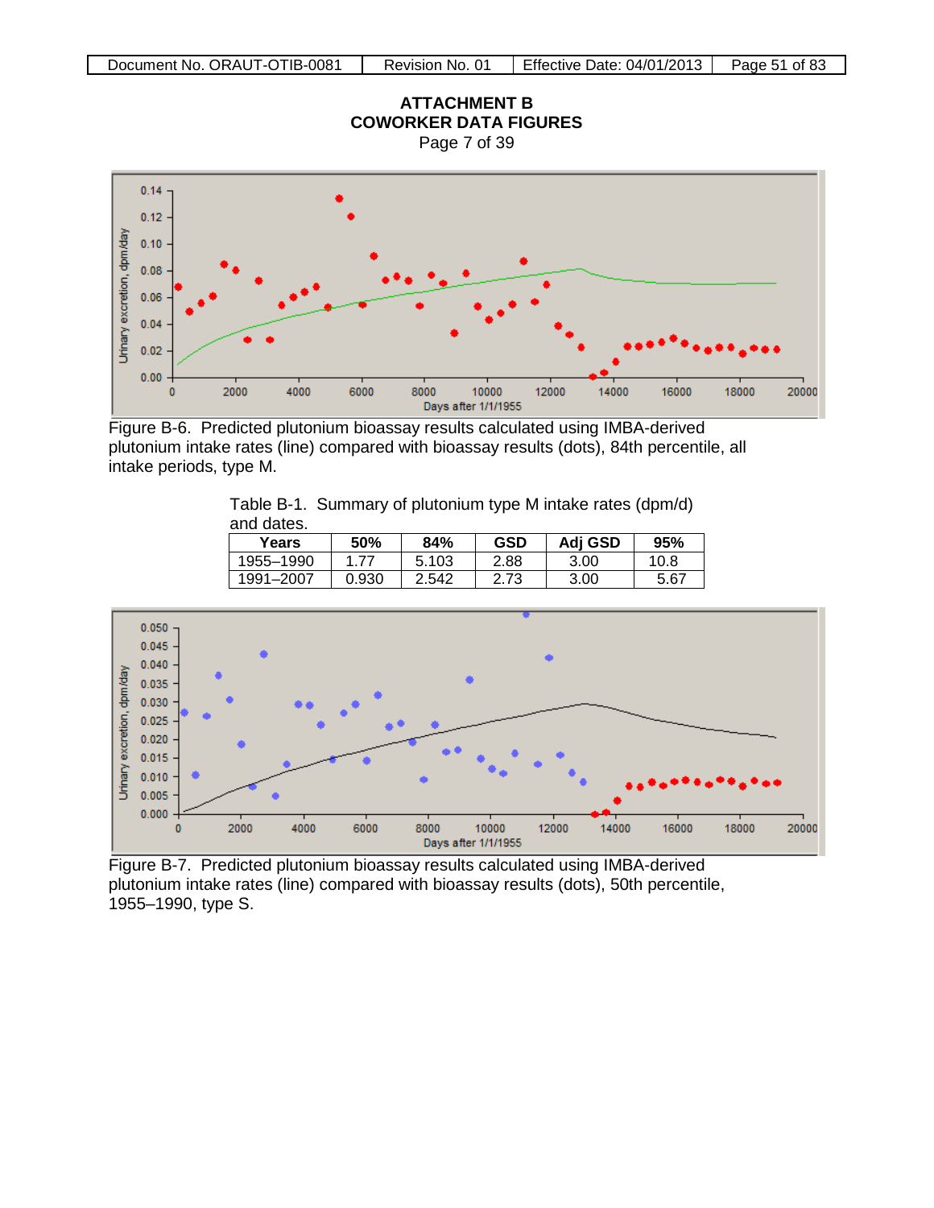# ATTACHMENT B
# COWORKER DATA FIGURES
Page 7 of 39

Figure B-6. Predicted plutonium bioassay results calculated using IMBA-derived plutonium intake rates (line) compared with bioassay results (dots), 84th percentile, all intake periods, type M.

Table B-1. Summary of plutonium type M intake rates (dpm/d) and dates.

| Years | 50% | 84% | GSD | Adj GSD | 95% |
|---|---|---|---|---|---|
| 1955–1990 | 1.77 | 5.103 | 2.88 | 3.00 | 10.8 |
| 1991–2007 | 0.930 | 2.542 | 2.73 | 3.00 | 5.67 |

Figure B-7. Predicted plutonium bioassay results calculated using IMBA-derived plutonium intake rates (line) compared with bioassay results (dots), 50th percentile, 1955–1990, type S.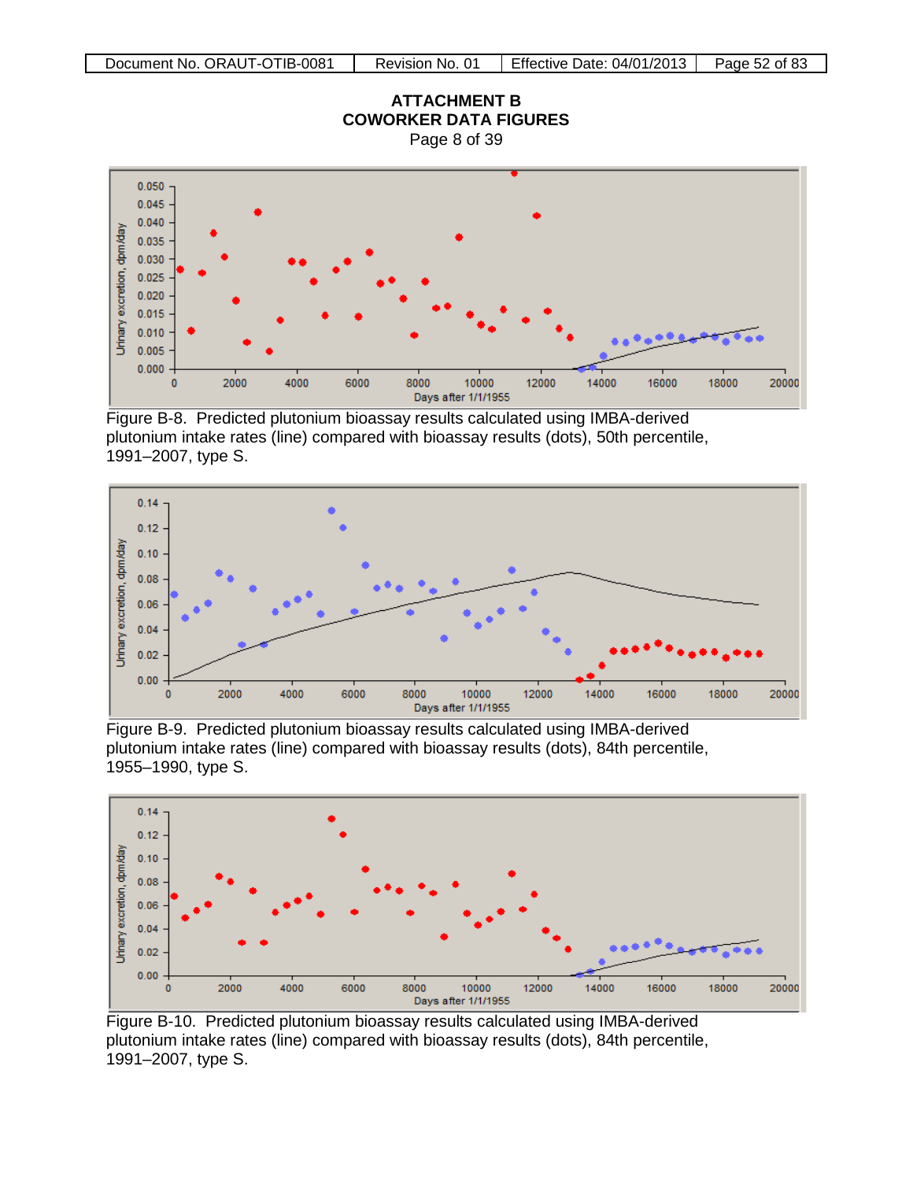# ATTACHMENT B
## COWORKER DATA FIGURES

Page 8 of 39

Figure B-8. Predicted plutonium bioassay results calculated using IMBA-derived plutonium intake rates (line) compared with bioassay results (dots), 50th percentile, 1991–2007, type S.

Figure B-9. Predicted plutonium bioassay results calculated using IMBA-derived plutonium intake rates (line) compared with bioassay results (dots), 84th percentile, 1955–1990, type S.

Figure B-10. Predicted plutonium bioassay results calculated using IMBA-derived plutonium intake rates (line) compared with bioassay results (dots), 84th percentile, 1991–2007, type S.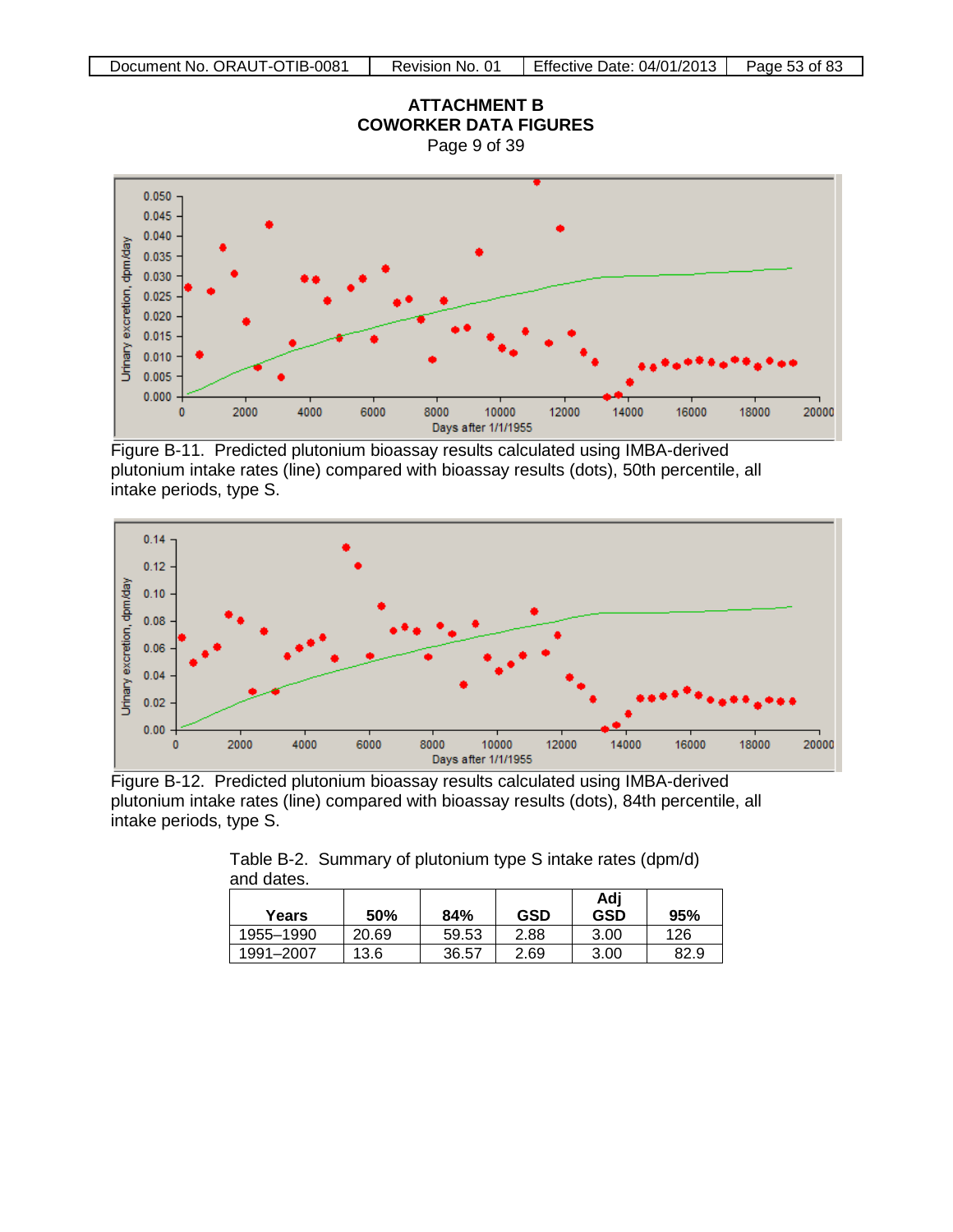# ATTACHMENT B
# COWORKER DATA FIGURES

Page 9 of 39

Figure B-11. Predicted plutonium bioassay results calculated using IMBA-derived plutonium intake rates (line) compared with bioassay results (dots), 50th percentile, all intake periods, type S.

Figure B-12. Predicted plutonium bioassay results calculated using IMBA-derived plutonium intake rates (line) compared with bioassay results (dots), 84th percentile, all intake periods, type S.

Table B-2. Summary of plutonium type S intake rates (dpm/d) and dates.

| Years | 50% | 84% | GSD | Adj GSD | 95% |
|---|---|---|---|---|---|
| 1955–1990 | 20.69 | 59.53 | 2.88 | 3.00 | 126 |
| 1991–2007 | 13.6 | 36.57 | 2.69 | 3.00 | 82.9 |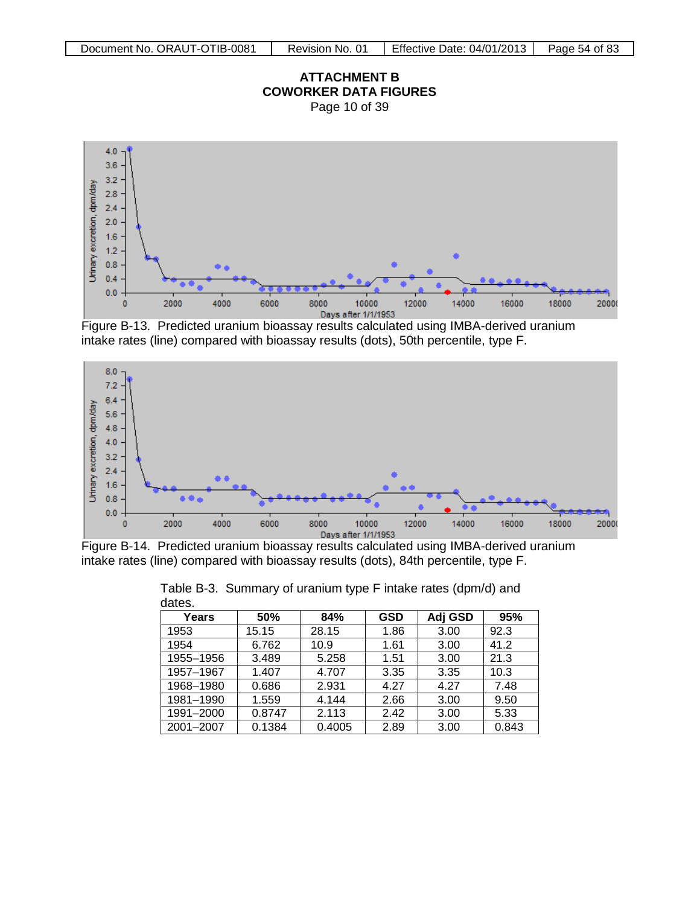# ATTACHMENT B
# COWORKER DATA FIGURES

Page 10 of 39

Figure B-13. Predicted uranium bioassay results calculated using IMBA-derived uranium intake rates (line) compared with bioassay results (dots), 50th percentile, type F.

Figure B-14. Predicted uranium bioassay results calculated using IMBA-derived uranium intake rates (line) compared with bioassay results (dots), 84th percentile, type F.

Table B-3. Summary of uranium type F intake rates (dpm/d) and dates.

| Years | 50% | 84% | GSD | Adj GSD | 95% |
|---|---|---|---|---|---|
| 1953 | 15.15 | 28.15 | 1.86 | 3.00 | 92.3 |
| 1954 | 6.762 | 10.9 | 1.61 | 3.00 | 41.2 |
| 1955–1956 | 3.489 | 5.258 | 1.51 | 3.00 | 21.3 |
| 1957–1967 | 1.407 | 4.707 | 3.35 | 3.35 | 10.3 |
| 1968–1980 | 0.686 | 2.931 | 4.27 | 4.27 | 7.48 |
| 1981–1990 | 1.559 | 4.144 | 2.66 | 3.00 | 9.50 |
| 1991–2000 | 0.8747 | 2.113 | 2.42 | 3.00 | 5.33 |
| 2001–2007 | 0.1384 | 0.4005 | 2.89 | 3.00 | 0.843 |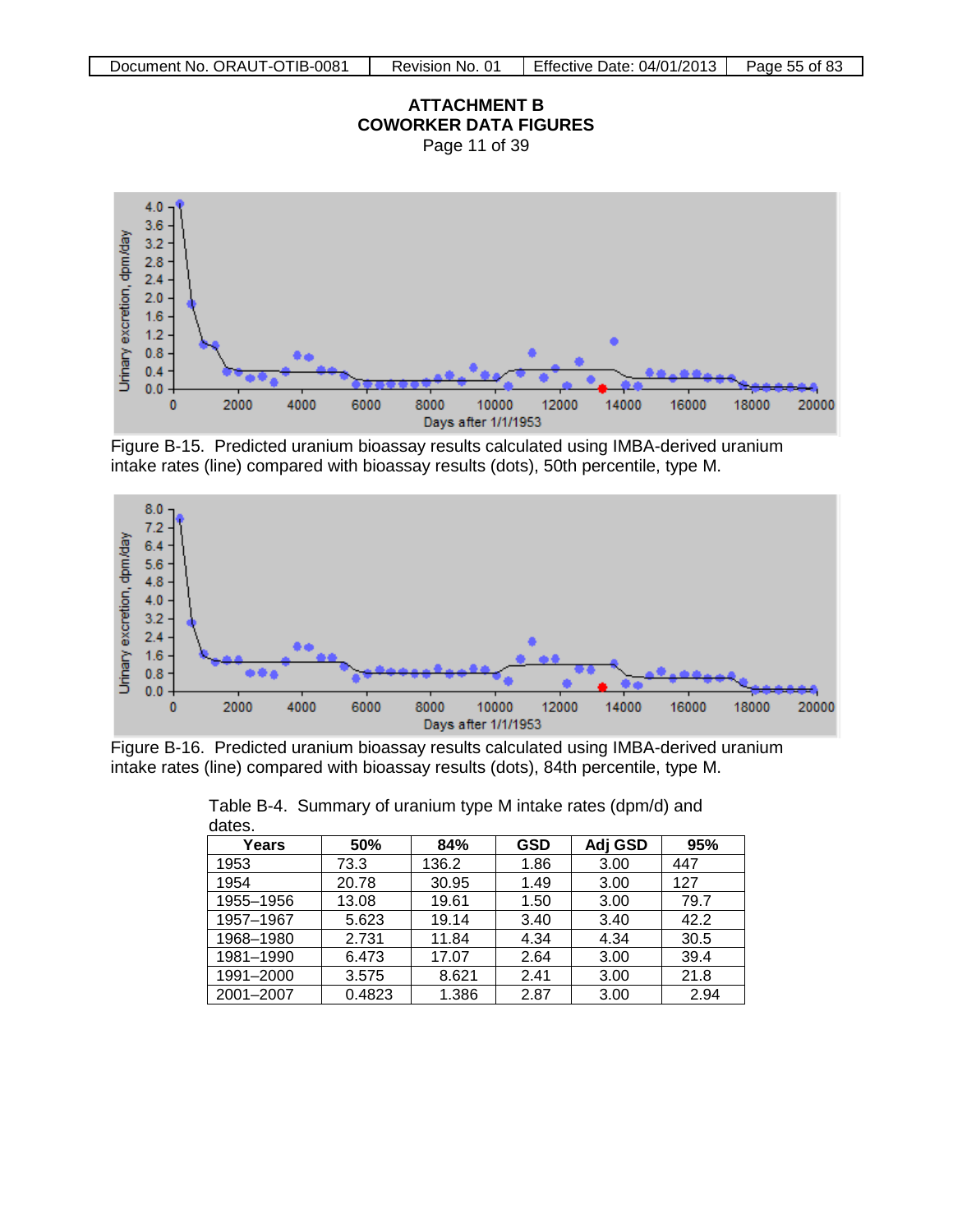# ATTACHMENT B
# COWORKER DATA FIGURES

Page 11 of 39

Figure B-15. Predicted uranium bioassay results calculated using IMBA-derived uranium intake rates (line) compared with bioassay results (dots), 50th percentile, type M.

Figure B-16. Predicted uranium bioassay results calculated using IMBA-derived uranium intake rates (line) compared with bioassay results (dots), 84th percentile, type M.

Table B-4. Summary of uranium type M intake rates (dpm/d) and dates.

| Years | 50% | 84% | GSD | Adj GSD | 95% |
|---|---|---|---|---|---|
| 1953 | 73.3 | 136.2 | 1.86 | 3.00 | 447 |
| 1954 | 20.78 | 30.95 | 1.49 | 3.00 | 127 |
| 1955–1956 | 13.08 | 19.61 | 1.50 | 3.00 | 79.7 |
| 1957–1967 | 5.623 | 19.14 | 3.40 | 3.40 | 42.2 |
| 1968–1980 | 2.731 | 11.84 | 4.34 | 4.34 | 30.5 |
| 1981–1990 | 6.473 | 17.07 | 2.64 | 3.00 | 39.4 |
| 1991–2000 | 3.575 | 8.621 | 2.41 | 3.00 | 21.8 |
| 2001–2007 | 0.4823 | 1.386 | 2.87 | 3.00 | 2.94 |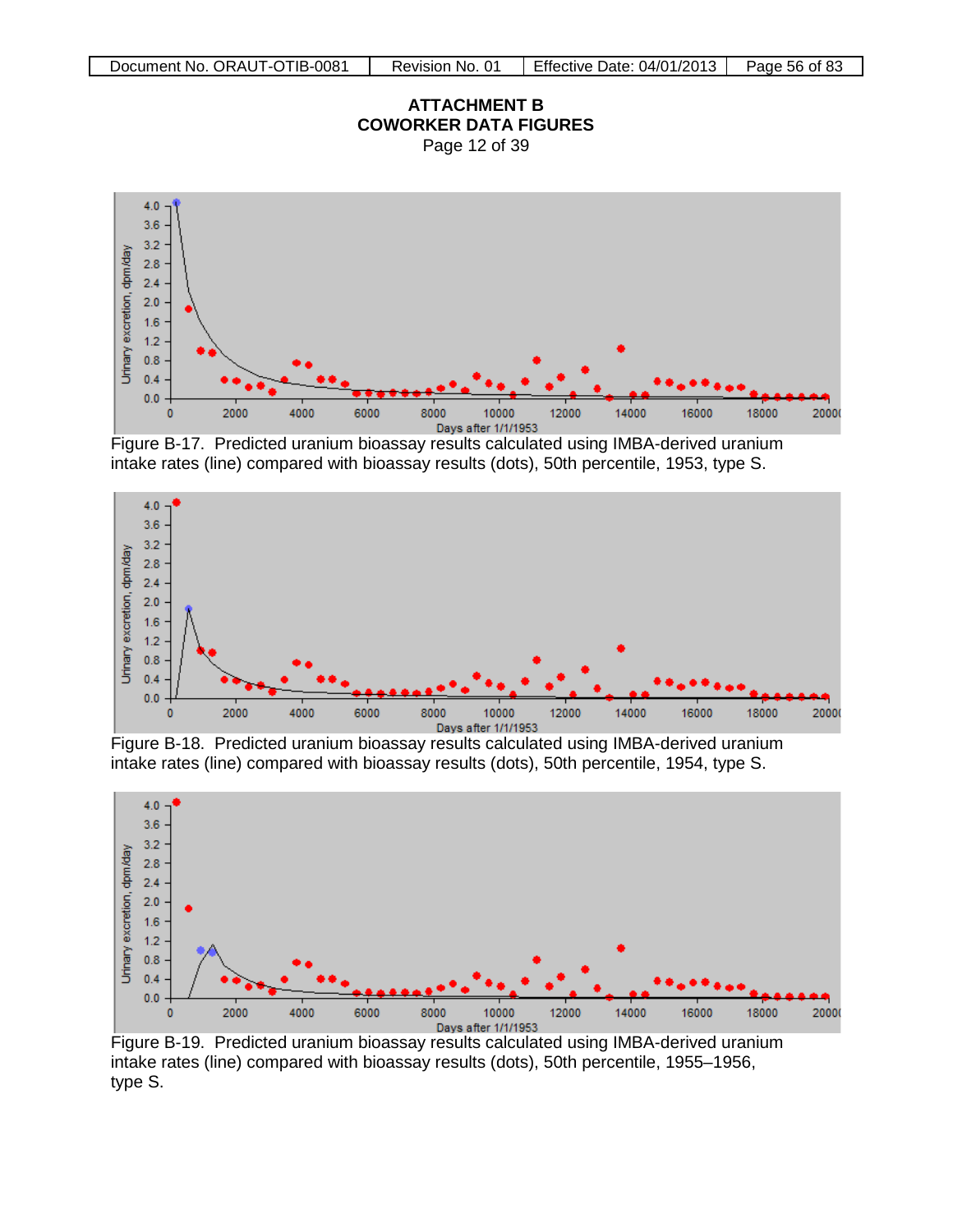# ATTACHMENT B
# COWORKER DATA FIGURES

Page 12 of 39

Figure B-17. Predicted uranium bioassay results calculated using IMBA-derived uranium intake rates (line) compared with bioassay results (dots), 50th percentile, 1953, type S.

Figure B-18. Predicted uranium bioassay results calculated using IMBA-derived uranium intake rates (line) compared with bioassay results (dots), 50th percentile, 1954, type S.

Figure B-19. Predicted uranium bioassay results calculated using IMBA-derived uranium intake rates (line) compared with bioassay results (dots), 50th percentile, 1955–1956, type S.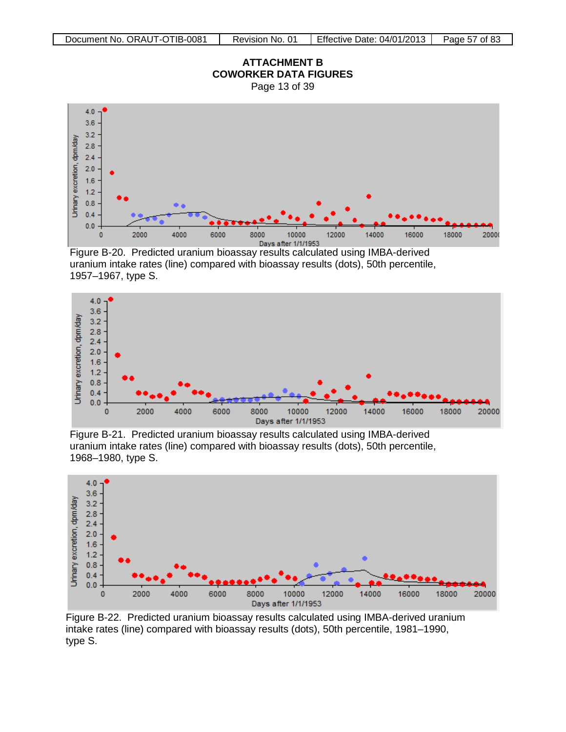## ATTACHMENT B
## COWORKER DATA FIGURES
Page 13 of 39

Figure B-20. Predicted uranium bioassay results calculated using IMBA-derived uranium intake rates (line) compared with bioassay results (dots), 50th percentile, 1957–1967, type S.

Figure B-21. Predicted uranium bioassay results calculated using IMBA-derived uranium intake rates (line) compared with bioassay results (dots), 50th percentile, 1968–1980, type S.

Figure B-22. Predicted uranium bioassay results calculated using IMBA-derived uranium intake rates (line) compared with bioassay results (dots), 50th percentile, 1981–1990, type S.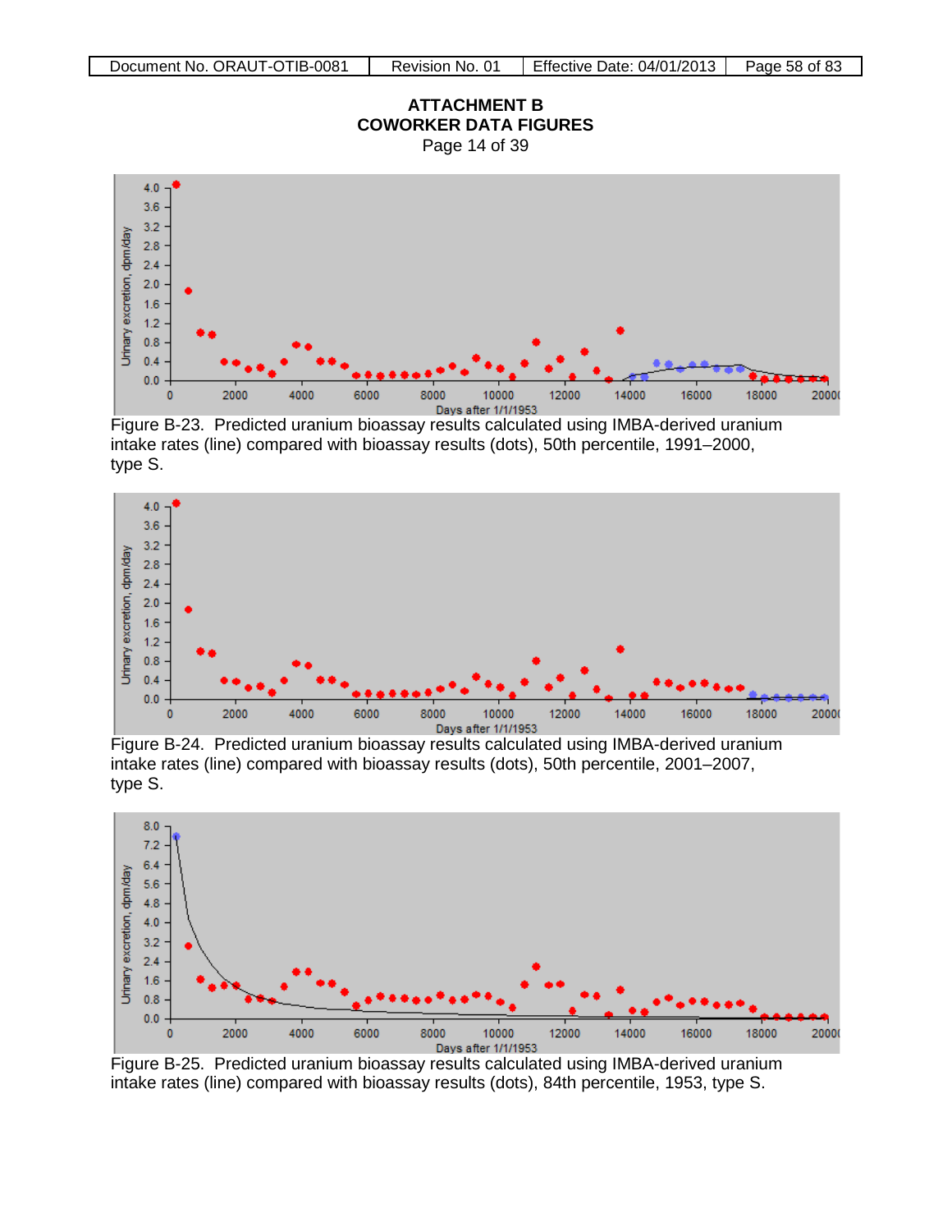# ATTACHMENT B
## COWORKER DATA FIGURES
Page 14 of 39

Figure B-23. Predicted uranium bioassay results calculated using IMBA-derived uranium intake rates (line) compared with bioassay results (dots), 50th percentile, 1991–2000, type S.

Figure B-24. Predicted uranium bioassay results calculated using IMBA-derived uranium intake rates (line) compared with bioassay results (dots), 50th percentile, 2001–2007, type S.

Figure B-25. Predicted uranium bioassay results calculated using IMBA-derived uranium intake rates (line) compared with bioassay results (dots), 84th percentile, 1953, type S.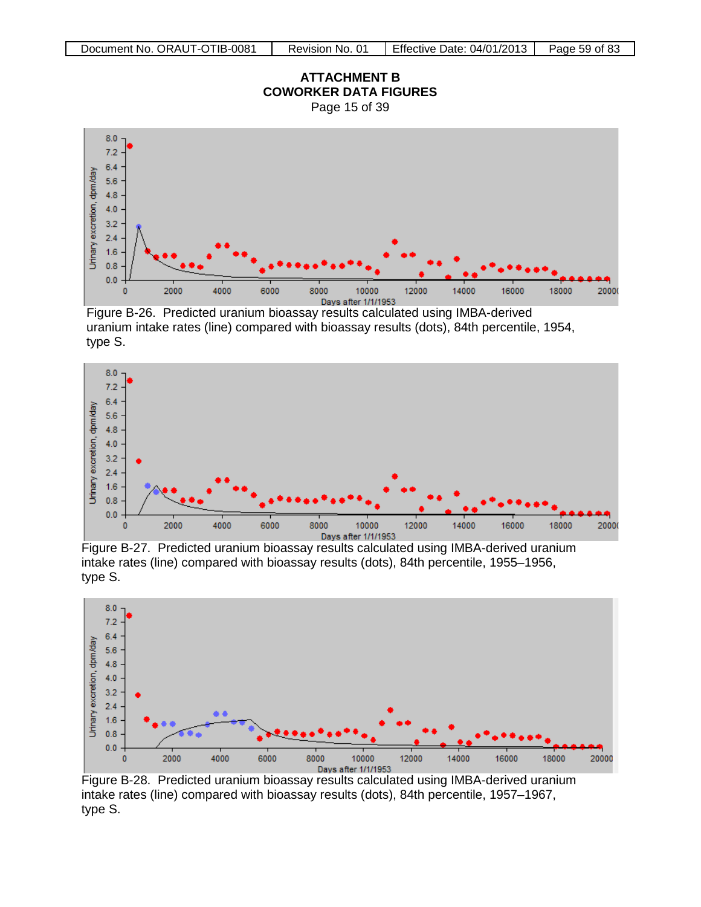ATTACHMENT B
COWORKER DATA FIGURES
Page 15 of 39

Figure B-26. Predicted uranium bioassay results calculated using IMBA-derived uranium intake rates (line) compared with bioassay results (dots), 84th percentile, 1954, type S.

Figure B-27. Predicted uranium bioassay results calculated using IMBA-derived uranium intake rates (line) compared with bioassay results (dots), 84th percentile, 1955–1956, type S.

Figure B-28. Predicted uranium bioassay results calculated using IMBA-derived uranium intake rates (line) compared with bioassay results (dots), 84th percentile, 1957–1967, type S.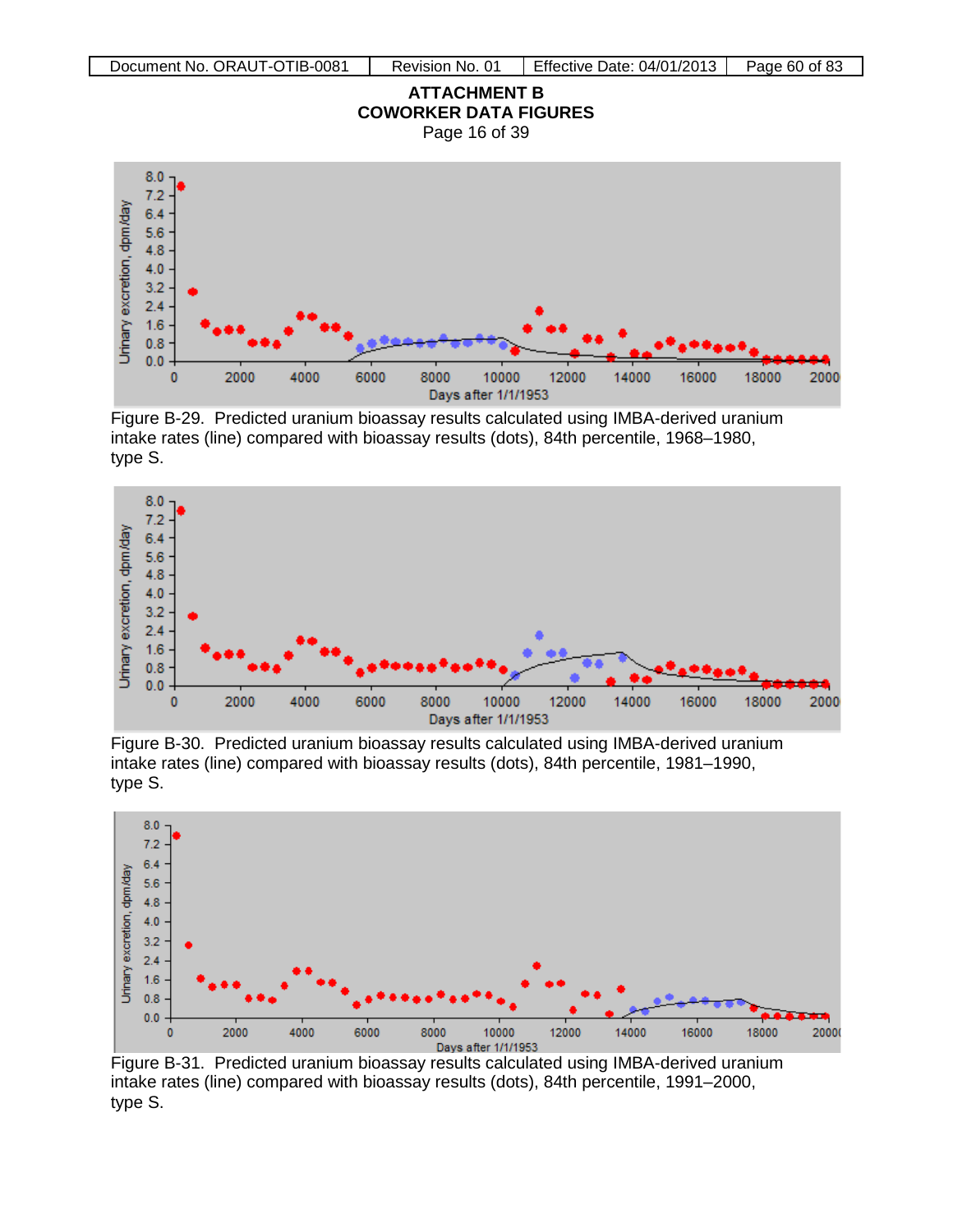# ATTACHMENT B
# COWORKER DATA FIGURES

Page 16 of 39

Figure B-29. Predicted uranium bioassay results calculated using IMBA-derived uranium intake rates (line) compared with bioassay results (dots), 84th percentile, 1968–1980, type S.

Figure B-30. Predicted uranium bioassay results calculated using IMBA-derived uranium intake rates (line) compared with bioassay results (dots), 84th percentile, 1981–1990, type S.

Figure B-31. Predicted uranium bioassay results calculated using IMBA-derived uranium intake rates (line) compared with bioassay results (dots), 84th percentile, 1991–2000, type S.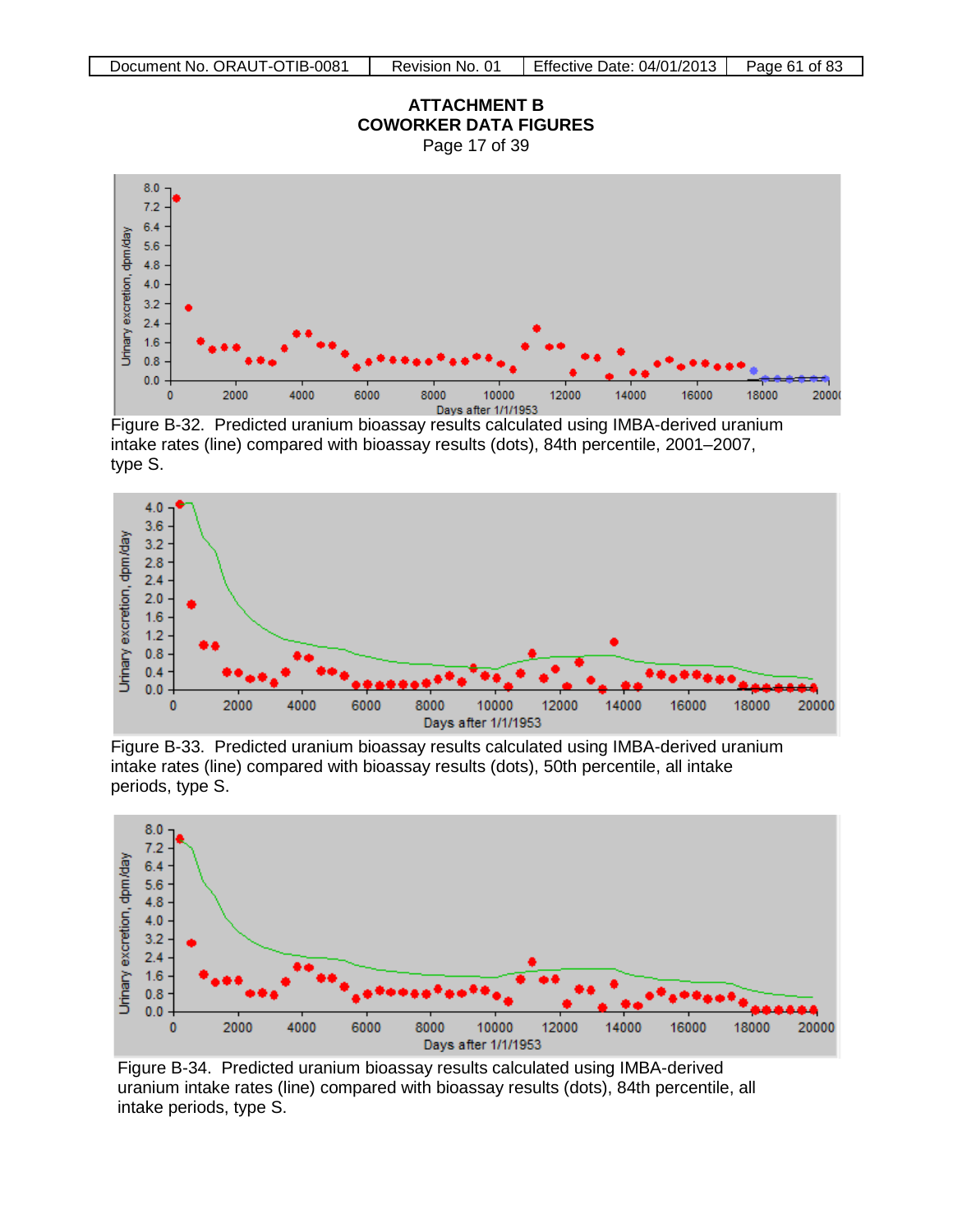ATTACHMENT B
COWORKER DATA FIGURES
Page 17 of 39

Figure B-32. Predicted uranium bioassay results calculated using IMBA-derived uranium intake rates (line) compared with bioassay results (dots), 84th percentile, 2001–2007, type S.

Figure B-33. Predicted uranium bioassay results calculated using IMBA-derived uranium intake rates (line) compared with bioassay results (dots), 50th percentile, all intake periods, type S.

Figure B-34. Predicted uranium bioassay results calculated using IMBA-derived uranium intake rates (line) compared with bioassay results (dots), 84th percentile, all intake periods, type S.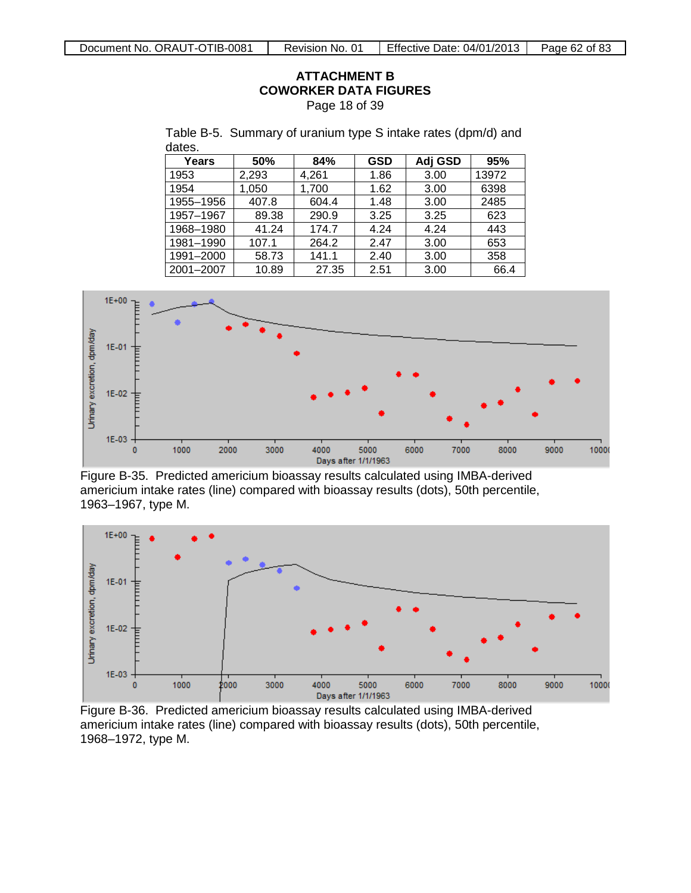## ATTACHMENT B
## COWORKER DATA FIGURES
Page 18 of 39

Table B-5. Summary of uranium type S intake rates (dpm/d) and dates.

| Years | 50% | 84% | GSD | Adj GSD | 95% |
|---|---|---|---|---|---|
| 1953 | 2,293 | 4,261 | 1.86 | 3.00 | 13972 |
| 1954 | 1,050 | 1,700 | 1.62 | 3.00 | 6398 |
| 1955–1956 | 407.8 | 604.4 | 1.48 | 3.00 | 2485 |
| 1957–1967 | 89.38 | 290.9 | 3.25 | 3.25 | 623 |
| 1968–1980 | 41.24 | 174.7 | 4.24 | 4.24 | 443 |
| 1981–1990 | 107.1 | 264.2 | 2.47 | 3.00 | 653 |
| 1991–2000 | 58.73 | 141.1 | 2.40 | 3.00 | 358 |
| 2001–2007 | 10.89 | 27.35 | 2.51 | 3.00 | 66.4 |

Figure B-35. Predicted americium bioassay results calculated using IMBA-derived americium intake rates (line) compared with bioassay results (dots), 50th percentile, 1963–1967, type M.

Figure B-36. Predicted americium bioassay results calculated using IMBA-derived americium intake rates (line) compared with bioassay results (dots), 50th percentile, 1968–1972, type M.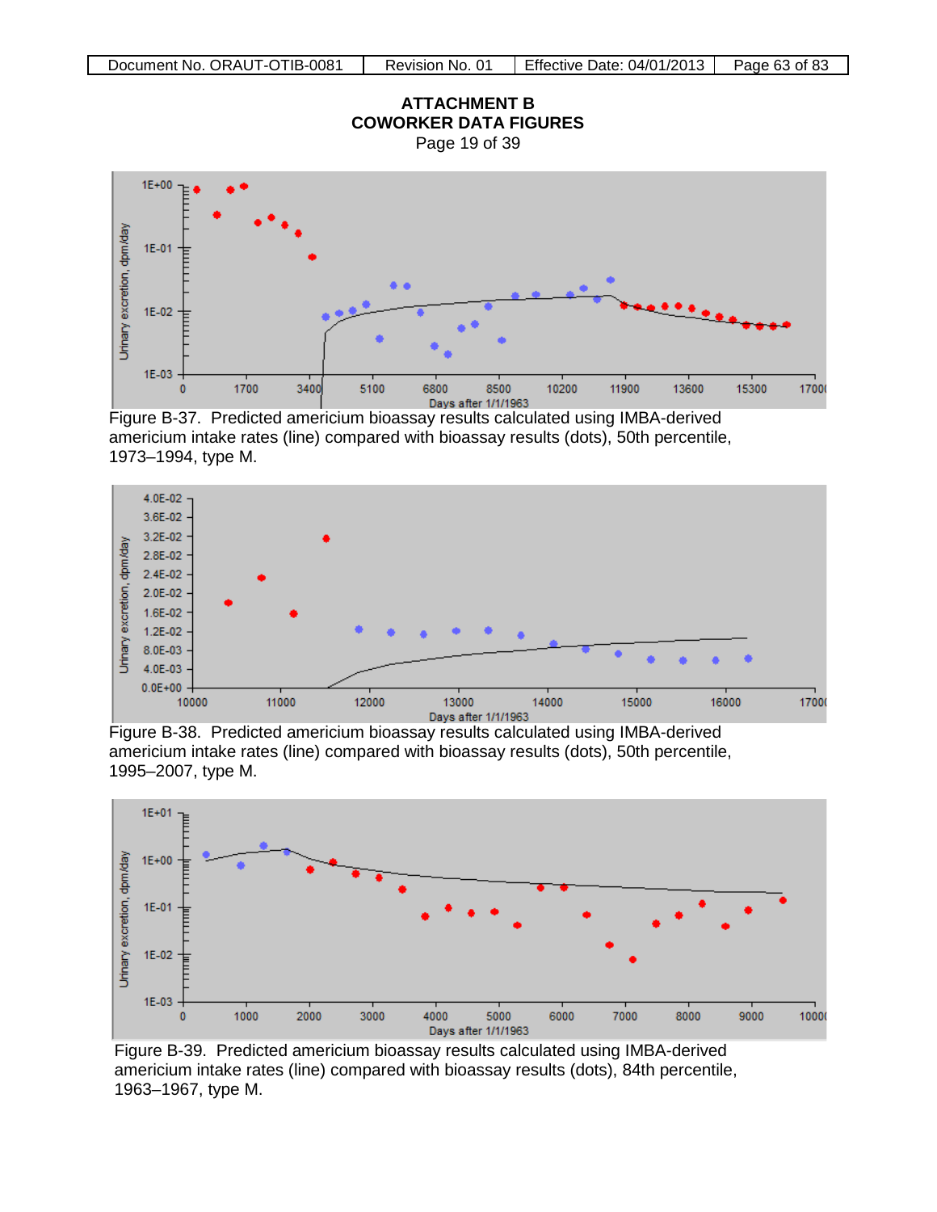## ATTACHMENT B
## COWORKER DATA FIGURES
Page 19 of 39

Figure B-37. Predicted americium bioassay results calculated using IMBA-derived americium intake rates (line) compared with bioassay results (dots), 50th percentile, 1973–1994, type M.

Figure B-38. Predicted americium bioassay results calculated using IMBA-derived americium intake rates (line) compared with bioassay results (dots), 50th percentile, 1995–2007, type M.

Figure B-39. Predicted americium bioassay results calculated using IMBA-derived americium intake rates (line) compared with bioassay results (dots), 84th percentile, 1963–1967, type M.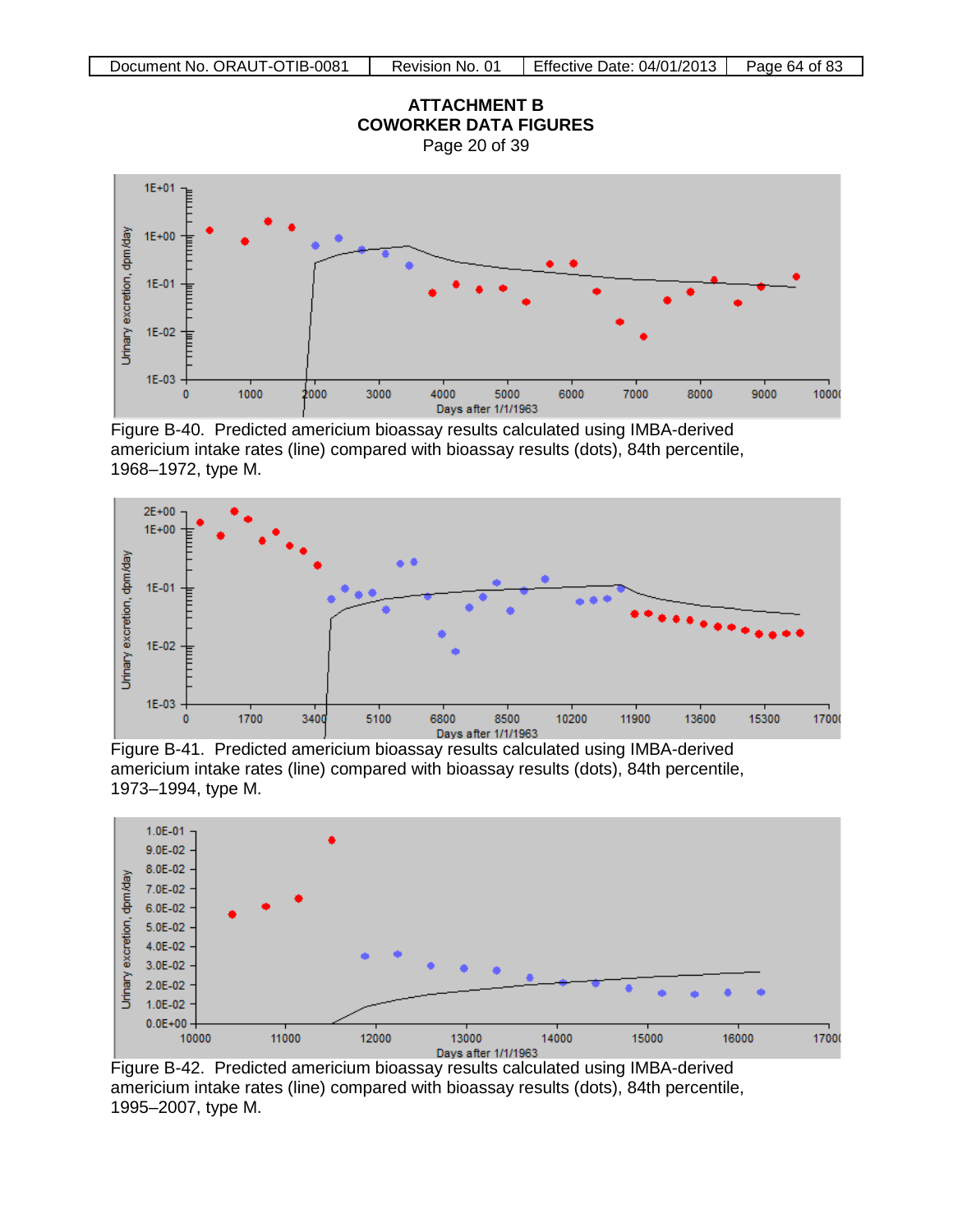# ATTACHMENT B
## COWORKER DATA FIGURES
Page 20 of 39

Figure B-40. Predicted americium bioassay results calculated using IMBA-derived americium intake rates (line) compared with bioassay results (dots), 84th percentile, 1968–1972, type M.

Figure B-41. Predicted americium bioassay results calculated using IMBA-derived americium intake rates (line) compared with bioassay results (dots), 84th percentile, 1973–1994, type M.

Figure B-42. Predicted americium bioassay results calculated using IMBA-derived americium intake rates (line) compared with bioassay results (dots), 84th percentile, 1995–2007, type M.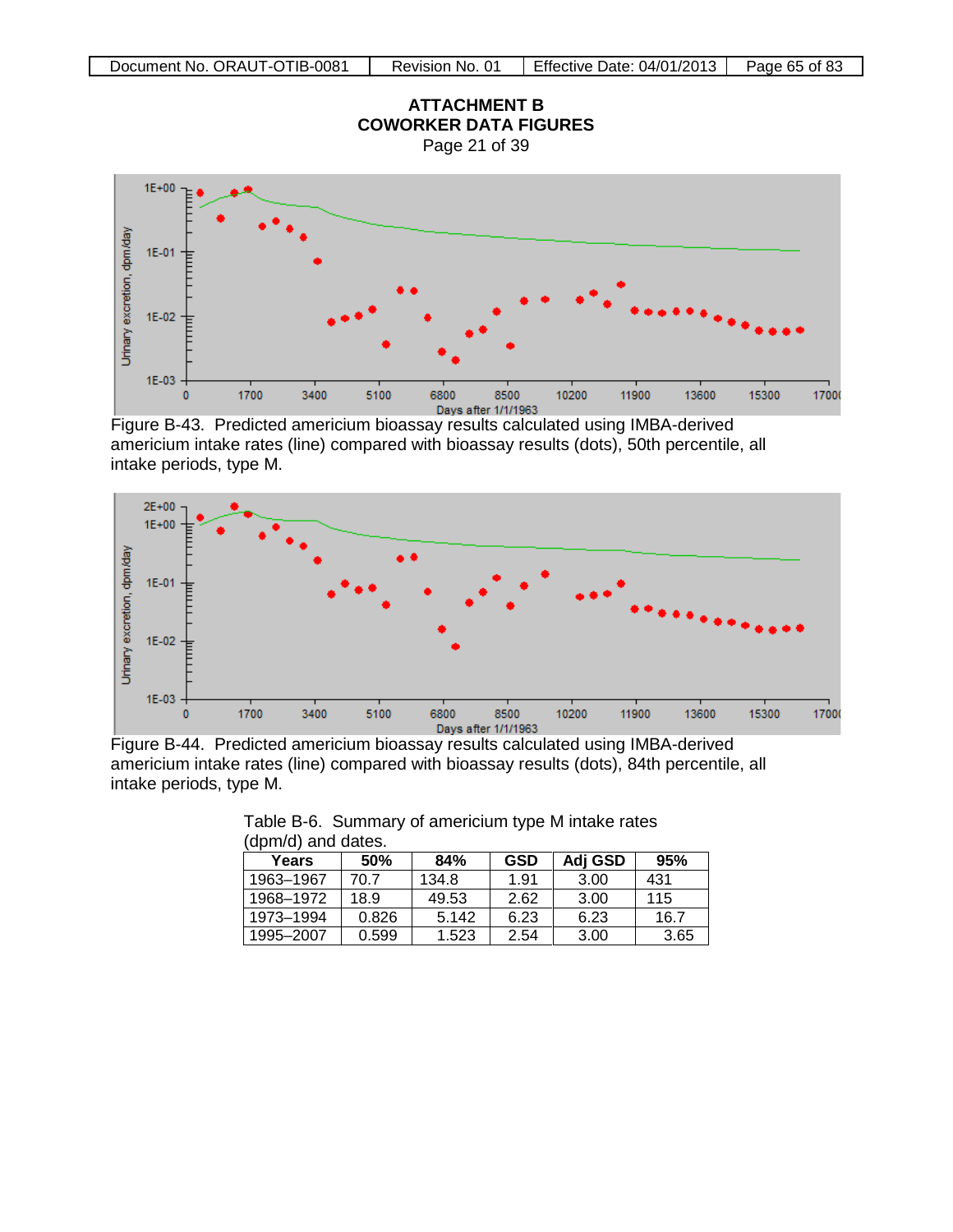# ATTACHMENT B
# COWORKER DATA FIGURES

Page 21 of 39

Figure B-43. Predicted americium bioassay results calculated using IMBA-derived americium intake rates (line) compared with bioassay results (dots), 50th percentile, all intake periods, type M.

Figure B-44. Predicted americium bioassay results calculated using IMBA-derived americium intake rates (line) compared with bioassay results (dots), 84th percentile, all intake periods, type M.

Table B-6. Summary of americium type M intake rates (dpm/d) and dates.

| Years | 50% | 84% | GSD | Adj GSD | 95% |
|---|---|---|---|---|---|
| 1963–1967 | 70.7 | 134.8 | 1.91 | 3.00 | 431 |
| 1968–1972 | 18.9 | 49.53 | 2.62 | 3.00 | 115 |
| 1973–1994 | 0.826 | 5.142 | 6.23 | 6.23 | 16.7 |
| 1995–2007 | 0.599 | 1.523 | 2.54 | 3.00 | 3.65 |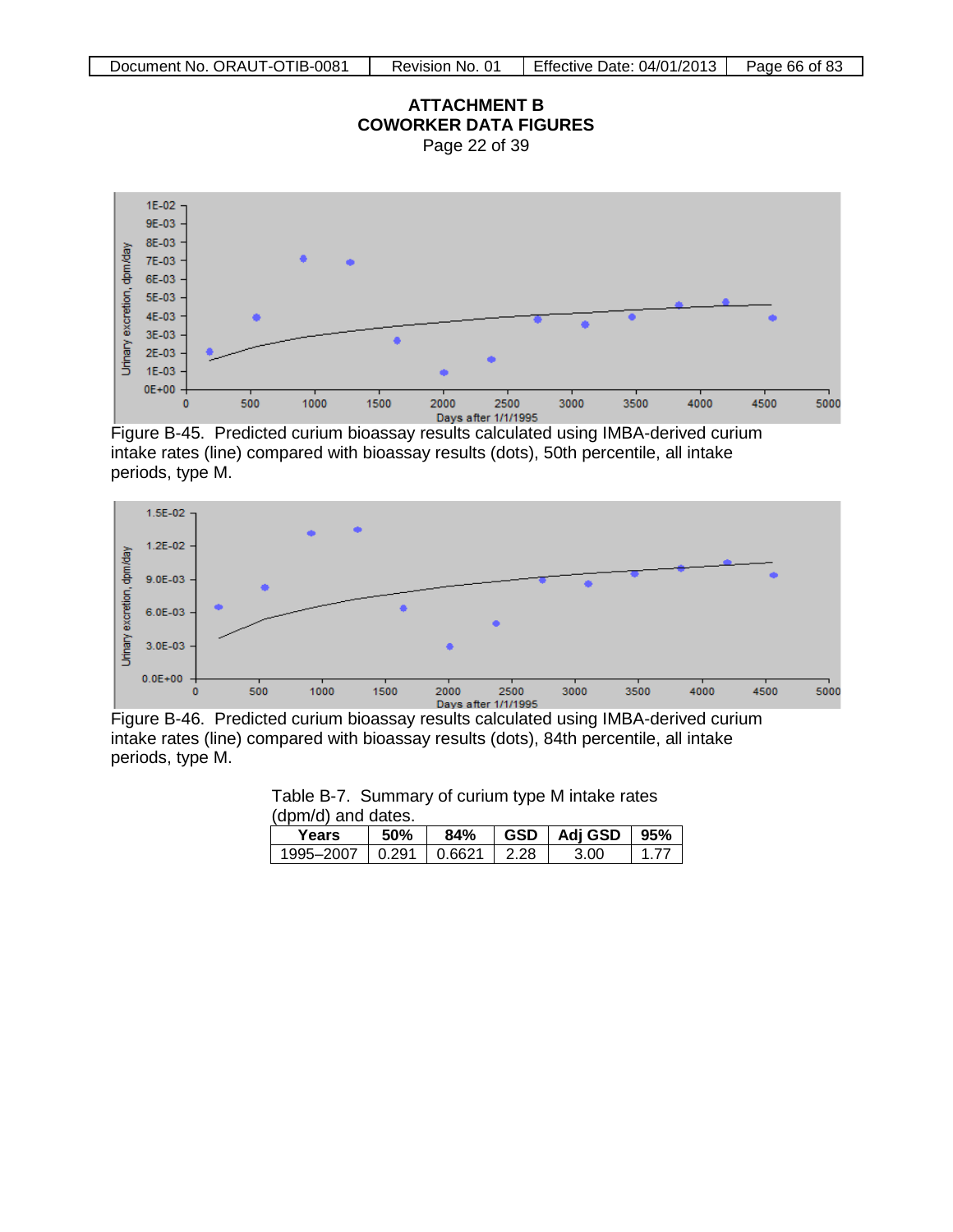# ATTACHMENT B
# COWORKER DATA FIGURES
Page 22 of 39

Figure B-45. Predicted curium bioassay results calculated using IMBA-derived curium intake rates (line) compared with bioassay results (dots), 50th percentile, all intake periods, type M.

Figure B-46. Predicted curium bioassay results calculated using IMBA-derived curium intake rates (line) compared with bioassay results (dots), 84th percentile, all intake periods, type M.

Table B-7. Summary of curium type M intake rates (dpm/d) and dates.

| Years | 50% | 84% | GSD | Adj GSD | 95% |
|---|---|---|---|---|---|
| 1995–2007 | 0.291 | 0.6621 | 2.28 | 3.00 | 1.77 |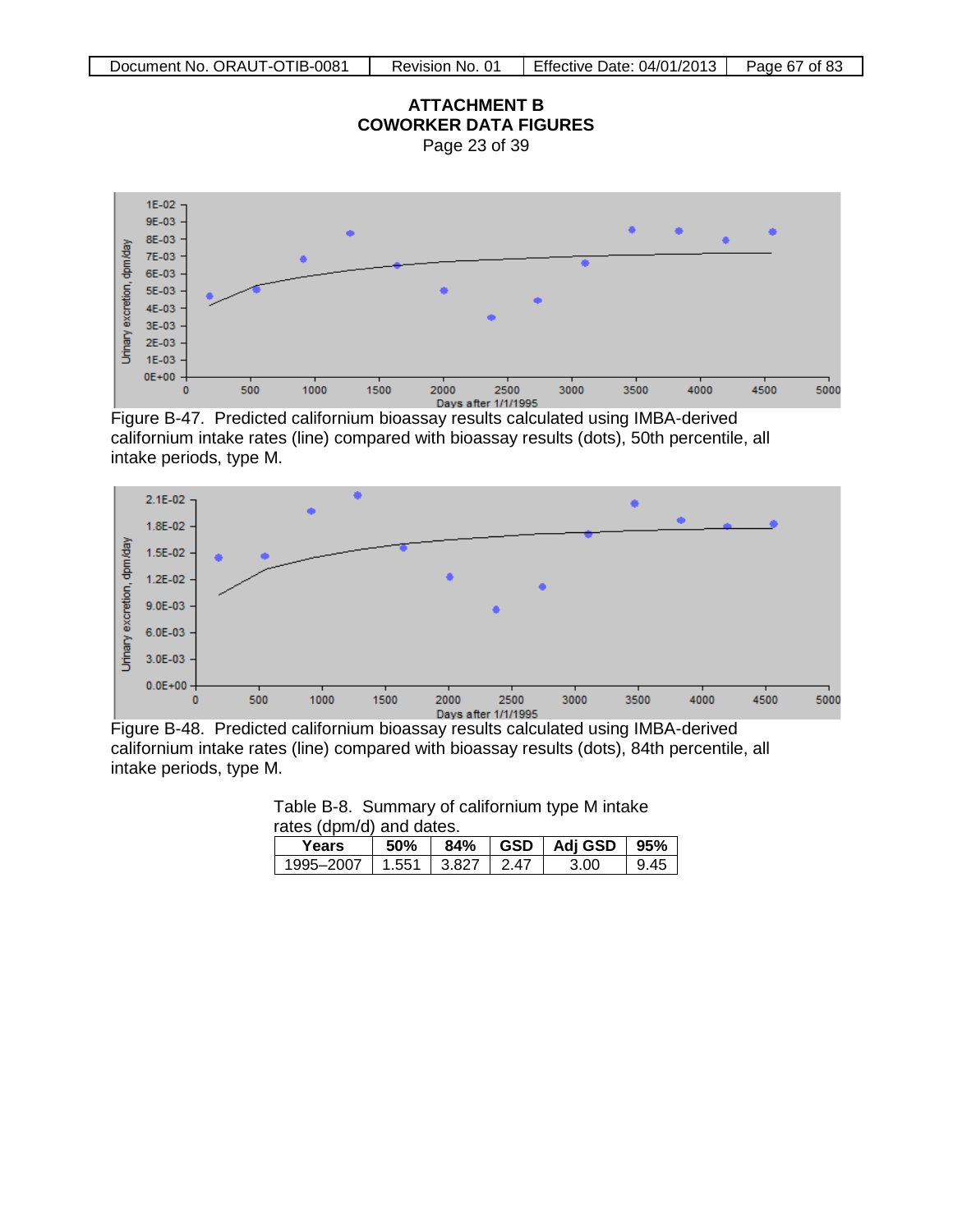# ATTACHMENT B
## COWORKER DATA FIGURES
Page 23 of 39

Figure B-47. Predicted californium bioassay results calculated using IMBA-derived californium intake rates (line) compared with bioassay results (dots), 50th percentile, all intake periods, type M.

Figure B-48. Predicted californium bioassay results calculated using IMBA-derived californium intake rates (line) compared with bioassay results (dots), 84th percentile, all intake periods, type M.

Table B-8. Summary of californium type M intake rates (dpm/d) and dates.

| Years | 50% | 84% | GSD | Adj GSD | 95% |
|---|---|---|---|---|---|
| 1995–2007 | 1.551 | 3.827 | 2.47 | 3.00 | 9.45 |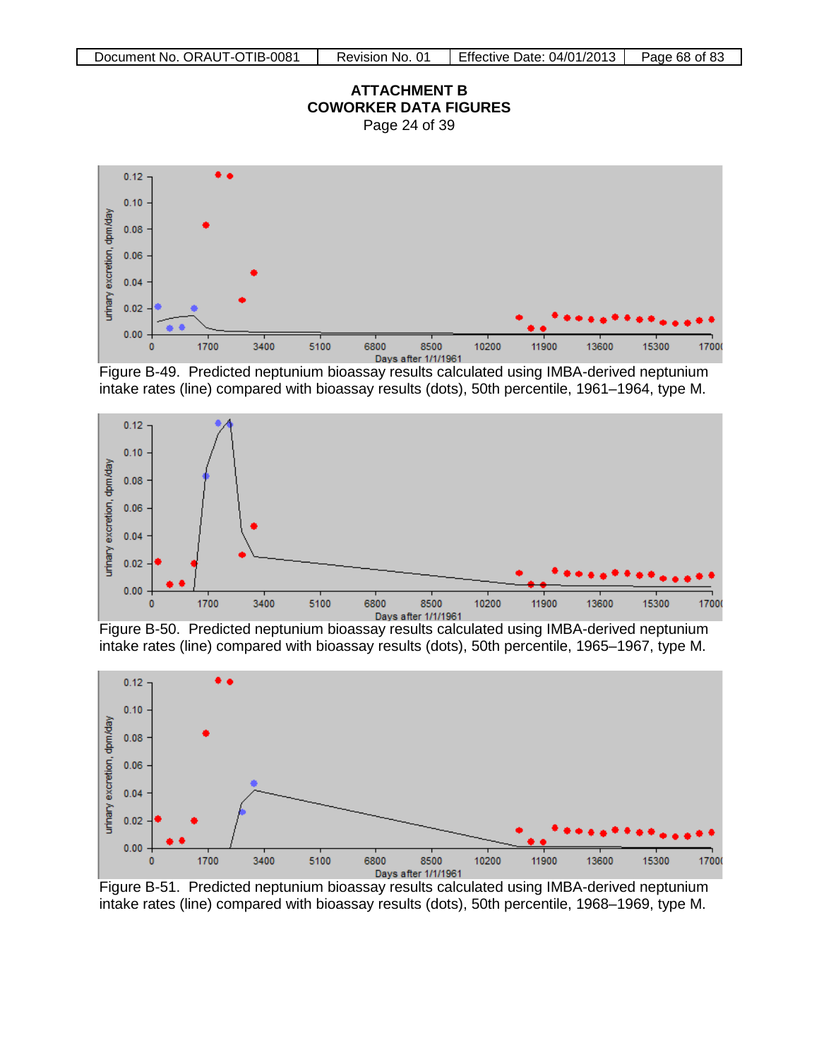## ATTACHMENT B
## COWORKER DATA FIGURES
Page 24 of 39

Figure B-49. Predicted neptunium bioassay results calculated using IMBA-derived neptunium intake rates (line) compared with bioassay results (dots), 50th percentile, 1961–1964, type M.

Figure B-50. Predicted neptunium bioassay results calculated using IMBA-derived neptunium intake rates (line) compared with bioassay results (dots), 50th percentile, 1965–1967, type M.

Figure B-51. Predicted neptunium bioassay results calculated using IMBA-derived neptunium intake rates (line) compared with bioassay results (dots), 50th percentile, 1968–1969, type M.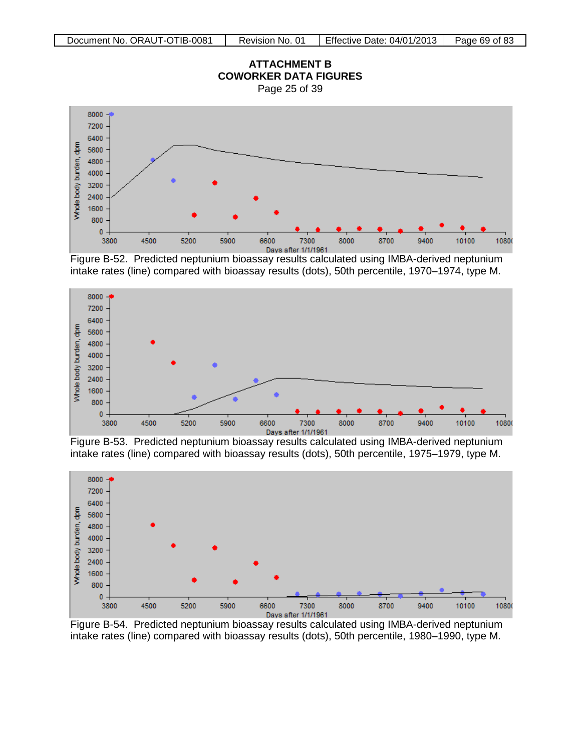# ATTACHMENT B
## COWORKER DATA FIGURES
Page 25 of 39

Figure B-52. Predicted neptunium bioassay results calculated using IMBA-derived neptunium intake rates (line) compared with bioassay results (dots), 50th percentile, 1970–1974, type M.

Figure B-53. Predicted neptunium bioassay results calculated using IMBA-derived neptunium intake rates (line) compared with bioassay results (dots), 50th percentile, 1975–1979, type M.

Figure B-54. Predicted neptunium bioassay results calculated using IMBA-derived neptunium intake rates (line) compared with bioassay results (dots), 50th percentile, 1980–1990, type M.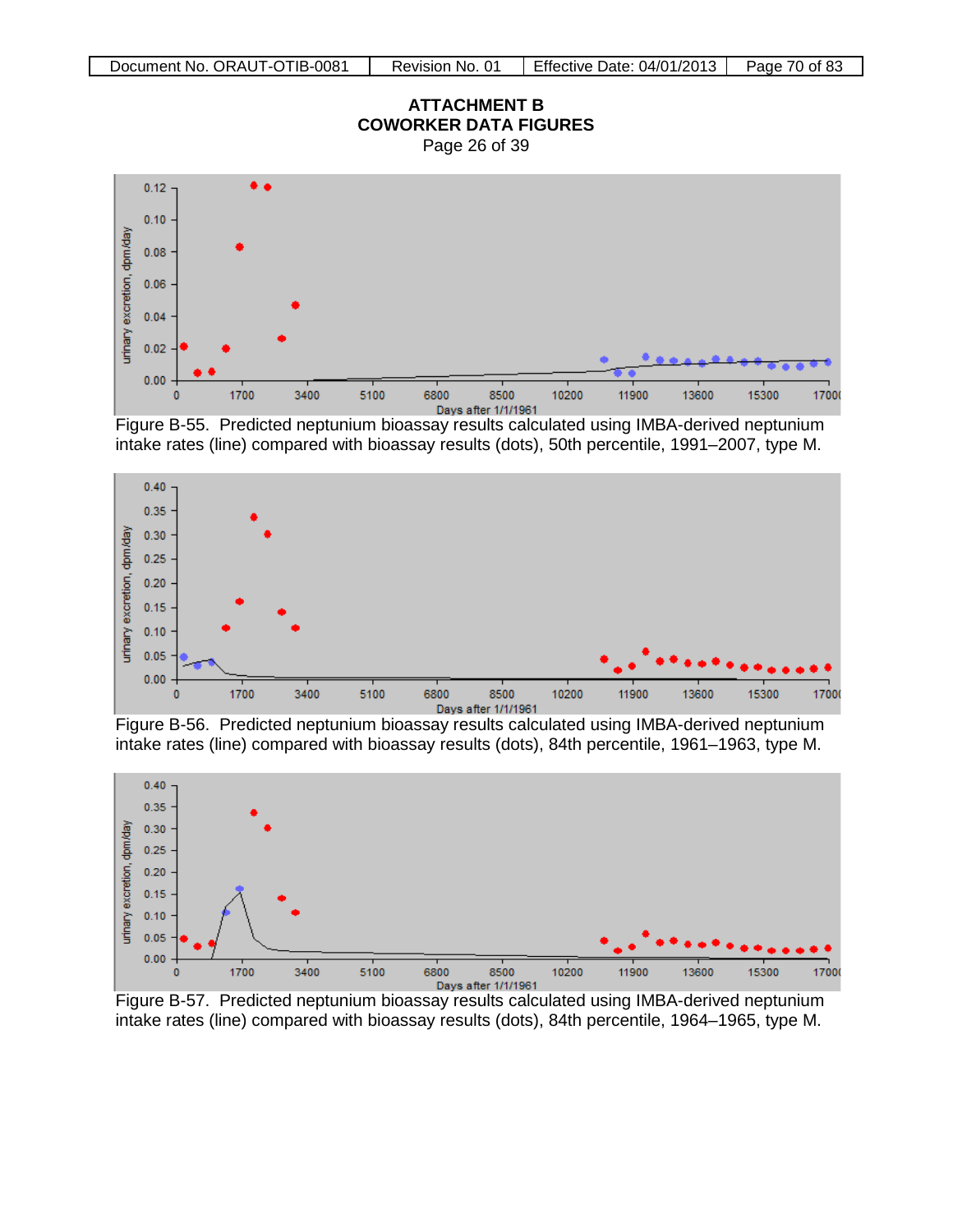# ATTACHMENT B
# COWORKER DATA FIGURES

Page 26 of 39

Figure B-55. Predicted neptunium bioassay results calculated using IMBA-derived neptunium intake rates (line) compared with bioassay results (dots), 50th percentile, 1991–2007, type M.

Figure B-56. Predicted neptunium bioassay results calculated using IMBA-derived neptunium intake rates (line) compared with bioassay results (dots), 84th percentile, 1961–1963, type M.

Figure B-57. Predicted neptunium bioassay results calculated using IMBA-derived neptunium intake rates (line) compared with bioassay results (dots), 84th percentile, 1964–1965, type M.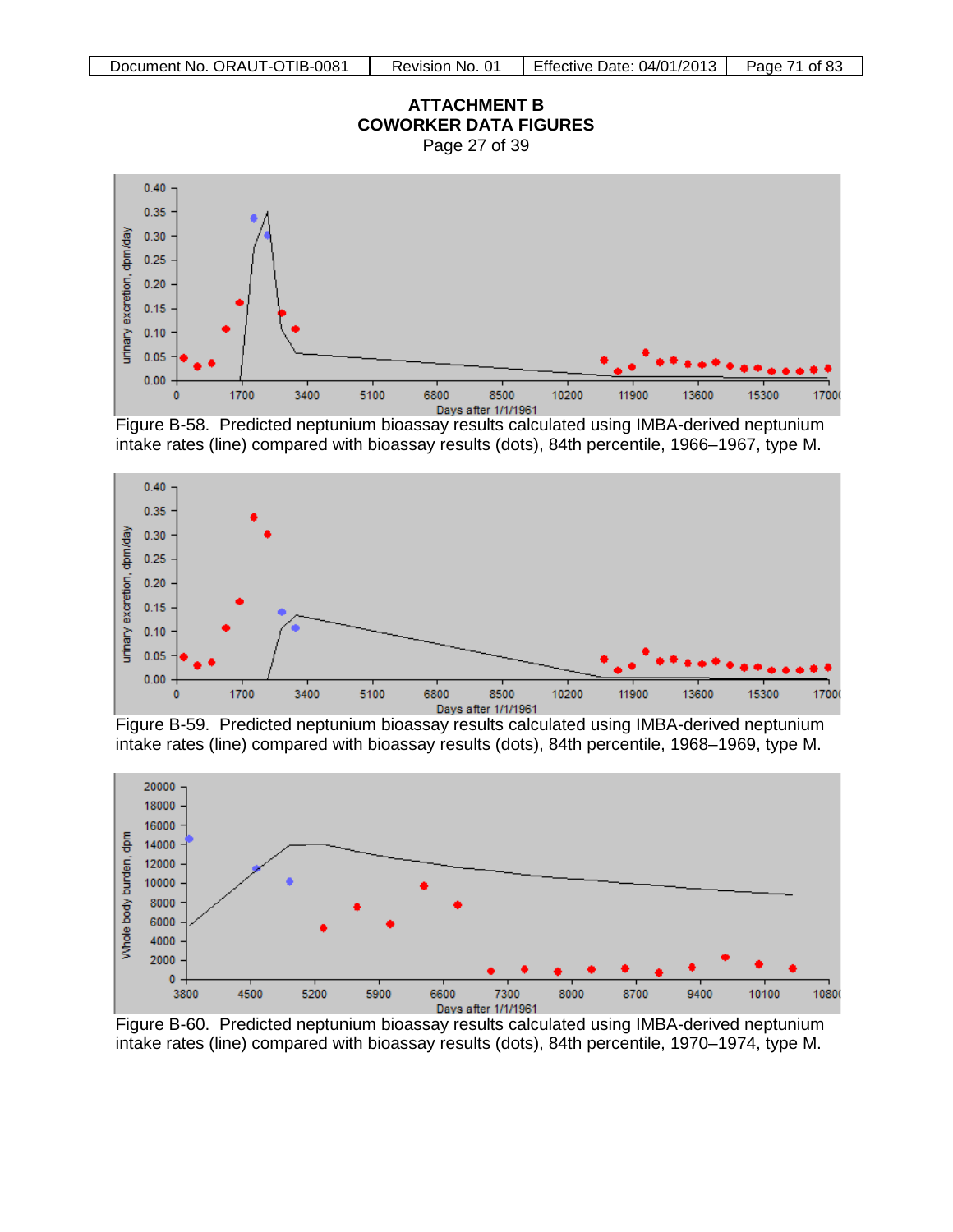## ATTACHMENT B
## COWORKER DATA FIGURES
Page 27 of 39

Figure B-58. Predicted neptunium bioassay results calculated using IMBA-derived neptunium intake rates (line) compared with bioassay results (dots), 84th percentile, 1966–1967, type M.

Figure B-59. Predicted neptunium bioassay results calculated using IMBA-derived neptunium intake rates (line) compared with bioassay results (dots), 84th percentile, 1968–1969, type M.

Figure B-60. Predicted neptunium bioassay results calculated using IMBA-derived neptunium intake rates (line) compared with bioassay results (dots), 84th percentile, 1970–1974, type M.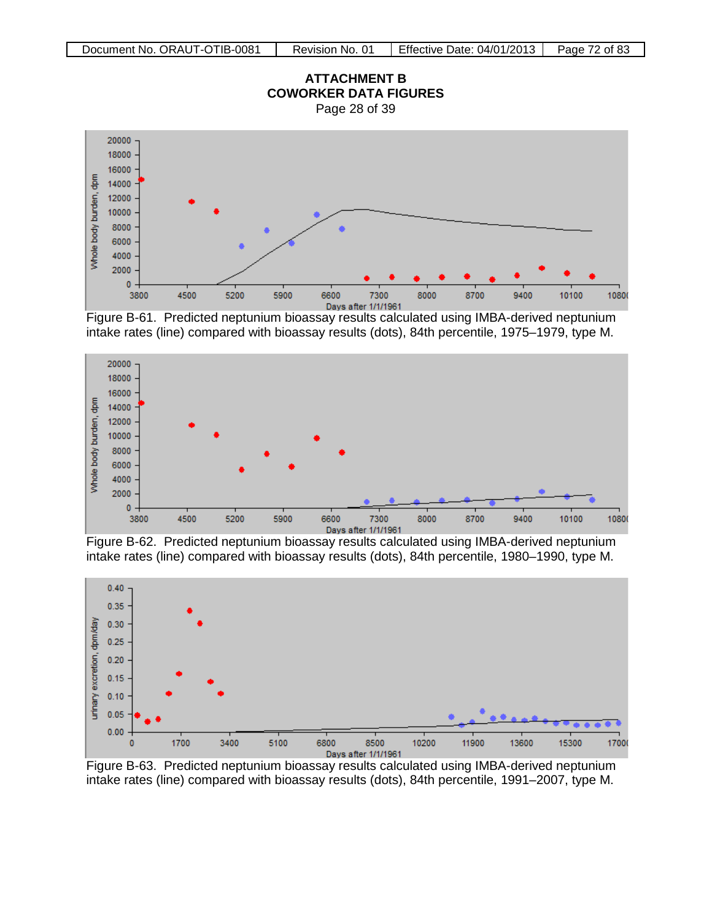# ATTACHMENT B
# COWORKER DATA FIGURES

Page 28 of 39

Figure B-61. Predicted neptunium bioassay results calculated using IMBA-derived neptunium intake rates (line) compared with bioassay results (dots), 84th percentile, 1975–1979, type M.

Figure B-62. Predicted neptunium bioassay results calculated using IMBA-derived neptunium intake rates (line) compared with bioassay results (dots), 84th percentile, 1980–1990, type M.

Figure B-63. Predicted neptunium bioassay results calculated using IMBA-derived neptunium intake rates (line) compared with bioassay results (dots), 84th percentile, 1991–2007, type M.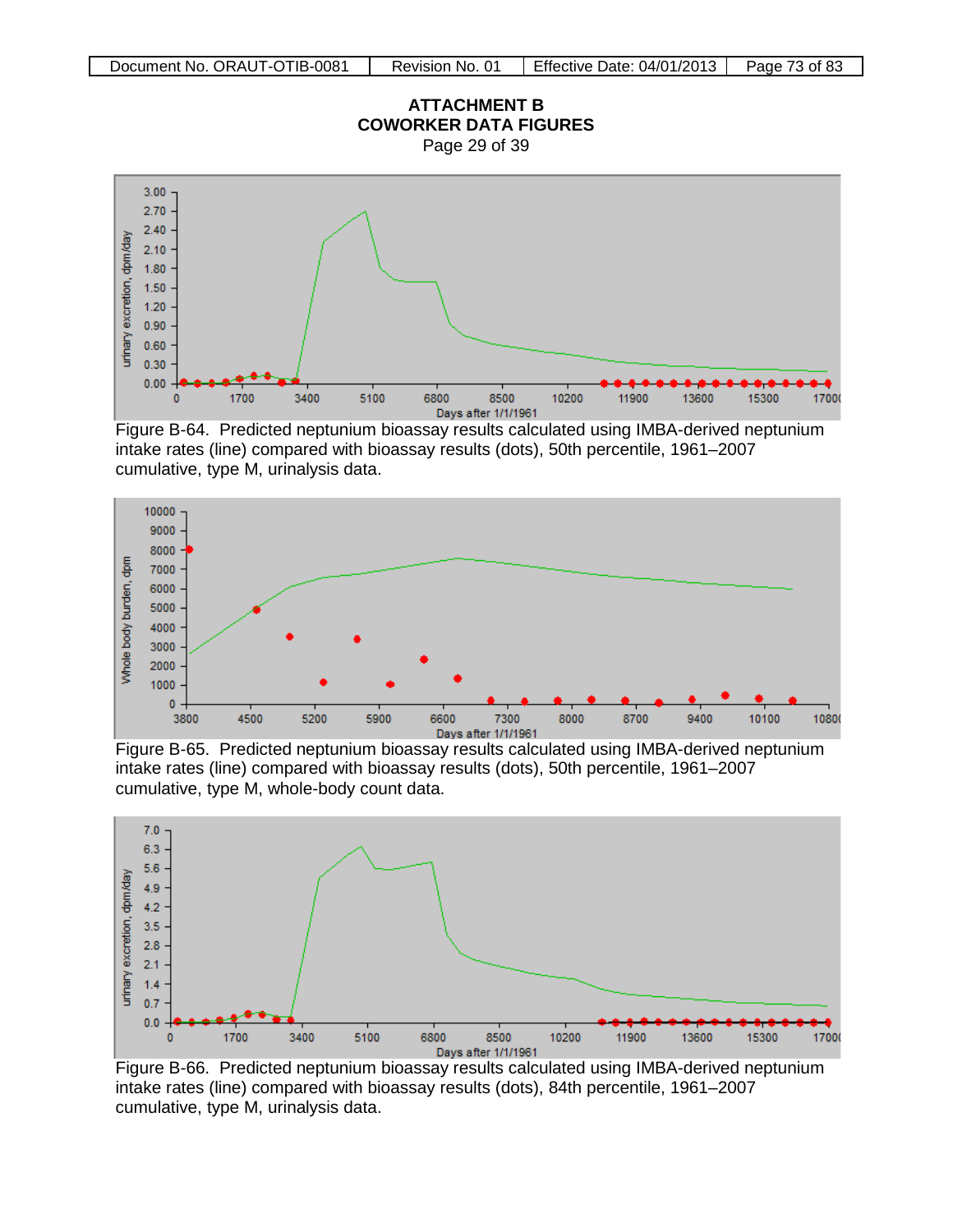# ATTACHMENT B
# COWORKER DATA FIGURES

Page 29 of 39

Figure B-64. Predicted neptunium bioassay results calculated using IMBA-derived neptunium intake rates (line) compared with bioassay results (dots), 50th percentile, 1961–2007 cumulative, type M, urinalysis data.

Figure B-65. Predicted neptunium bioassay results calculated using IMBA-derived neptunium intake rates (line) compared with bioassay results (dots), 50th percentile, 1961–2007 cumulative, type M, whole-body count data.

Figure B-66. Predicted neptunium bioassay results calculated using IMBA-derived neptunium intake rates (line) compared with bioassay results (dots), 84th percentile, 1961–2007 cumulative, type M, urinalysis data.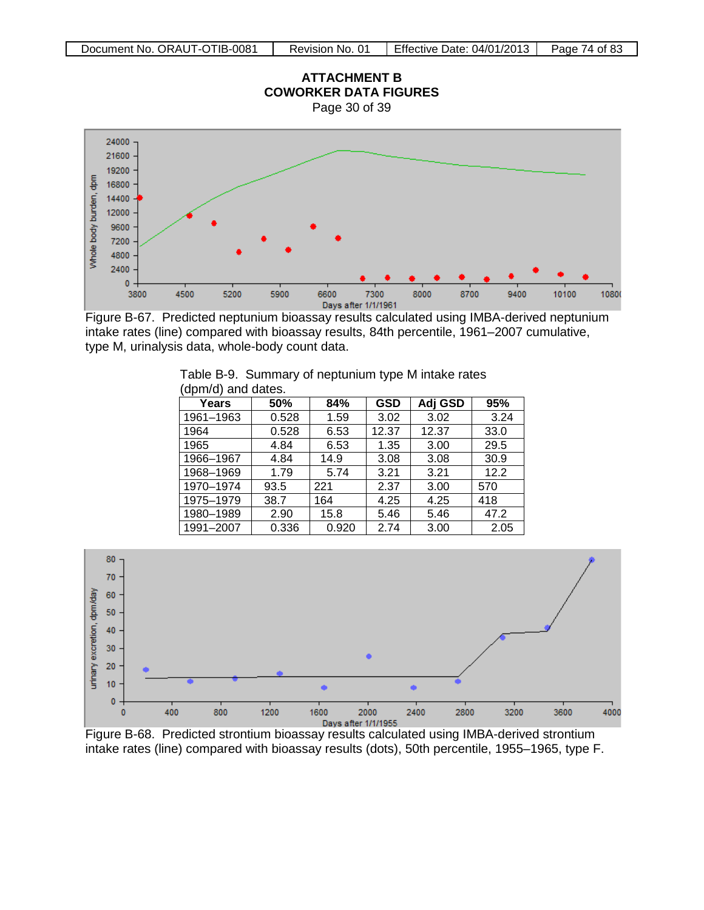## ATTACHMENT B
## COWORKER DATA FIGURES
Page 30 of 39

Figure B-67. Predicted neptunium bioassay results calculated using IMBA-derived neptunium intake rates (line) compared with bioassay results, 84th percentile, 1961–2007 cumulative, type M, urinalysis data, whole-body count data.

Table B-9. Summary of neptunium type M intake rates (dpm/d) and dates.

| Years | 50% | 84% | GSD | Adj GSD | 95% |
|---|---|---|---|---|---|
| 1961–1963 | 0.528 | 1.59 | 3.02 | 3.02 | 3.24 |
| 1964 | 0.528 | 6.53 | 12.37 | 12.37 | 33.0 |
| 1965 | 4.84 | 6.53 | 1.35 | 3.00 | 29.5 |
| 1966–1967 | 4.84 | 14.9 | 3.08 | 3.08 | 30.9 |
| 1968–1969 | 1.79 | 5.74 | 3.21 | 3.21 | 12.2 |
| 1970–1974 | 93.5 | 221 | 2.37 | 3.00 | 570 |
| 1975–1979 | 38.7 | 164 | 4.25 | 4.25 | 418 |
| 1980–1989 | 2.90 | 15.8 | 5.46 | 5.46 | 47.2 |
| 1991–2007 | 0.336 | 0.920 | 2.74 | 3.00 | 2.05 |

Figure B-68. Predicted strontium bioassay results calculated using IMBA-derived strontium intake rates (line) compared with bioassay results (dots), 50th percentile, 1955–1965, type F.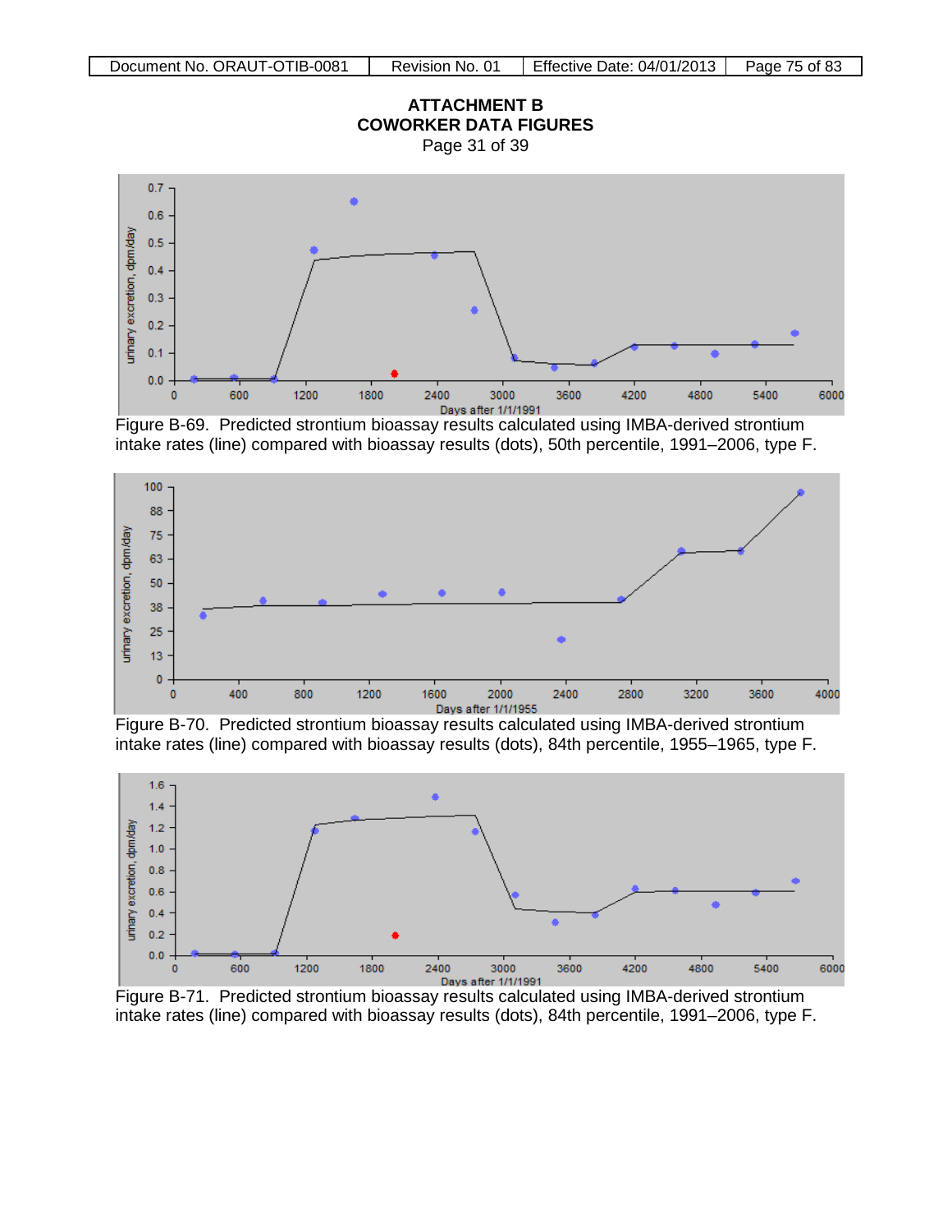# ATTACHMENT B
## COWORKER DATA FIGURES

Page 31 of 39

Figure B-69. Predicted strontium bioassay results calculated using IMBA-derived strontium intake rates (line) compared with bioassay results (dots), 50th percentile, 1991–2006, type F.

Figure B-70. Predicted strontium bioassay results calculated using IMBA-derived strontium intake rates (line) compared with bioassay results (dots), 84th percentile, 1955–1965, type F.

Figure B-71. Predicted strontium bioassay results calculated using IMBA-derived strontium intake rates (line) compared with bioassay results (dots), 84th percentile, 1991–2006, type F.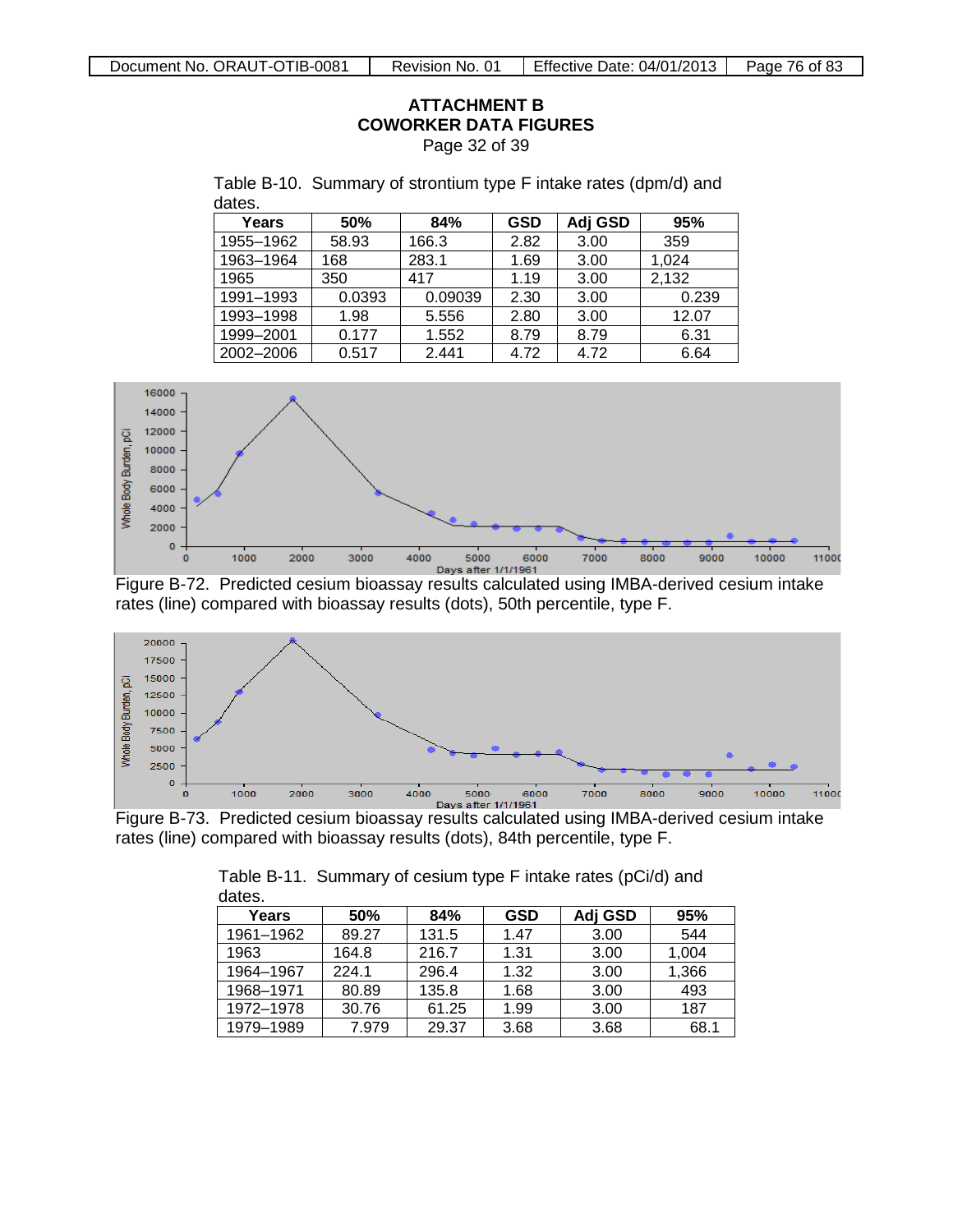## ATTACHMENT B
## COWORKER DATA FIGURES

Page 32 of 39

Table B-10. Summary of strontium type F intake rates (dpm/d) and dates.

| Years | 50% | 84% | GSD | Adj GSD | 95% |
|---|---|---|---|---|---|
| 1955–1962 | 58.93 | 166.3 | 2.82 | 3.00 | 359 |
| 1963–1964 | 168 | 283.1 | 1.69 | 3.00 | 1,024 |
| 1965 | 350 | 417 | 1.19 | 3.00 | 2,132 |
| 1991–1993 | 0.0393 | 0.09039 | 2.30 | 3.00 | 0.239 |
| 1993–1998 | 1.98 | 5.556 | 2.80 | 3.00 | 12.07 |
| 1999–2001 | 0.177 | 1.552 | 8.79 | 8.79 | 6.31 |
| 2002–2006 | 0.517 | 2.441 | 4.72 | 4.72 | 6.64 |

Figure B-72. Predicted cesium bioassay results calculated using IMBA-derived cesium intake rates (line) compared with bioassay results (dots), 50th percentile, type F.

Figure B-73. Predicted cesium bioassay results calculated using IMBA-derived cesium intake rates (line) compared with bioassay results (dots), 84th percentile, type F.

Table B-11. Summary of cesium type F intake rates (pCi/d) and dates.

| Years | 50% | 84% | GSD | Adj GSD | 95% |
|---|---|---|---|---|---|
| 1961–1962 | 89.27 | 131.5 | 1.47 | 3.00 | 544 |
| 1963 | 164.8 | 216.7 | 1.31 | 3.00 | 1,004 |
| 1964–1967 | 224.1 | 296.4 | 1.32 | 3.00 | 1,366 |
| 1968–1971 | 80.89 | 135.8 | 1.68 | 3.00 | 493 |
| 1972–1978 | 30.76 | 61.25 | 1.99 | 3.00 | 187 |
| 1979–1989 | 7.979 | 29.37 | 3.68 | 3.68 | 68.1 |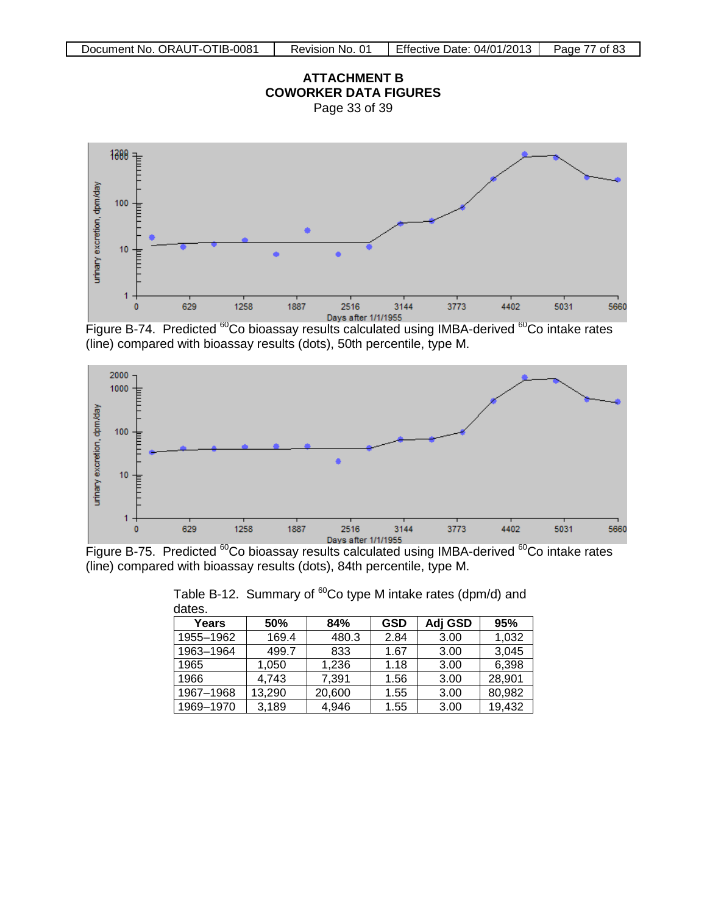## ATTACHMENT B
## COWORKER DATA FIGURES

Page 33 of 39

Figure B-74. Predicted $^{60}Co$ bioassay results calculated using IMBA-derived $^{60}Co$ intake rates (line) compared with bioassay results (dots), 50th percentile, type M.

Figure B-75. Predicted $^{60}Co$ bioassay results calculated using IMBA-derived $^{60}Co$ intake rates (line) compared with bioassay results (dots), 84th percentile, type M.

Table B-12. Summary of $^{60}Co$ type M intake rates (dpm/d) and dates.

| Years | 50% | 84% | GSD | Adj GSD | 95% |
|---|---|---|---|---|---|
| 1955–1962 | 169.4 | 480.3 | 2.84 | 3.00 | 1,032 |
| 1963–1964 | 499.7 | 833 | 1.67 | 3.00 | 3,045 |
| 1965 | 1,050 | 1,236 | 1.18 | 3.00 | 6,398 |
| 1966 | 4,743 | 7,391 | 1.56 | 3.00 | 28,901 |
| 1967–1968 | 13,290 | 20,600 | 1.55 | 3.00 | 80,982 |
| 1969–1970 | 3,189 | 4,946 | 1.55 | 3.00 | 19,432 |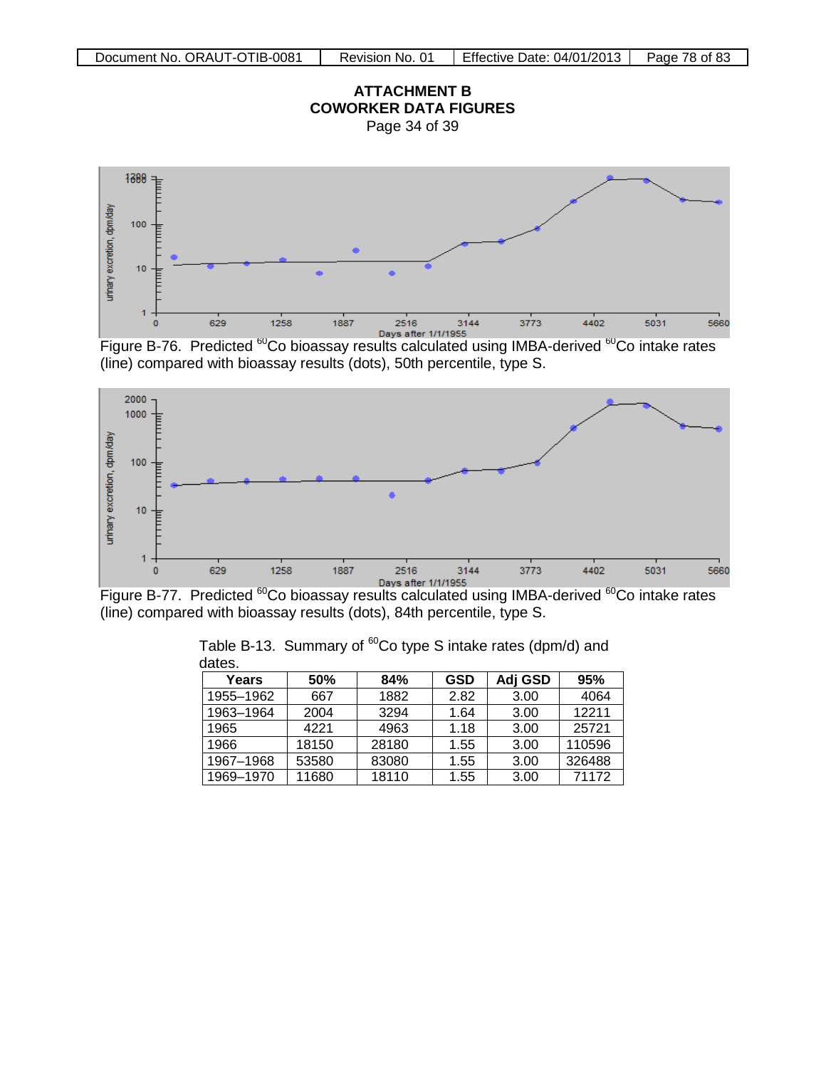## ATTACHMENT B
## COWORKER DATA FIGURES
Page 34 of 39

Figure B-76. Predicted $^{60}Co$ bioassay results calculated using IMBA-derived $^{60}Co$ intake rates (line) compared with bioassay results (dots), 50th percentile, type S.

Figure B-77. Predicted $^{60}Co$ bioassay results calculated using IMBA-derived $^{60}Co$ intake rates (line) compared with bioassay results (dots), 84th percentile, type S.

Table B-13. Summary of $^{60}Co$ type S intake rates (dpm/d) and dates.

| Years | 50% | 84% | GSD | Adj GSD | 95% |
|---|---|---|---|---|---|
| 1955–1962 | 667 | 1882 | 2.82 | 3.00 | 4064 |
| 1963–1964 | 2004 | 3294 | 1.64 | 3.00 | 12211 |
| 1965 | 4221 | 4963 | 1.18 | 3.00 | 25721 |
| 1966 | 18150 | 28180 | 1.55 | 3.00 | 110596 |
| 1967–1968 | 53580 | 83080 | 1.55 | 3.00 | 326488 |
| 1969–1970 | 11680 | 18110 | 1.55 | 3.00 | 71172 |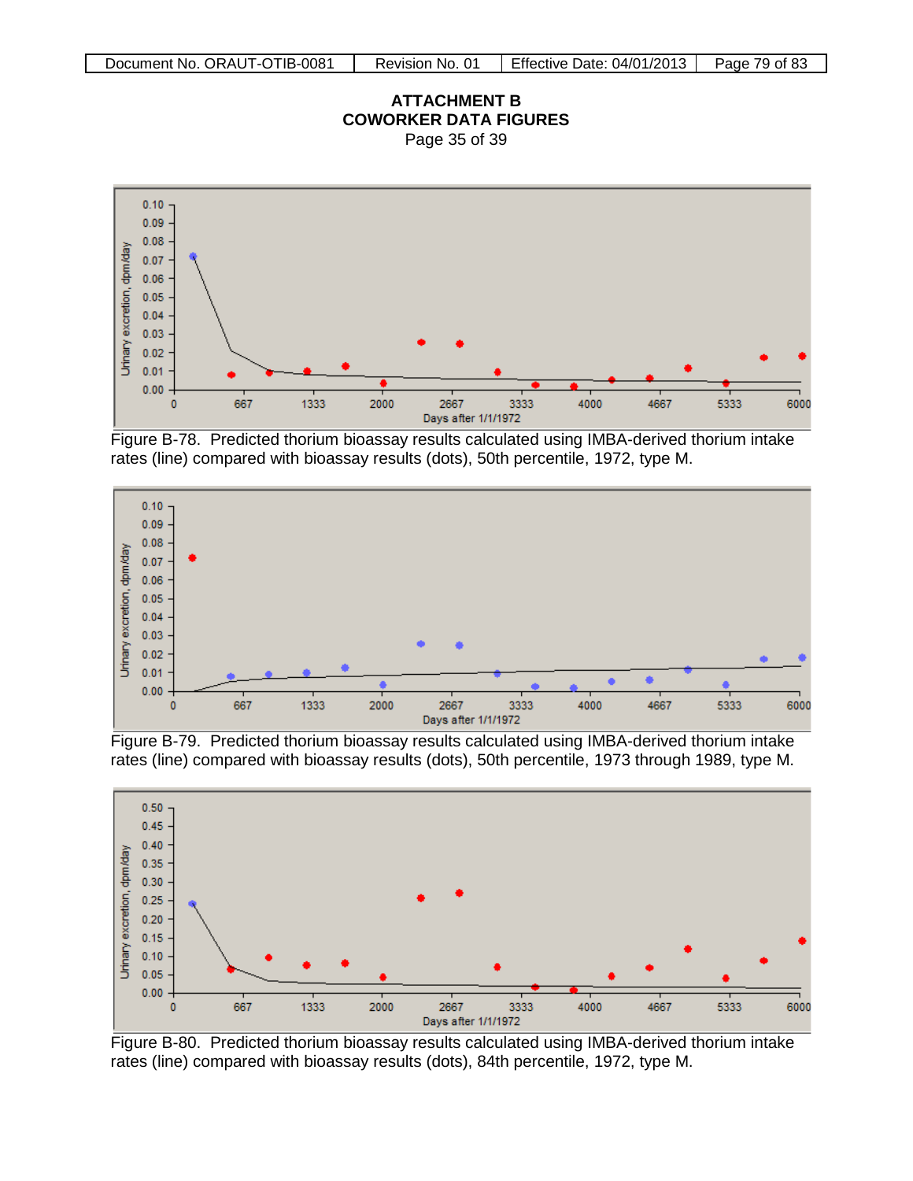## ATTACHMENT B
## COWORKER DATA FIGURES

Page 35 of 39

Figure B-78. Predicted thorium bioassay results calculated using IMBA-derived thorium intake rates (line) compared with bioassay results (dots), 50th percentile, 1972, type M.

Figure B-79. Predicted thorium bioassay results calculated using IMBA-derived thorium intake rates (line) compared with bioassay results (dots), 50th percentile, 1973 through 1989, type M.

Figure B-80. Predicted thorium bioassay results calculated using IMBA-derived thorium intake rates (line) compared with bioassay results (dots), 84th percentile, 1972, type M.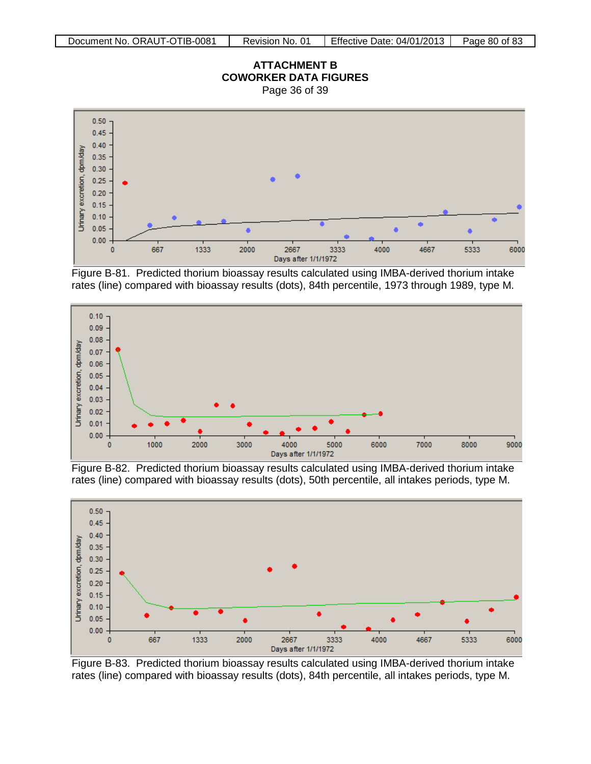**ATTACHMENT B**
**COWORKER DATA FIGURES**
Page 36 of 39

Figure B-81. Predicted thorium bioassay results calculated using IMBA-derived thorium intake rates (line) compared with bioassay results (dots), 84th percentile, 1973 through 1989, type M.

Figure B-82. Predicted thorium bioassay results calculated using IMBA-derived thorium intake rates (line) compared with bioassay results (dots), 50th percentile, all intakes periods, type M.

Figure B-83. Predicted thorium bioassay results calculated using IMBA-derived thorium intake rates (line) compared with bioassay results (dots), 84th percentile, all intakes periods, type M.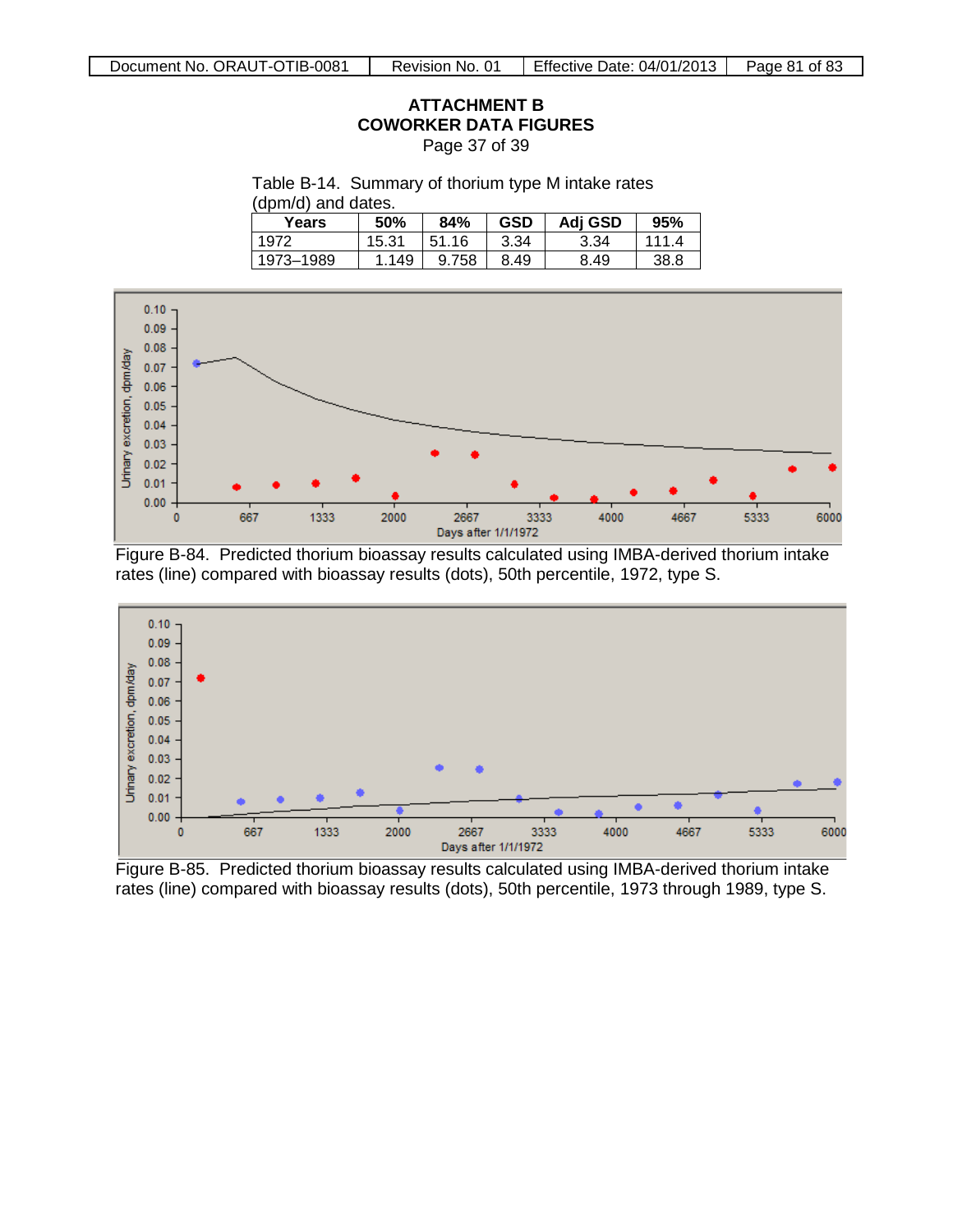**ATTACHMENT B**
**COWORKER DATA FIGURES**
Page 37 of 39

Table B-14. Summary of thorium type M intake rates (dpm/d) and dates.

| Years | 50% | 84% | GSD | Adj GSD | 95% |
|---|---|---|---|---|---|
| 1972 | 15.31 | 51.16 | 3.34 | 3.34 | 111.4 |
| 1973–1989 | 1.149 | 9.758 | 8.49 | 8.49 | 38.8 |

Figure B-84. Predicted thorium bioassay results calculated using IMBA-derived thorium intake rates (line) compared with bioassay results (dots), 50th percentile, 1972, type S.

Figure B-85. Predicted thorium bioassay results calculated using IMBA-derived thorium intake rates (line) compared with bioassay results (dots), 50th percentile, 1973 through 1989, type S.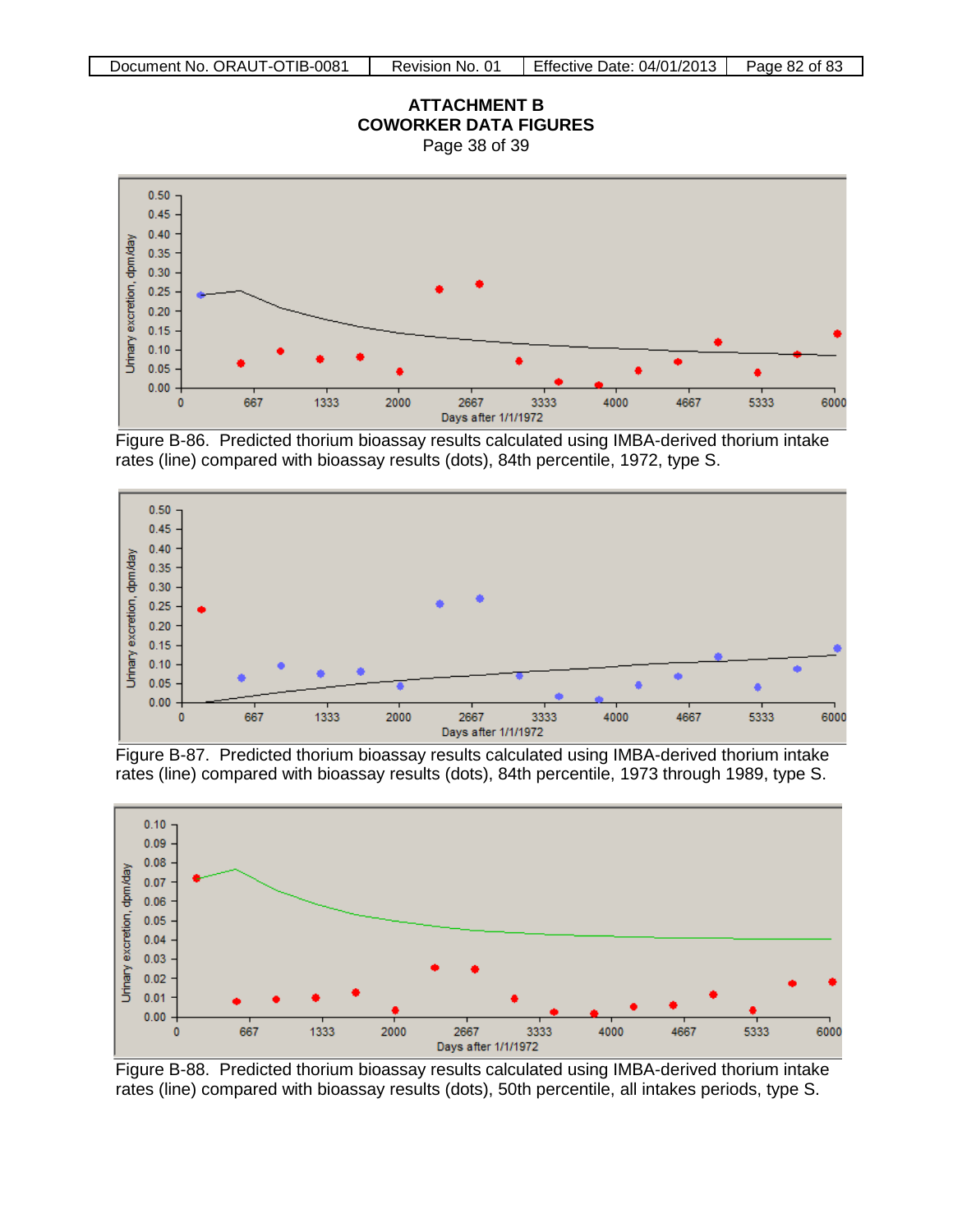# ATTACHMENT B
## COWORKER DATA FIGURES
Page 38 of 39

Figure B-86. Predicted thorium bioassay results calculated using IMBA-derived thorium intake rates (line) compared with bioassay results (dots), 84th percentile, 1972, type S.

Figure B-87. Predicted thorium bioassay results calculated using IMBA-derived thorium intake rates (line) compared with bioassay results (dots), 84th percentile, 1973 through 1989, type S.

Figure B-88. Predicted thorium bioassay results calculated using IMBA-derived thorium intake rates (line) compared with bioassay results (dots), 50th percentile, all intakes periods, type S.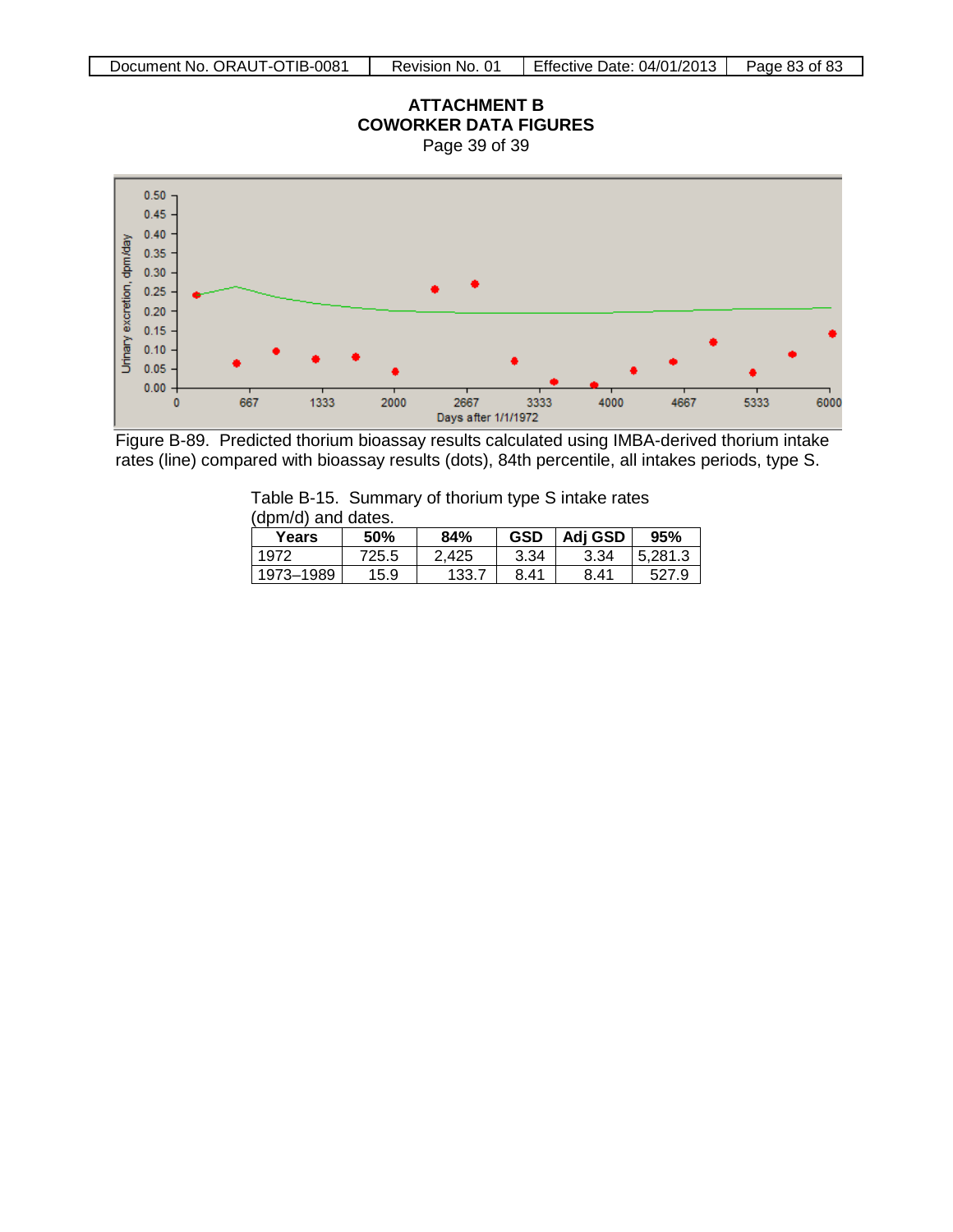## ATTACHMENT B
## COWORKER DATA FIGURES
Page 39 of 39

Urinary excretion, dpm/day

0.50
0.45
0.40
0.35
0.30
0.25
0.20
0.15
0.10
0.05
0.00

0 667 1333 2000 2667 3333 4000 4667 5333 6000

Days after 1/1/1972

Figure B-89. Predicted thorium bioassay results calculated using IMBA-derived thorium intake rates (line) compared with bioassay results (dots), 84th percentile, all intakes periods, type S.

Table B-15. Summary of thorium type S intake rates (dpm/d) and dates.

| Years | 50% | 84% | GSD | Adj GSD | 95% |
|---|---|---|---|---|---|
| 1972 | 725.5 | 2,425 | 3.34 | 3.34 | 5,281.3 |
| 1973–1989 | 15.9 | 133.7 | 8.41 | 8.41 | 527.9 |